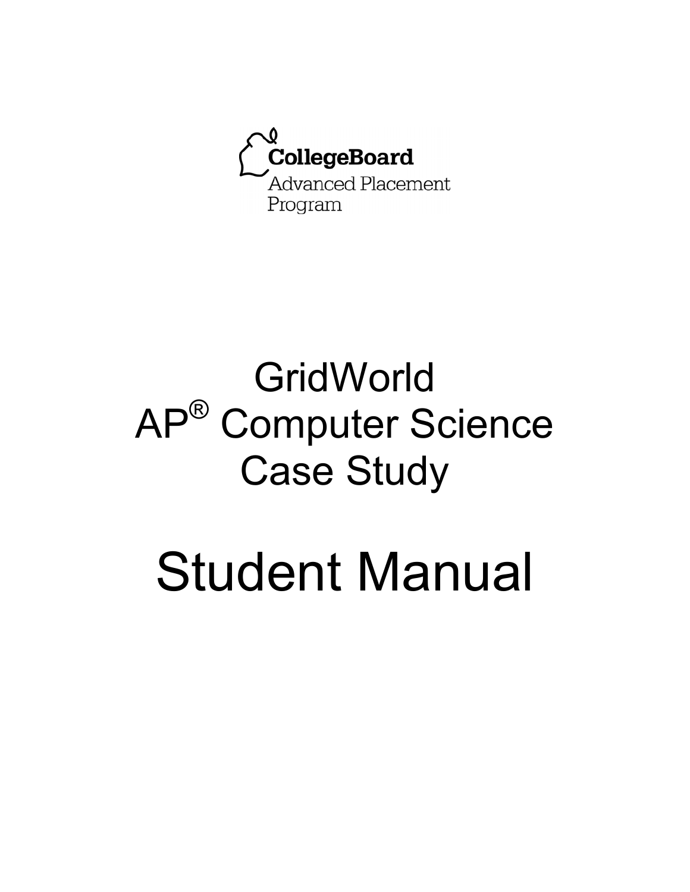CollegeBoard

Advanced Placement Program

# GridWorld AP® Computer Science Case Study

# Student Manual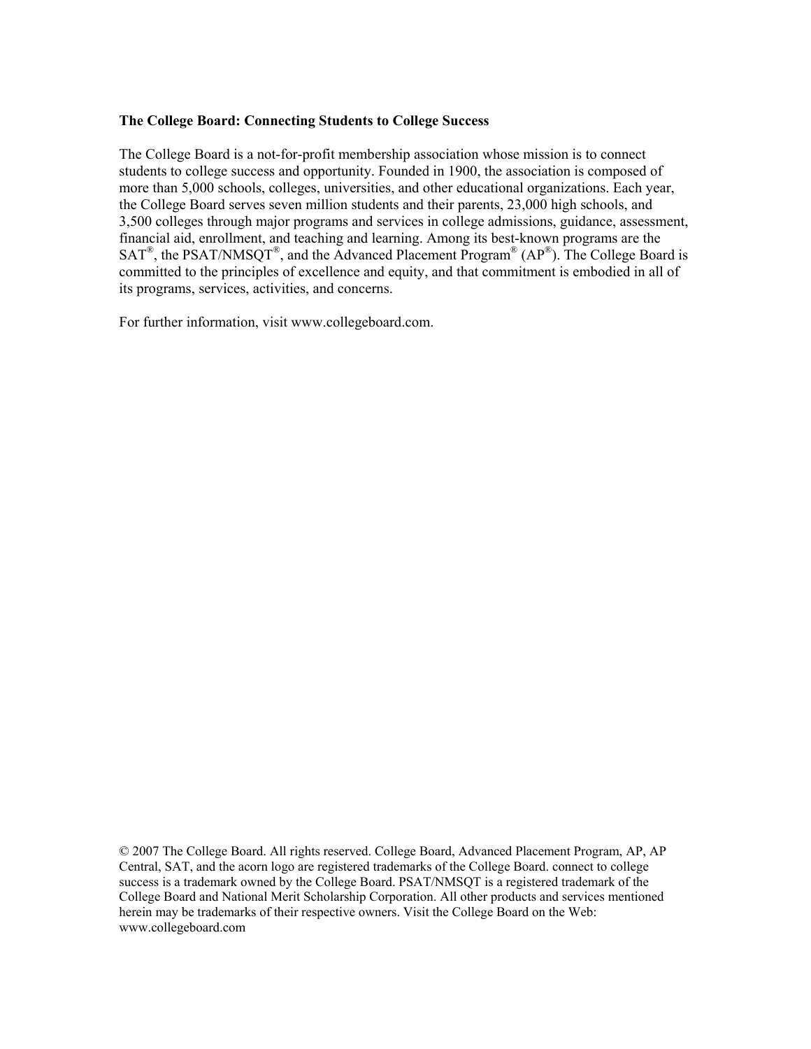**The College Board: Connecting Students to College Success**

The College Board is a not-for-profit membership association whose mission is to connect students to college success and opportunity. Founded in 1900, the association is composed of more than 5,000 schools, colleges, universities, and other educational organizations. Each year, the College Board serves seven million students and their parents, 23,000 high schools, and 3,500 colleges through major programs and services in college admissions, guidance, assessment, financial aid, enrollment, and teaching and learning. Among its best-known programs are the SAT®, the PSAT/NMSQT®, and the Advanced Placement Program® (AP®). The College Board is committed to the principles of excellence and equity, and that commitment is embodied in all of its programs, services, activities, and concerns.

For further information, visit www.collegeboard.com.

© 2007 The College Board. All rights reserved. College Board, Advanced Placement Program, AP, AP Central, SAT, and the acorn logo are registered trademarks of the College Board. connect to college success is a trademark owned by the College Board. PSAT/NMSQT is a registered trademark of the College Board and National Merit Scholarship Corporation. All other products and services mentioned herein may be trademarks of their respective owners. Visit the College Board on the Web: www.collegeboard.com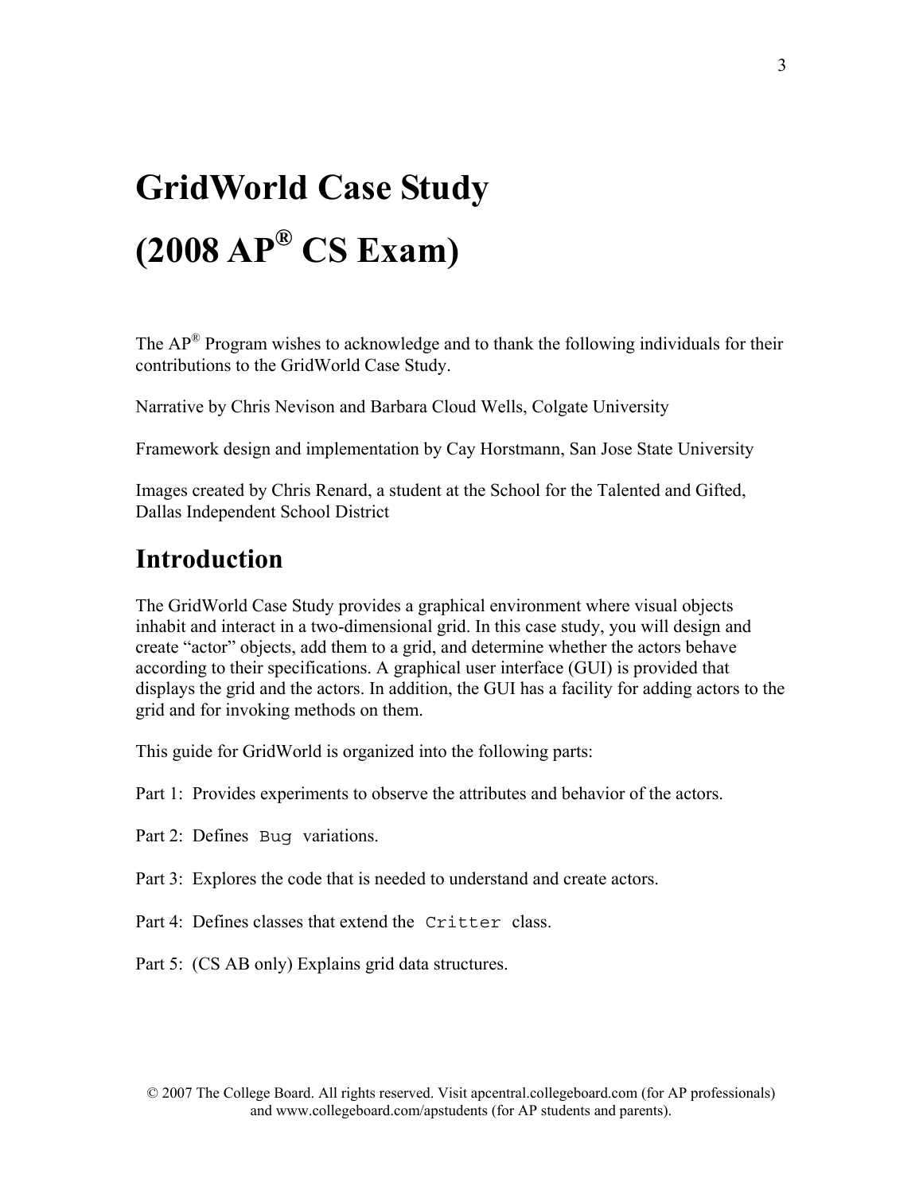# GridWorld Case Study

# (2008 AP® CS Exam)

The AP® Program wishes to acknowledge and to thank the following individuals for their contributions to the GridWorld Case Study.

Narrative by Chris Nevison and Barbara Cloud Wells, Colgate University

Framework design and implementation by Cay Horstmann, San Jose State University

Images created by Chris Renard, a student at the School for the Talented and Gifted, Dallas Independent School District

## Introduction

The GridWorld Case Study provides a graphical environment where visual objects inhabit and interact in a two-dimensional grid. In this case study, you will design and create "actor" objects, add them to a grid, and determine whether the actors behave according to their specifications. A graphical user interface (GUI) is provided that displays the grid and the actors. In addition, the GUI has a facility for adding actors to the grid and for invoking methods on them.

This guide for GridWorld is organized into the following parts:

Part 1: Provides experiments to observe the attributes and behavior of the actors.

Part 2: Defines `Bug` variations.

Part 3: Explores the code that is needed to understand and create actors.

Part 4: Defines classes that extend the `Critter` class.

Part 5: (CS AB only) Explains grid data structures.

© 2007 The College Board. All rights reserved. Visit apcentral.collegeboard.com (for AP professionals) and www.collegeboard.com/apstudents (for AP students and parents).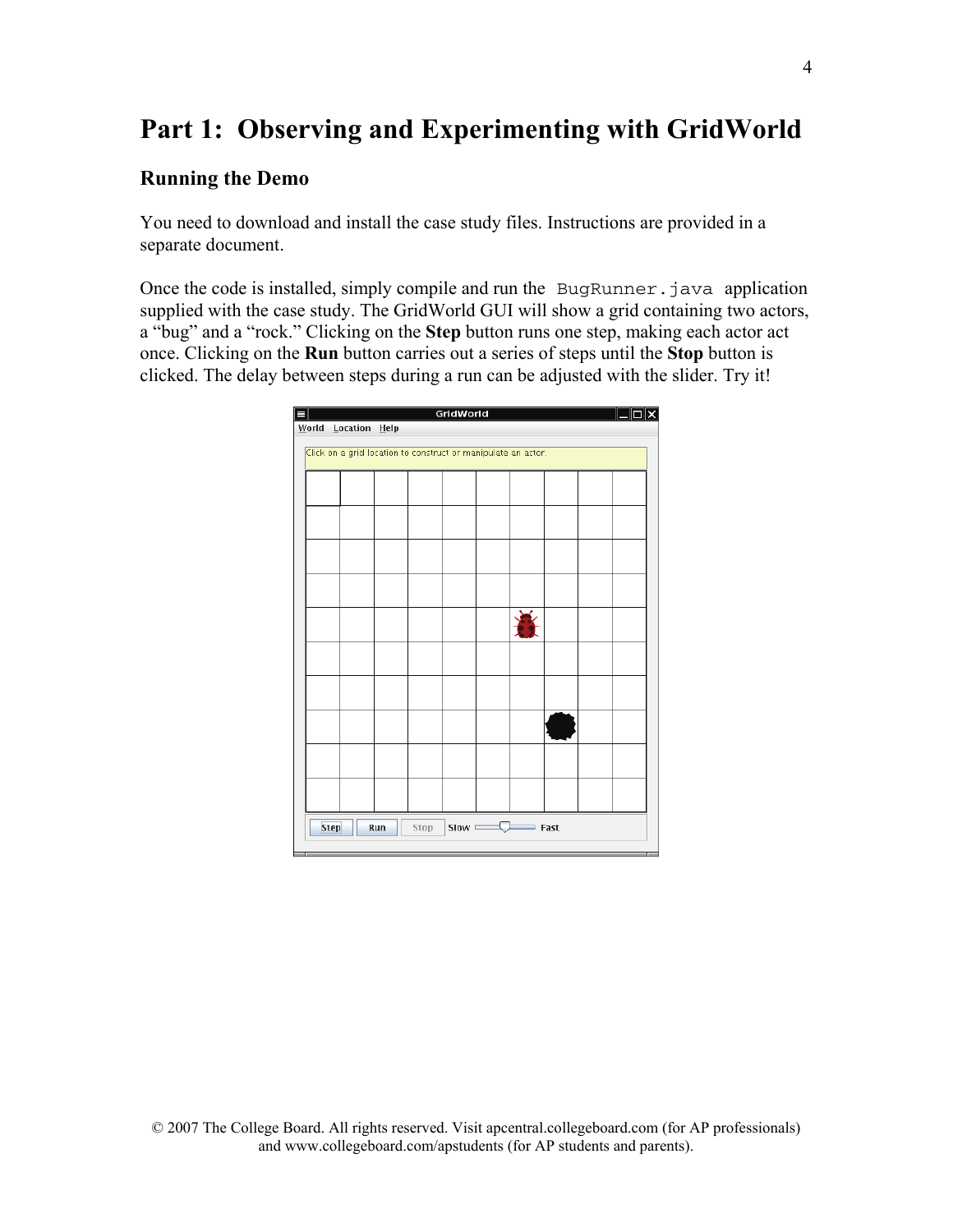# Part 1: Observing and Experimenting with GridWorld

## Running the Demo

You need to download and install the case study files. Instructions are provided in a separate document.

Once the code is installed, simply compile and run the `BugRunner.java` application supplied with the case study. The GridWorld GUI will show a grid containing two actors, a "bug" and a "rock." Clicking on the **Step** button runs one step, making each actor act once. Clicking on the **Run** button carries out a series of steps until the **Stop** button is clicked. The delay between steps during a run can be adjusted with the slider. Try it!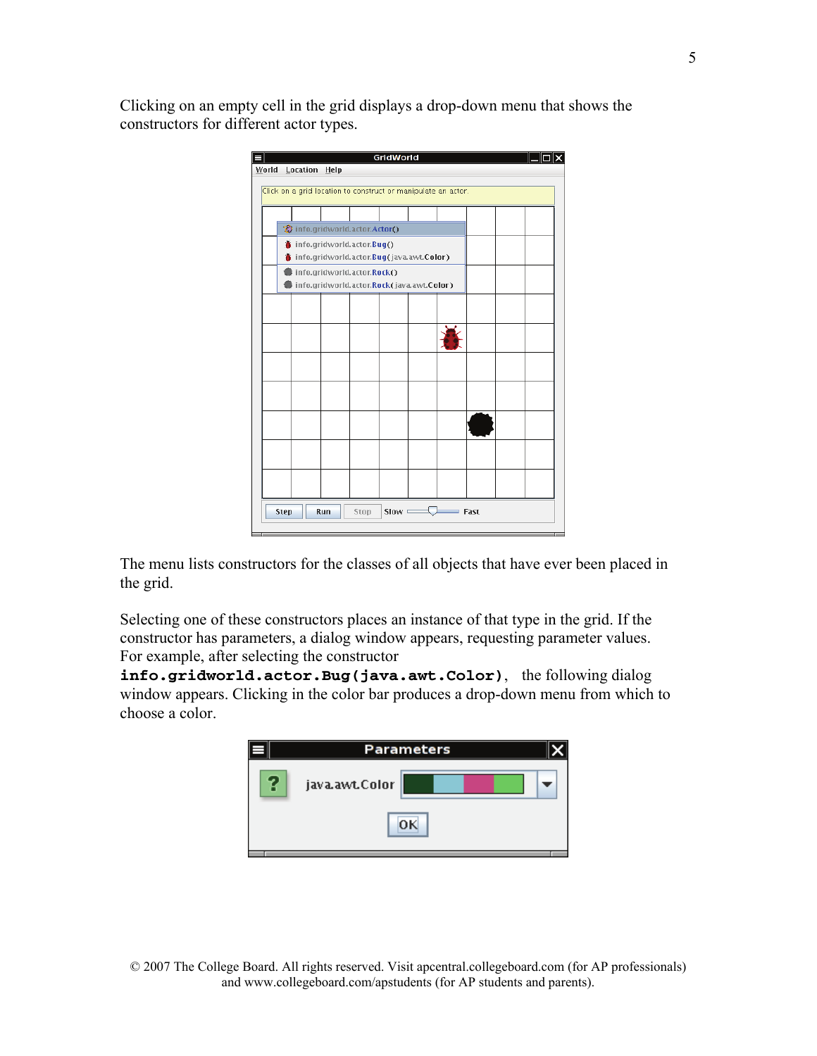Clicking on an empty cell in the grid displays a drop-down menu that shows the constructors for different actor types.

The menu lists constructors for the classes of all objects that have ever been placed in the grid.

Selecting one of these constructors places an instance of that type in the grid. If the constructor has parameters, a dialog window appears, requesting parameter values. For example, after selecting the constructor **`info.gridworld.actor.Bug(java.awt.Color)`**, the following dialog window appears. Clicking in the color bar produces a drop-down menu from which to choose a color.

© 2007 The College Board. All rights reserved. Visit apcentral.collegeboard.com (for AP professionals) and www.collegeboard.com/apstudents (for AP students and parents).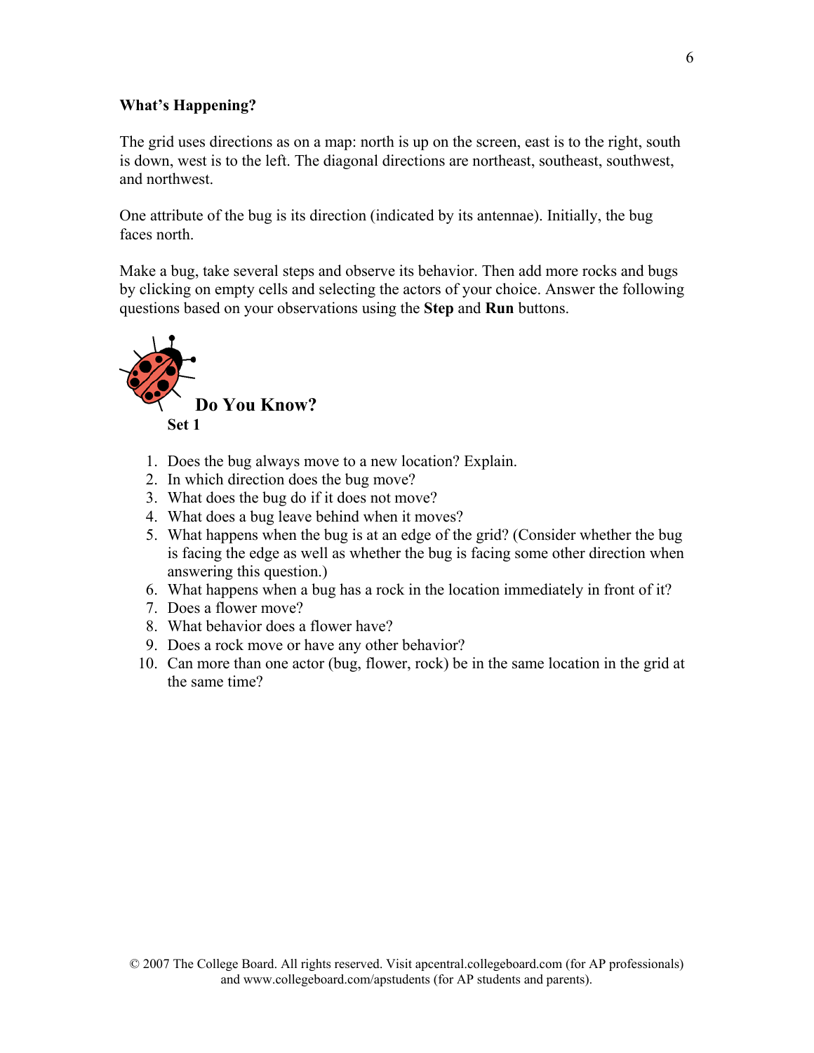**What's Happening?**

The grid uses directions as on a map: north is up on the screen, east is to the right, south is down, west is to the left. The diagonal directions are northeast, southeast, southwest, and northwest.

One attribute of the bug is its direction (indicated by its antennae). Initially, the bug faces north.

Make a bug, take several steps and observe its behavior. Then add more rocks and bugs by clicking on empty cells and selecting the actors of your choice. Answer the following questions based on your observations using the **Step** and **Run** buttons.

## Do You Know?

**Set 1**

1. Does the bug always move to a new location? Explain.
2. In which direction does the bug move?
3. What does the bug do if it does not move?
4. What does a bug leave behind when it moves?
5. What happens when the bug is at an edge of the grid? (Consider whether the bug is facing the edge as well as whether the bug is facing some other direction when answering this question.)
6. What happens when a bug has a rock in the location immediately in front of it?
7. Does a flower move?
8. What behavior does a flower have?
9. Does a rock move or have any other behavior?
10. Can more than one actor (bug, flower, rock) be in the same location in the grid at the same time?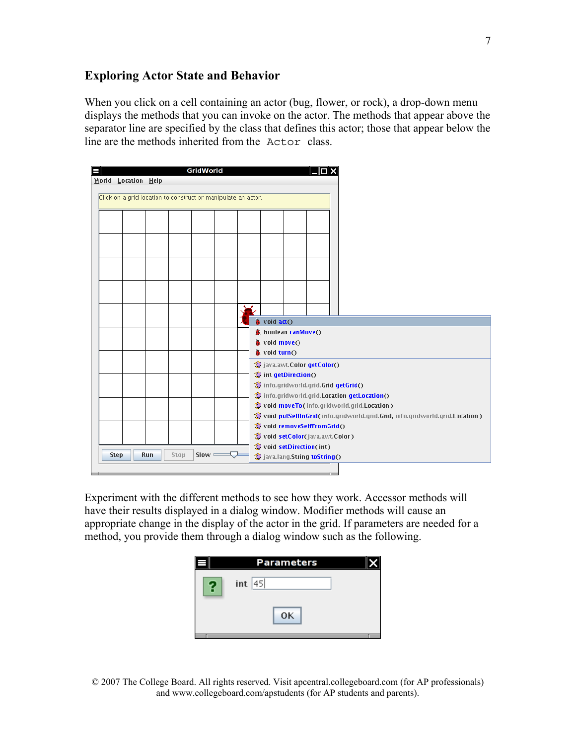## Exploring Actor State and Behavior

When you click on a cell containing an actor (bug, flower, or rock), a drop-down menu displays the methods that you can invoke on the actor. The methods that appear above the separator line are specified by the class that defines this actor; those that appear below the line are the methods inherited from the `Actor` class.

Experiment with the different methods to see how they work. Accessor methods will have their results displayed in a dialog window. Modifier methods will cause an appropriate change in the display of the actor in the grid. If parameters are needed for a method, you provide them through a dialog window such as the following.

© 2007 The College Board. All rights reserved. Visit apcentral.collegeboard.com (for AP professionals) and www.collegeboard.com/apstudents (for AP students and parents).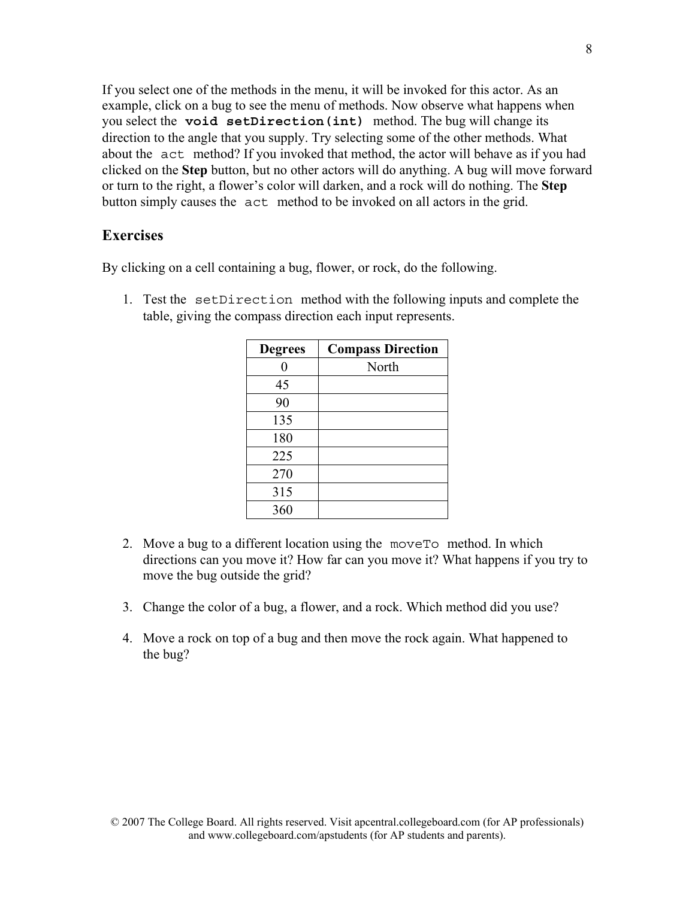If you select one of the methods in the menu, it will be invoked for this actor. As an example, click on a bug to see the menu of methods. Now observe what happens when you select the **`void setDirection(int)`** method. The bug will change its direction to the angle that you supply. Try selecting some of the other methods. What about the `act` method? If you invoked that method, the actor will behave as if you had clicked on the **Step** button, but no other actors will do anything. A bug will move forward or turn to the right, a flower's color will darken, and a rock will do nothing. The **Step** button simply causes the `act` method to be invoked on all actors in the grid.

## Exercises

By clicking on a cell containing a bug, flower, or rock, do the following.

1. Test the `setDirection` method with the following inputs and complete the table, giving the compass direction each input represents.

| Degrees | Compass Direction |
|---|---|
| 0 | North |
| 45 | |
| 90 | |
| 135 | |
| 180 | |
| 225 | |
| 270 | |
| 315 | |
| 360 | |

2. Move a bug to a different location using the `moveTo` method. In which directions can you move it? How far can you move it? What happens if you try to move the bug outside the grid?

3. Change the color of a bug, a flower, and a rock. Which method did you use?

4. Move a rock on top of a bug and then move the rock again. What happened to the bug?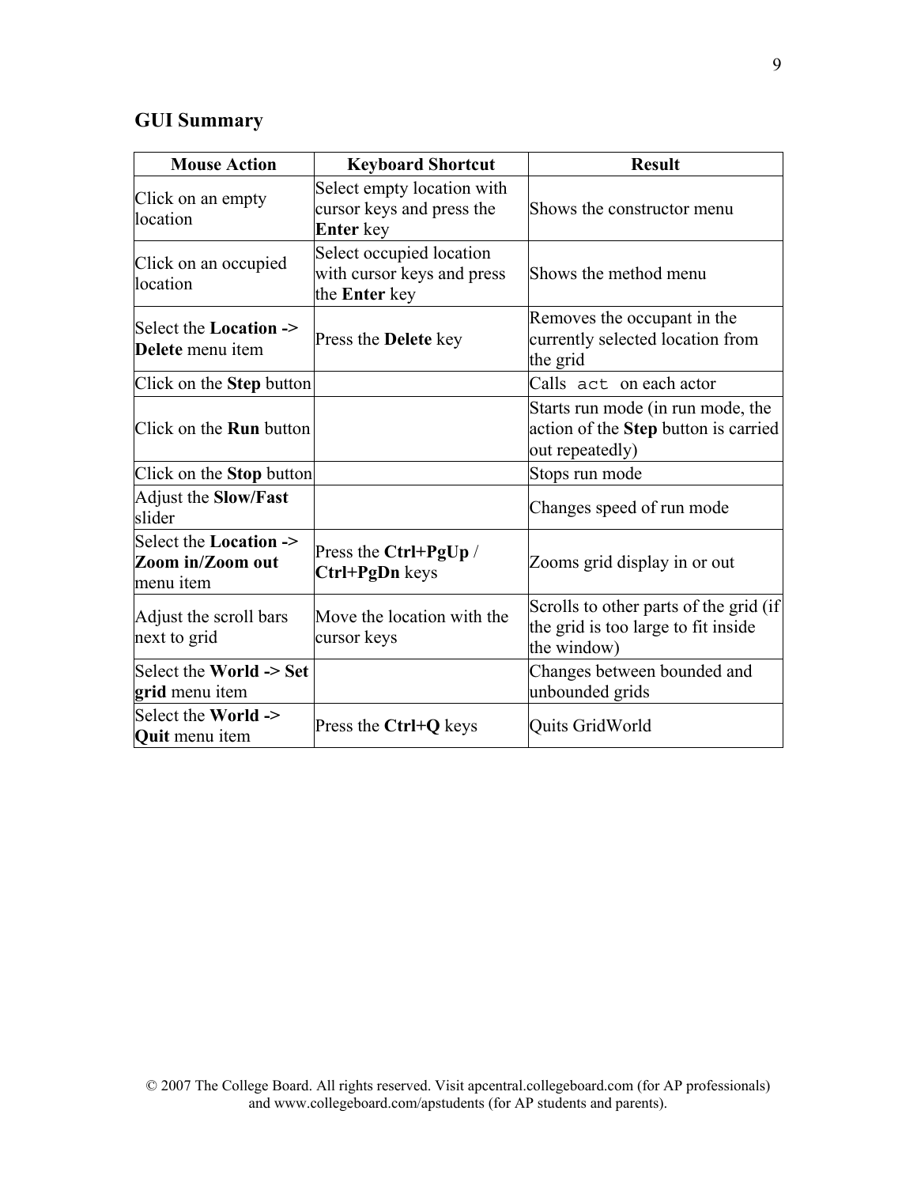## GUI Summary

| Mouse Action | Keyboard Shortcut | Result |
|---|---|---|
| Click on an empty location | Select empty location with cursor keys and press the **Enter** key | Shows the constructor menu |
| Click on an occupied location | Select occupied location with cursor keys and press the **Enter** key | Shows the method menu |
| Select the **Location -> Delete** menu item | Press the **Delete** key | Removes the occupant in the currently selected location from the grid |
| Click on the **Step** button | | Calls `act` on each actor |
| Click on the **Run** button | | Starts run mode (in run mode, the action of the **Step** button is carried out repeatedly) |
| Click on the **Stop** button | | Stops run mode |
| Adjust the **Slow/Fast** slider | | Changes speed of run mode |
| Select the **Location -> Zoom in/Zoom out** menu item | Press the **Ctrl+PgUp** / **Ctrl+PgDn** keys | Zooms grid display in or out |
| Adjust the scroll bars next to grid | Move the location with the cursor keys | Scrolls to other parts of the grid (if the grid is too large to fit inside the window) |
| Select the **World -> Set grid** menu item | | Changes between bounded and unbounded grids |
| Select the **World -> Quit** menu item | Press the **Ctrl+Q** keys | Quits GridWorld |

© 2007 The College Board. All rights reserved. Visit apcentral.collegeboard.com (for AP professionals) and www.collegeboard.com/apstudents (for AP students and parents).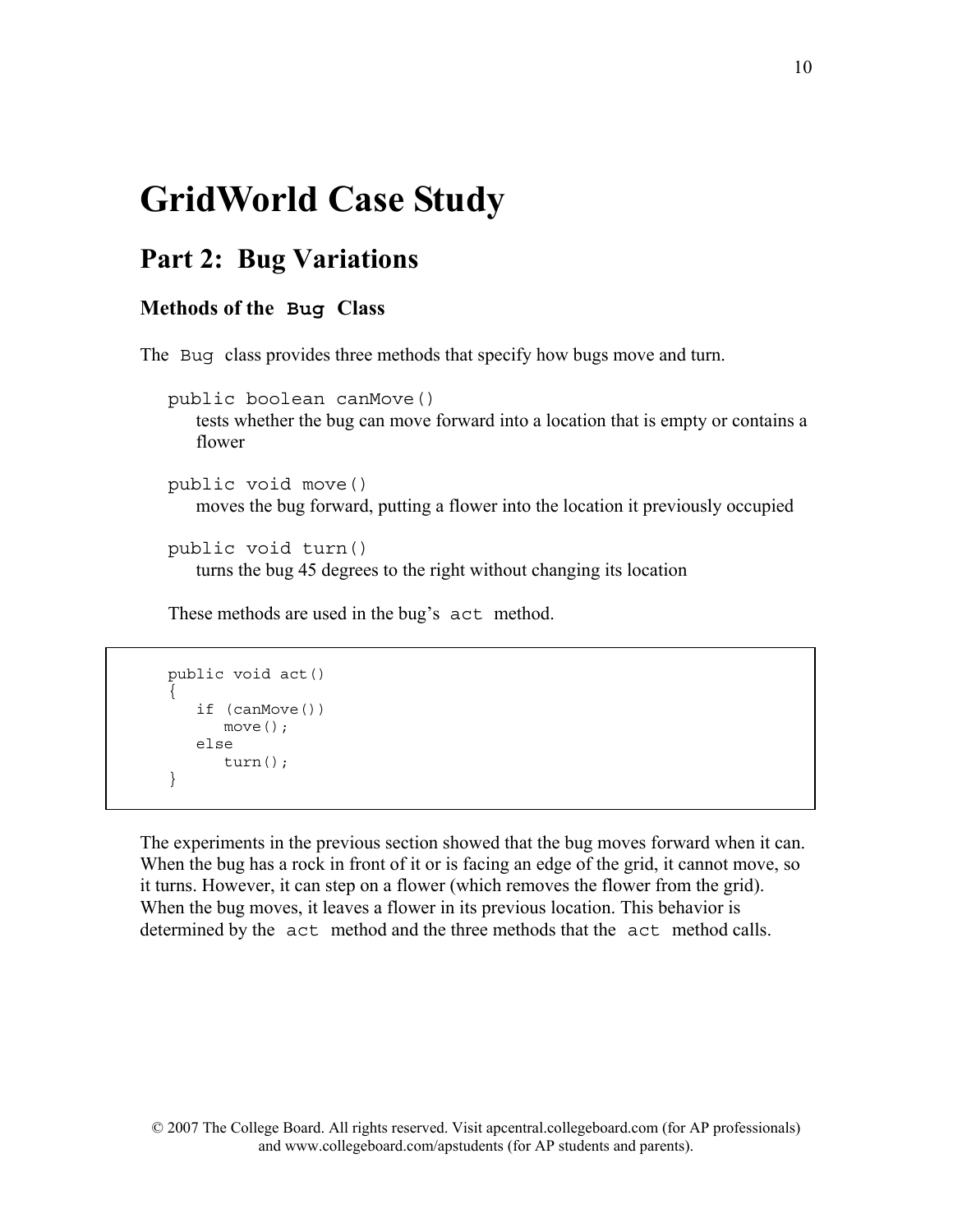# GridWorld Case Study

## Part 2: Bug Variations

### Methods of the `Bug` Class

The `Bug` class provides three methods that specify how bugs move and turn.

`public boolean canMove()`
tests whether the bug can move forward into a location that is empty or contains a flower

`public void move()`
moves the bug forward, putting a flower into the location it previously occupied

`public void turn()`
turns the bug 45 degrees to the right without changing its location

These methods are used in the bug's `act` method.

```
public void act()
{
   if (canMove())
      move();
   else
      turn();
}
```

The experiments in the previous section showed that the bug moves forward when it can. When the bug has a rock in front of it or is facing an edge of the grid, it cannot move, so it turns. However, it can step on a flower (which removes the flower from the grid). When the bug moves, it leaves a flower in its previous location. This behavior is determined by the `act` method and the three methods that the `act` method calls.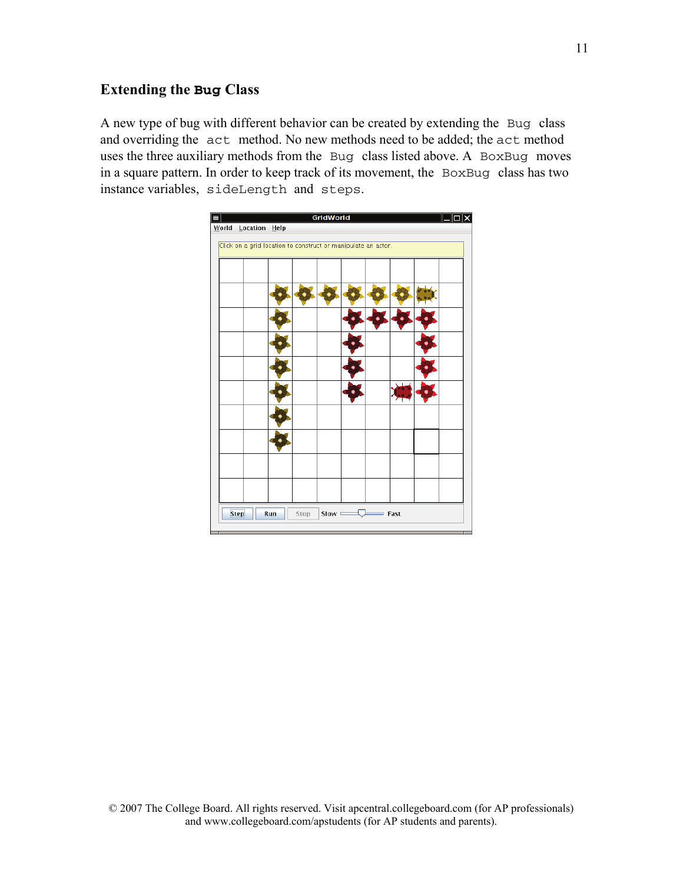## Extending the **Bug** Class

A new type of bug with different behavior can be created by extending the `Bug` class and overriding the `act` method. No new methods need to be added; the `act` method uses the three auxiliary methods from the `Bug` class listed above. A `BoxBug` moves in a square pattern. In order to keep track of its movement, the `BoxBug` class has two instance variables, `sideLength` and `steps`.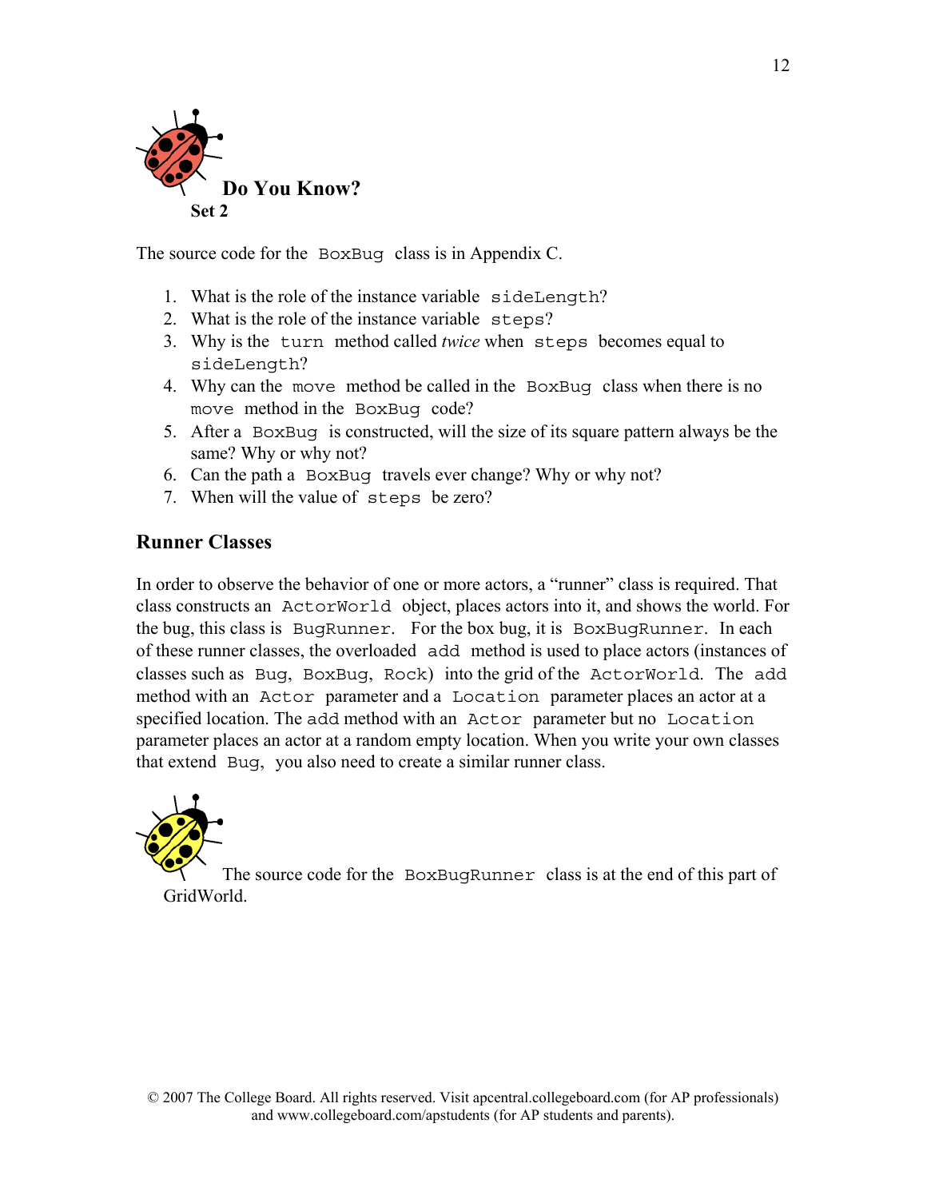## Do You Know?

### Set 2

The source code for the BoxBug class is in Appendix C.

1. What is the role of the instance variable sideLength?
2. What is the role of the instance variable steps?
3. Why is the turn method called *twice* when steps becomes equal to sideLength?
4. Why can the move method be called in the BoxBug class when there is no move method in the BoxBug code?
5. After a BoxBug is constructed, will the size of its square pattern always be the same? Why or why not?
6. Can the path a BoxBug travels ever change? Why or why not?
7. When will the value of steps be zero?

## Runner Classes

In order to observe the behavior of one or more actors, a "runner" class is required. That class constructs an ActorWorld object, places actors into it, and shows the world. For the bug, this class is BugRunner. For the box bug, it is BoxBugRunner. In each of these runner classes, the overloaded add method is used to place actors (instances of classes such as Bug, BoxBug, Rock) into the grid of the ActorWorld. The add method with an Actor parameter and a Location parameter places an actor at a specified location. The add method with an Actor parameter but no Location parameter places an actor at a random empty location. When you write your own classes that extend Bug, you also need to create a similar runner class.

The source code for the BoxBugRunner class is at the end of this part of GridWorld.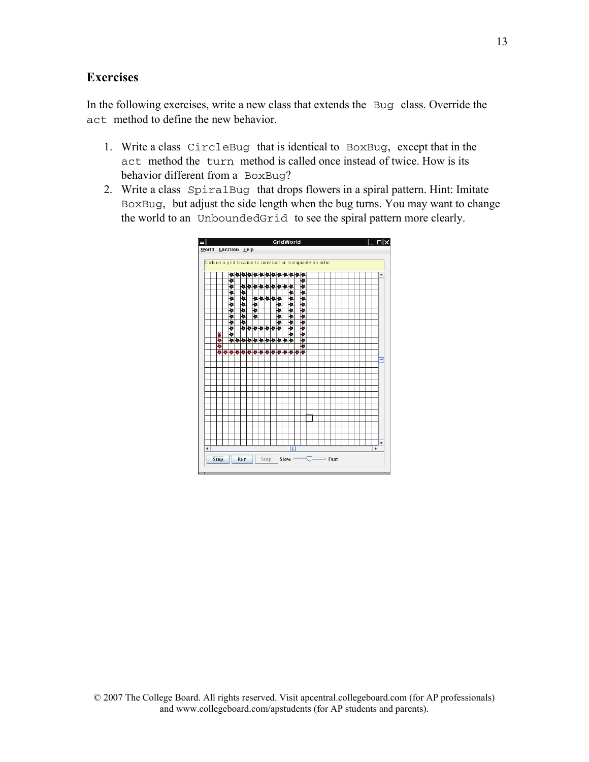## Exercises

In the following exercises, write a new class that extends the `Bug` class. Override the `act` method to define the new behavior.

1. Write a class `CircleBug` that is identical to `BoxBug`, except that in the `act` method the `turn` method is called once instead of twice. How is its behavior different from a `BoxBug`?
2. Write a class `SpiralBug` that drops flowers in a spiral pattern. Hint: Imitate `BoxBug`, but adjust the side length when the bug turns. You may want to change the world to an `UnboundedGrid` to see the spiral pattern more clearly.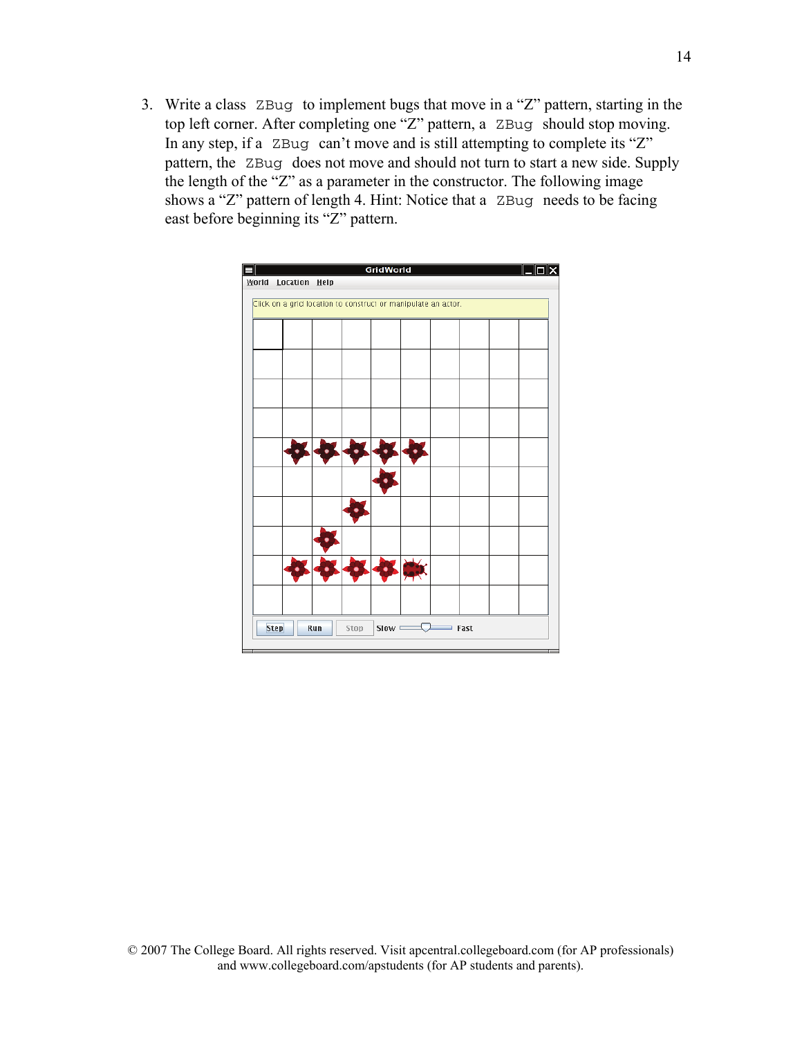3. Write a class `ZBug` to implement bugs that move in a "Z" pattern, starting in the top left corner. After completing one "Z" pattern, a `ZBug` should stop moving. In any step, if a `ZBug` can't move and is still attempting to complete its "Z" pattern, the `ZBug` does not move and should not turn to start a new side. Supply the length of the "Z" as a parameter in the constructor. The following image shows a "Z" pattern of length 4. Hint: Notice that a `ZBug` needs to be facing east before beginning its "Z" pattern.

© 2007 The College Board. All rights reserved. Visit apcentral.collegeboard.com (for AP professionals) and www.collegeboard.com/apstudents (for AP students and parents).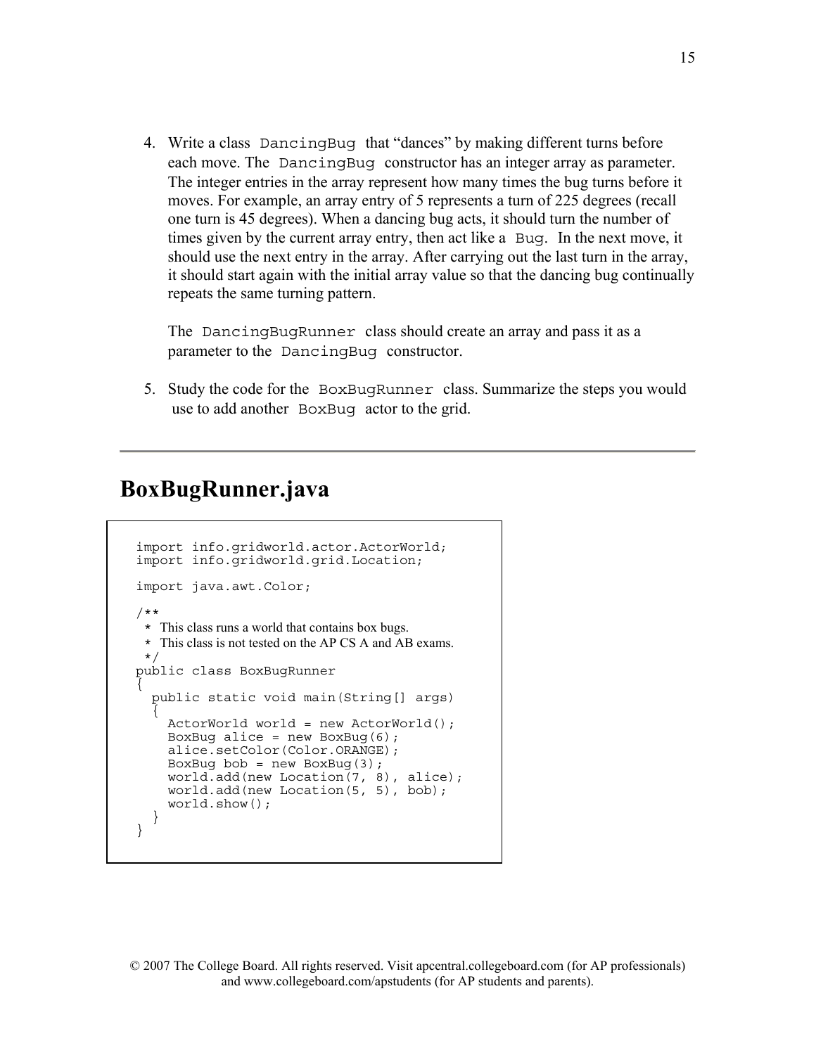4. Write a class `DancingBug` that "dances" by making different turns before each move. The `DancingBug` constructor has an integer array as parameter. The integer entries in the array represent how many times the bug turns before it moves. For example, an array entry of 5 represents a turn of 225 degrees (recall one turn is 45 degrees). When a dancing bug acts, it should turn the number of times given by the current array entry, then act like a `Bug`. In the next move, it should use the next entry in the array. After carrying out the last turn in the array, it should start again with the initial array value so that the dancing bug continually repeats the same turning pattern.

   The `DancingBugRunner` class should create an array and pass it as a parameter to the `DancingBug` constructor.

5. Study the code for the `BoxBugRunner` class. Summarize the steps you would use to add another `BoxBug` actor to the grid.

---

## BoxBugRunner.java

```
import info.gridworld.actor.ActorWorld;
import info.gridworld.grid.Location;

import java.awt.Color;

/**
 * This class runs a world that contains box bugs.
 * This class is not tested on the AP CS A and AB exams.
 */
public class BoxBugRunner
{
  public static void main(String[] args)
  {
    ActorWorld world = new ActorWorld();
    BoxBug alice = new BoxBug(6);
    alice.setColor(Color.ORANGE);
    BoxBug bob = new BoxBug(3);
    world.add(new Location(7, 8), alice);
    world.add(new Location(5, 5), bob);
    world.show();
  }
}
```

© 2007 The College Board. All rights reserved. Visit apcentral.collegeboard.com (for AP professionals) and www.collegeboard.com/apstudents (for AP students and parents).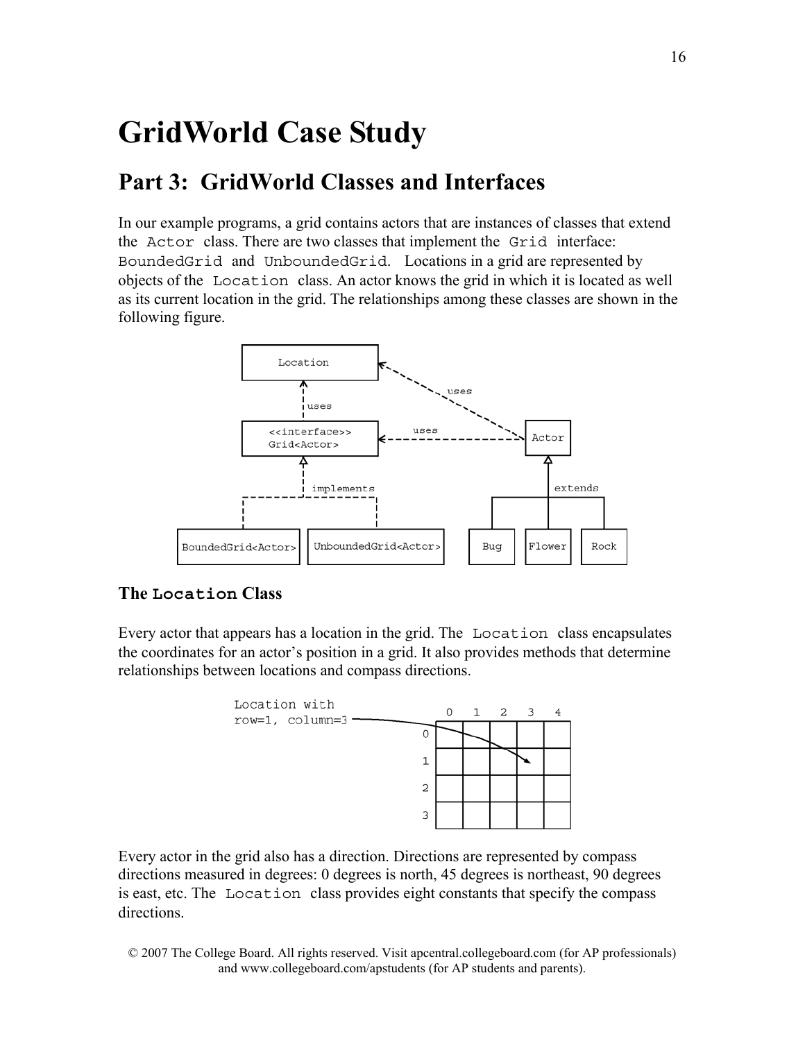# GridWorld Case Study

## Part 3: GridWorld Classes and Interfaces

In our example programs, a grid contains actors that are instances of classes that extend the `Actor` class. There are two classes that implement the `Grid` interface: `BoundedGrid` and `UnboundedGrid`. Locations in a grid are represented by objects of the `Location` class. An actor knows the grid in which it is located as well as its current location in the grid. The relationships among these classes are shown in the following figure.

### The `Location` Class

Every actor that appears has a location in the grid. The `Location` class encapsulates the coordinates for an actor's position in a grid. It also provides methods that determine relationships between locations and compass directions.

Every actor in the grid also has a direction. Directions are represented by compass directions measured in degrees: 0 degrees is north, 45 degrees is northeast, 90 degrees is east, etc. The `Location` class provides eight constants that specify the compass directions.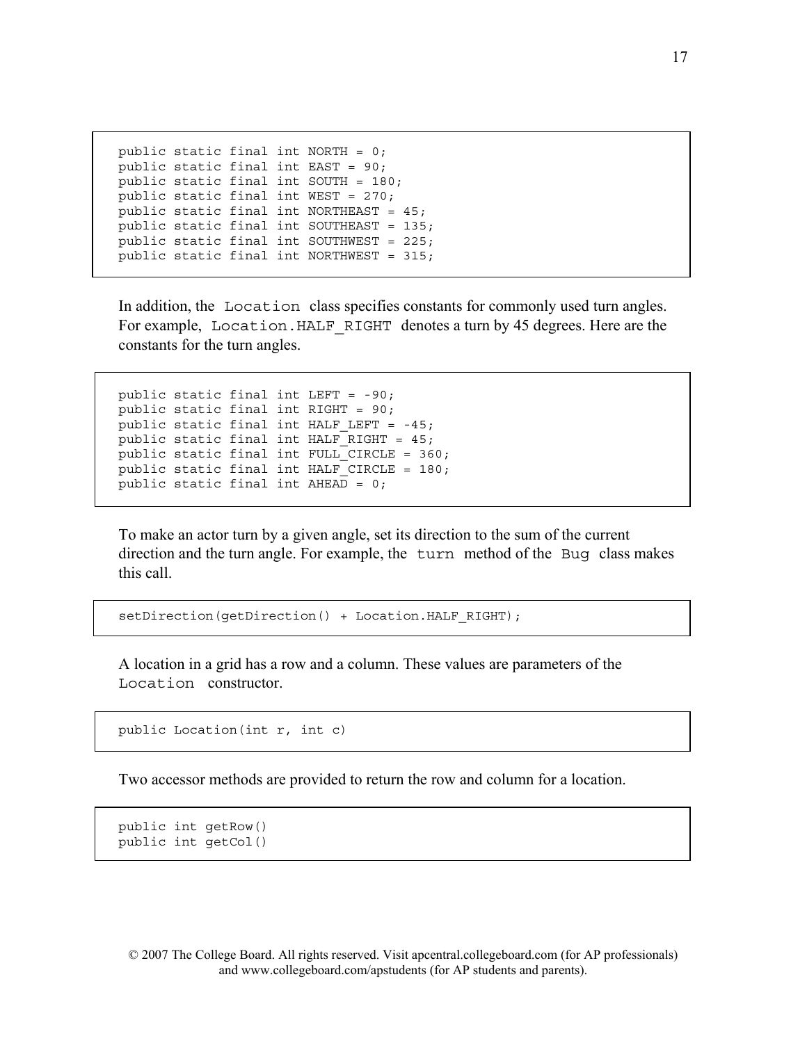```
public static final int NORTH = 0;
public static final int EAST = 90;
public static final int SOUTH = 180;
public static final int WEST = 270;
public static final int NORTHEAST = 45;
public static final int SOUTHEAST = 135;
public static final int SOUTHWEST = 225;
public static final int NORTHWEST = 315;
```

In addition, the `Location` class specifies constants for commonly used turn angles. For example, `Location.HALF_RIGHT` denotes a turn by 45 degrees. Here are the constants for the turn angles.

```
public static final int LEFT = -90;
public static final int RIGHT = 90;
public static final int HALF_LEFT = -45;
public static final int HALF_RIGHT = 45;
public static final int FULL_CIRCLE = 360;
public static final int HALF_CIRCLE = 180;
public static final int AHEAD = 0;
```

To make an actor turn by a given angle, set its direction to the sum of the current direction and the turn angle. For example, the `turn` method of the `Bug` class makes this call.

```
setDirection(getDirection() + Location.HALF_RIGHT);
```

A location in a grid has a row and a column. These values are parameters of the `Location` constructor.

```
public Location(int r, int c)
```

Two accessor methods are provided to return the row and column for a location.

```
public int getRow()
public int getCol()
```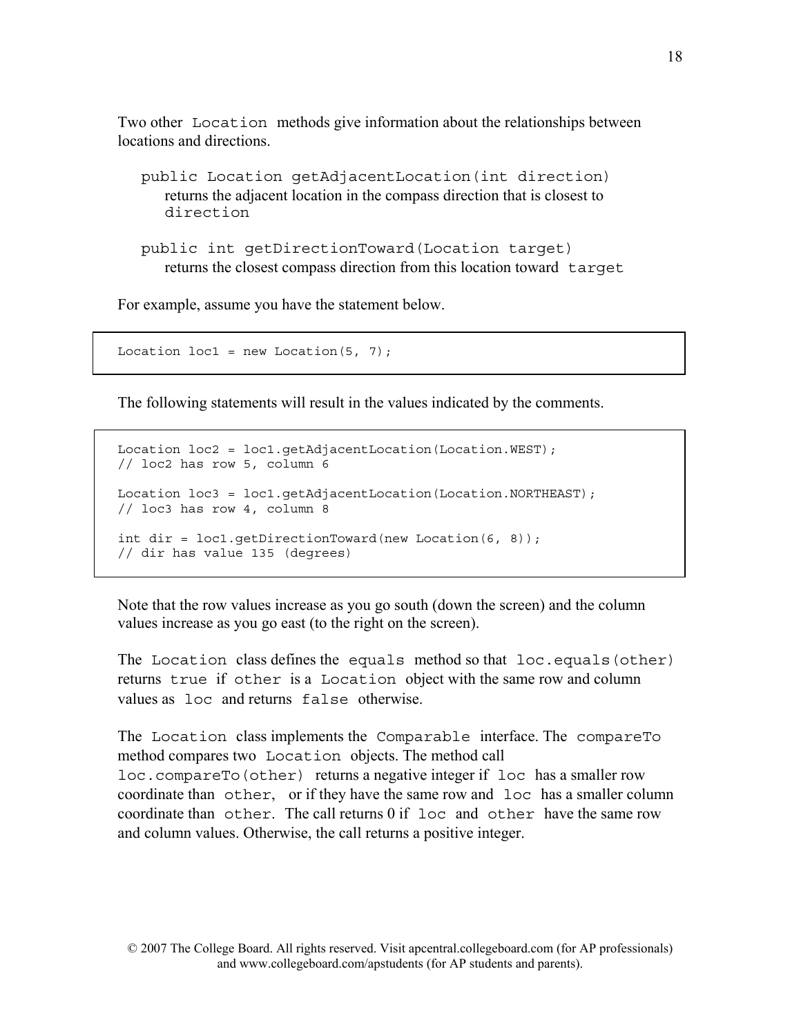Two other `Location` methods give information about the relationships between locations and directions.

`public Location getAdjacentLocation(int direction)`
returns the adjacent location in the compass direction that is closest to `direction`

`public int getDirectionToward(Location target)`
returns the closest compass direction from this location toward `target`

For example, assume you have the statement below.

```
Location loc1 = new Location(5, 7);
```

The following statements will result in the values indicated by the comments.

```
Location loc2 = loc1.getAdjacentLocation(Location.WEST);
// loc2 has row 5, column 6

Location loc3 = loc1.getAdjacentLocation(Location.NORTHEAST);
// loc3 has row 4, column 8

int dir = loc1.getDirectionToward(new Location(6, 8));
// dir has value 135 (degrees)
```

Note that the row values increase as you go south (down the screen) and the column values increase as you go east (to the right on the screen).

The `Location` class defines the `equals` method so that `loc.equals(other)` returns `true` if `other` is a `Location` object with the same row and column values as `loc` and returns `false` otherwise.

The `Location` class implements the `Comparable` interface. The `compareTo` method compares two `Location` objects. The method call `loc.compareTo(other)` returns a negative integer if `loc` has a smaller row coordinate than `other`, or if they have the same row and `loc` has a smaller column coordinate than `other`. The call returns 0 if `loc` and `other` have the same row and column values. Otherwise, the call returns a positive integer.

© 2007 The College Board. All rights reserved. Visit apcentral.collegeboard.com (for AP professionals) and www.collegeboard.com/apstudents (for AP students and parents).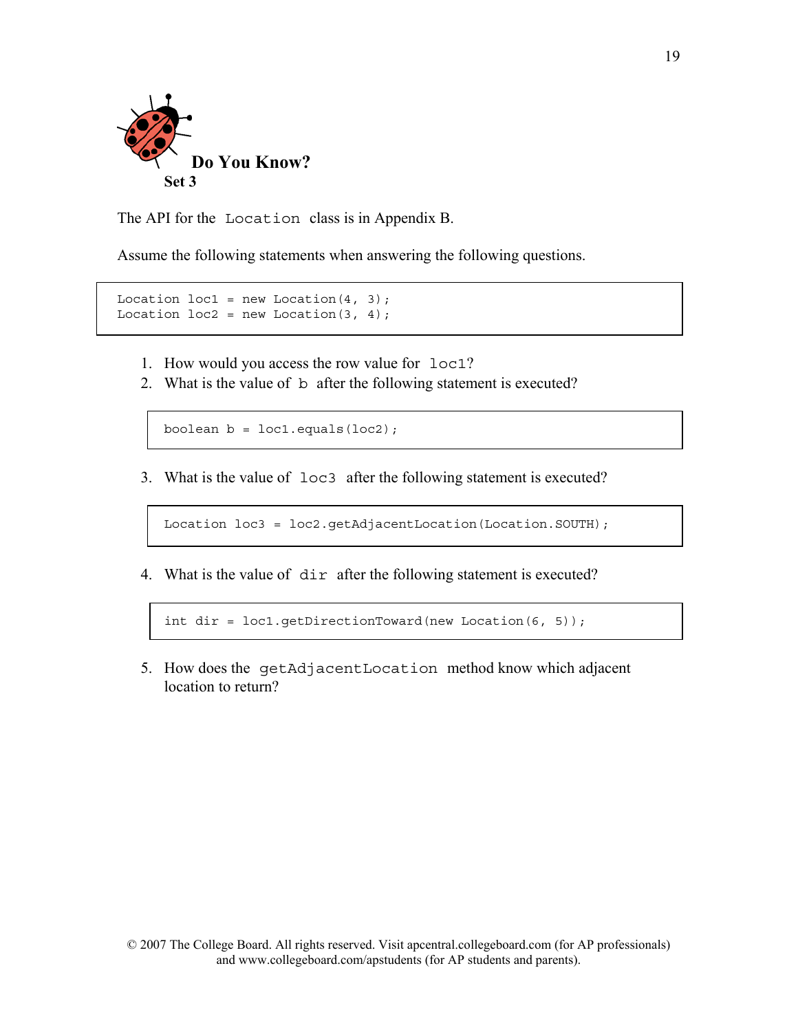## Do You Know?

### Set 3

The API for the `Location` class is in Appendix B.

Assume the following statements when answering the following questions.

```
Location loc1 = new Location(4, 3);
Location loc2 = new Location(3, 4);
```

1. How would you access the row value for `loc1`?
2. What is the value of `b` after the following statement is executed?

```
boolean b = loc1.equals(loc2);
```

3. What is the value of `loc3` after the following statement is executed?

```
Location loc3 = loc2.getAdjacentLocation(Location.SOUTH);
```

4. What is the value of `dir` after the following statement is executed?

```
int dir = loc1.getDirectionToward(new Location(6, 5));
```

5. How does the `getAdjacentLocation` method know which adjacent location to return?

© 2007 The College Board. All rights reserved. Visit apcentral.collegeboard.com (for AP professionals) and www.collegeboard.com/apstudents (for AP students and parents).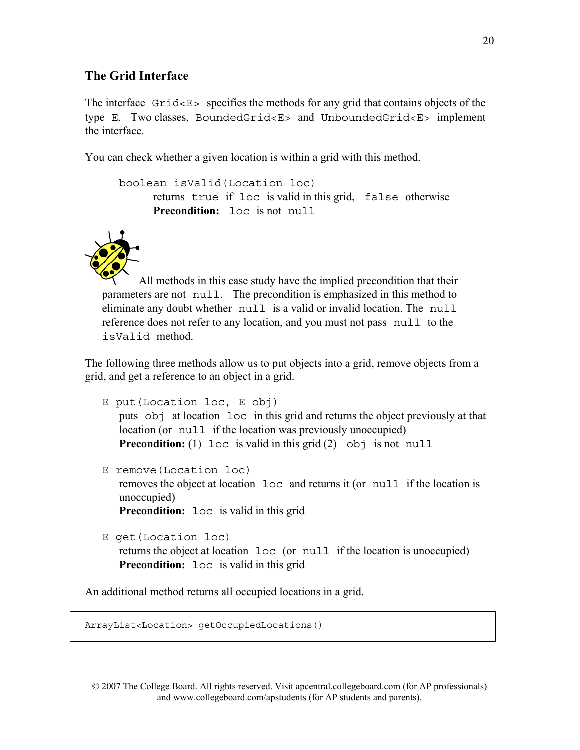## The Grid Interface

The interface `Grid<E>` specifies the methods for any grid that contains objects of the type `E`. Two classes, `BoundedGrid<E>` and `UnboundedGrid<E>` implement the interface.

You can check whether a given location is within a grid with this method.

> `boolean isValid(Location loc)`
> returns `true` if `loc` is valid in this grid, `false` otherwise
> **Precondition:** `loc` is not `null`

All methods in this case study have the implied precondition that their parameters are not `null`. The precondition is emphasized in this method to eliminate any doubt whether `null` is a valid or invalid location. The `null` reference does not refer to any location, and you must not pass `null` to the `isValid` method.

The following three methods allow us to put objects into a grid, remove objects from a grid, and get a reference to an object in a grid.

> `E put(Location loc, E obj)`
> puts `obj` at location `loc` in this grid and returns the object previously at that location (or `null` if the location was previously unoccupied)
> **Precondition:** (1) `loc` is valid in this grid (2) `obj` is not `null`

> `E remove(Location loc)`
> removes the object at location `loc` and returns it (or `null` if the location is unoccupied)
> **Precondition:** `loc` is valid in this grid

> `E get(Location loc)`
> returns the object at location `loc` (or `null` if the location is unoccupied)
> **Precondition:** `loc` is valid in this grid

An additional method returns all occupied locations in a grid.

```
ArrayList<Location> getOccupiedLocations()
```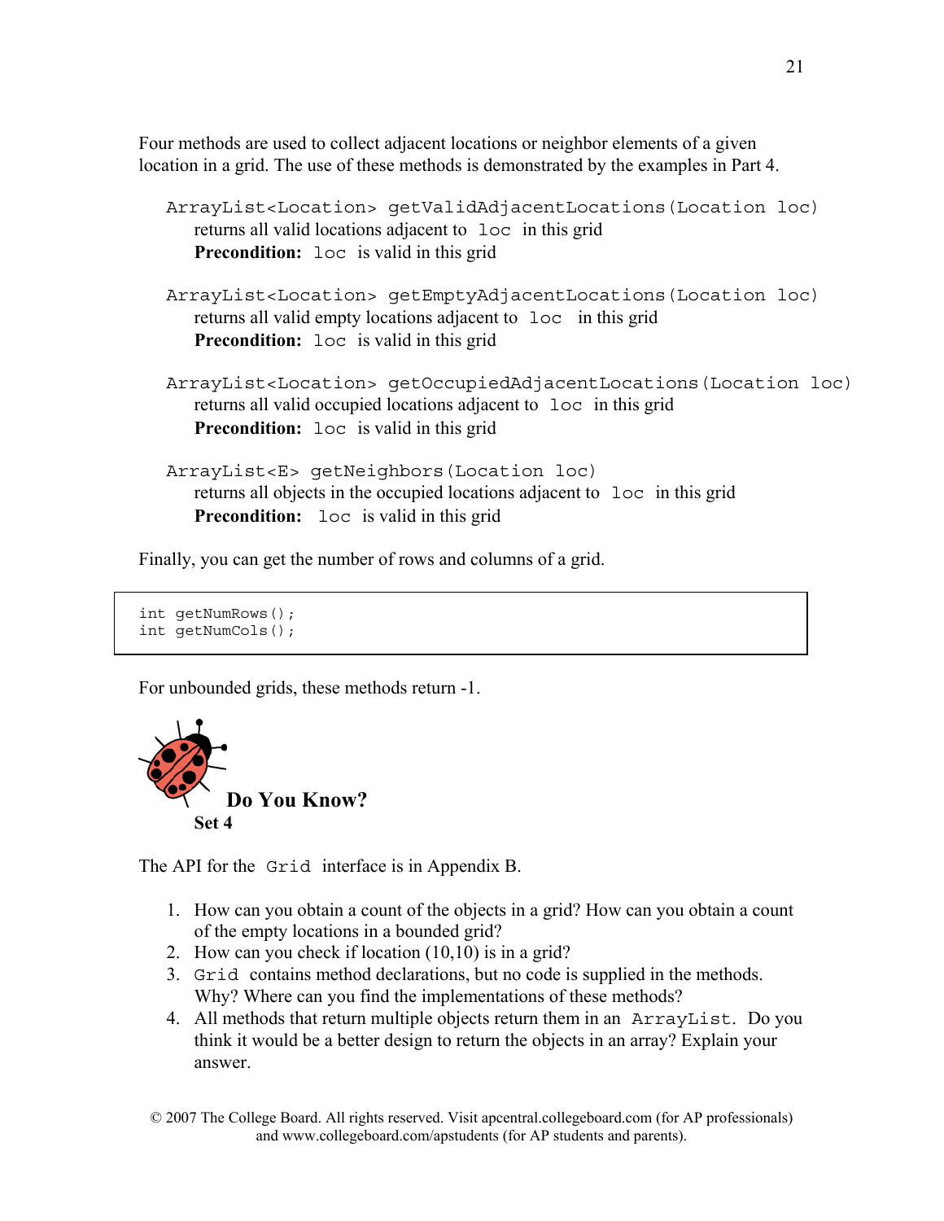Four methods are used to collect adjacent locations or neighbor elements of a given location in a grid. The use of these methods is demonstrated by the examples in Part 4.

`ArrayList<Location> getValidAdjacentLocations(Location loc)`
returns all valid locations adjacent to `loc` in this grid
**Precondition:** `loc` is valid in this grid

`ArrayList<Location> getEmptyAdjacentLocations(Location loc)`
returns all valid empty locations adjacent to `loc` in this grid
**Precondition:** `loc` is valid in this grid

`ArrayList<Location> getOccupiedAdjacentLocations(Location loc)`
returns all valid occupied locations adjacent to `loc` in this grid
**Precondition:** `loc` is valid in this grid

`ArrayList<E> getNeighbors(Location loc)`
returns all objects in the occupied locations adjacent to `loc` in this grid
**Precondition:** `loc` is valid in this grid

Finally, you can get the number of rows and columns of a grid.

```
int getNumRows();
int getNumCols();
```

For unbounded grids, these methods return -1.

## Do You Know?

**Set 4**

The API for the `Grid` interface is in Appendix B.

1. How can you obtain a count of the objects in a grid? How can you obtain a count of the empty locations in a bounded grid?
2. How can you check if location (10,10) is in a grid?
3. `Grid` contains method declarations, but no code is supplied in the methods. Why? Where can you find the implementations of these methods?
4. All methods that return multiple objects return them in an `ArrayList`. Do you think it would be a better design to return the objects in an array? Explain your answer.

© 2007 The College Board. All rights reserved. Visit apcentral.collegeboard.com (for AP professionals) and www.collegeboard.com/apstudents (for AP students and parents).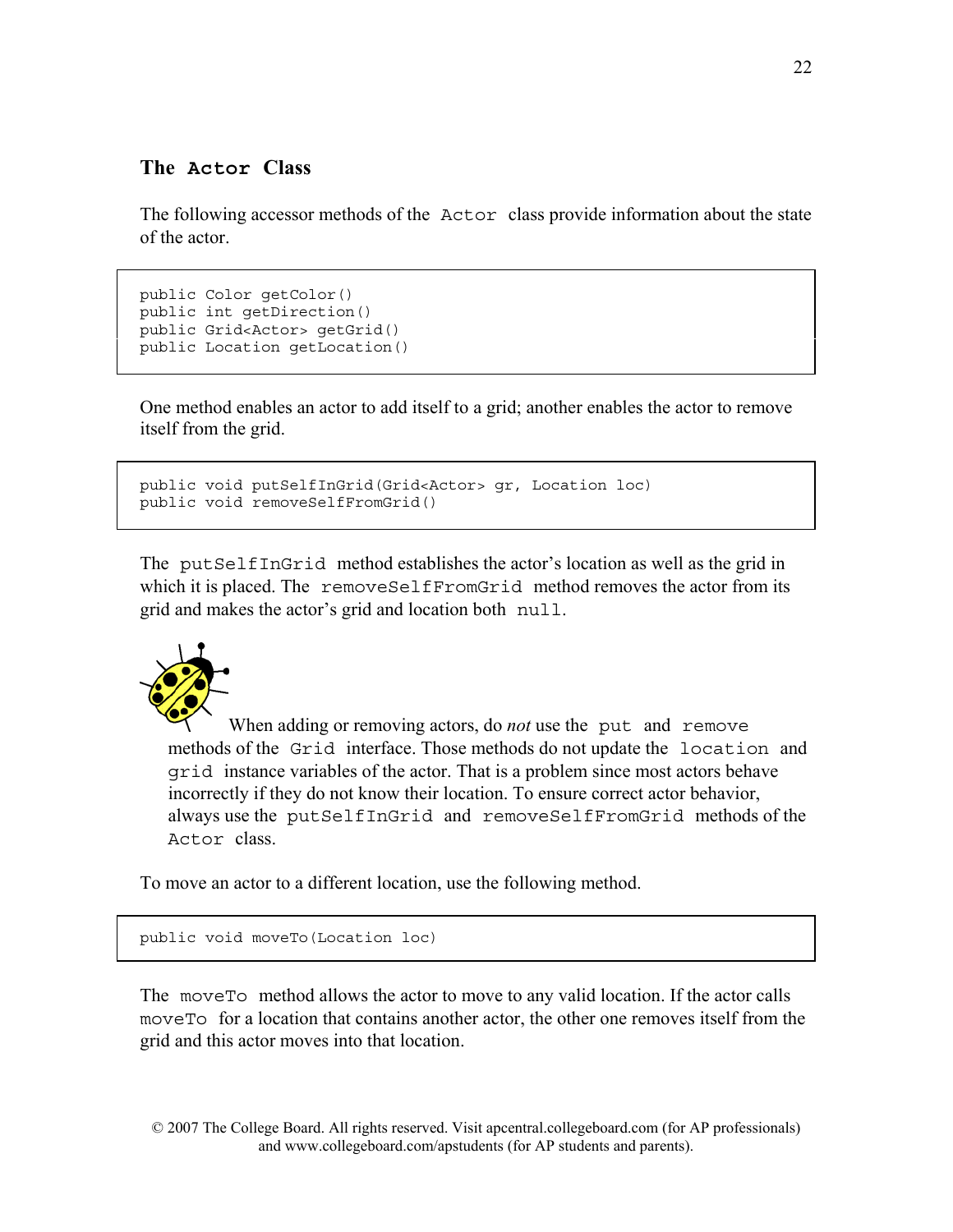### The `Actor` Class

The following accessor methods of the `Actor` class provide information about the state of the actor.

```
public Color getColor()
public int getDirection()
public Grid<Actor> getGrid()
public Location getLocation()
```

One method enables an actor to add itself to a grid; another enables the actor to remove itself from the grid.

```
public void putSelfInGrid(Grid<Actor> gr, Location loc)
public void removeSelfFromGrid()
```

The `putSelfInGrid` method establishes the actor's location as well as the grid in which it is placed. The `removeSelfFromGrid` method removes the actor from its grid and makes the actor's grid and location both `null`.

When adding or removing actors, do *not* use the `put` and `remove` methods of the `Grid` interface. Those methods do not update the `location` and `grid` instance variables of the actor. That is a problem since most actors behave incorrectly if they do not know their location. To ensure correct actor behavior, always use the `putSelfInGrid` and `removeSelfFromGrid` methods of the `Actor` class.

To move an actor to a different location, use the following method.

```
public void moveTo(Location loc)
```

The `moveTo` method allows the actor to move to any valid location. If the actor calls `moveTo` for a location that contains another actor, the other one removes itself from the grid and this actor moves into that location.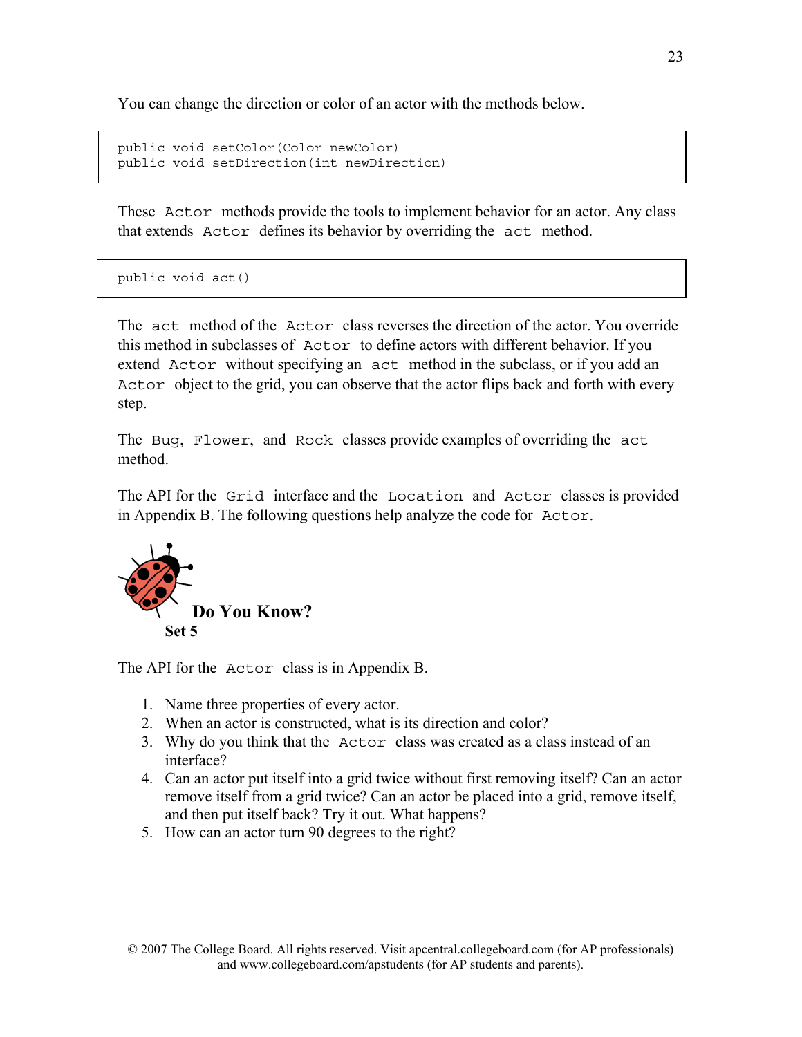You can change the direction or color of an actor with the methods below.

```
public void setColor(Color newColor)
public void setDirection(int newDirection)
```

These `Actor` methods provide the tools to implement behavior for an actor. Any class that extends `Actor` defines its behavior by overriding the `act` method.

```
public void act()
```

The `act` method of the `Actor` class reverses the direction of the actor. You override this method in subclasses of `Actor` to define actors with different behavior. If you extend `Actor` without specifying an `act` method in the subclass, or if you add an `Actor` object to the grid, you can observe that the actor flips back and forth with every step.

The `Bug`, `Flower`, and `Rock` classes provide examples of overriding the `act` method.

The API for the `Grid` interface and the `Location` and `Actor` classes is provided in Appendix B. The following questions help analyze the code for `Actor`.

## Do You Know?

**Set 5**

The API for the `Actor` class is in Appendix B.

1. Name three properties of every actor.
2. When an actor is constructed, what is its direction and color?
3. Why do you think that the `Actor` class was created as a class instead of an interface?
4. Can an actor put itself into a grid twice without first removing itself? Can an actor remove itself from a grid twice? Can an actor be placed into a grid, remove itself, and then put itself back? Try it out. What happens?
5. How can an actor turn 90 degrees to the right?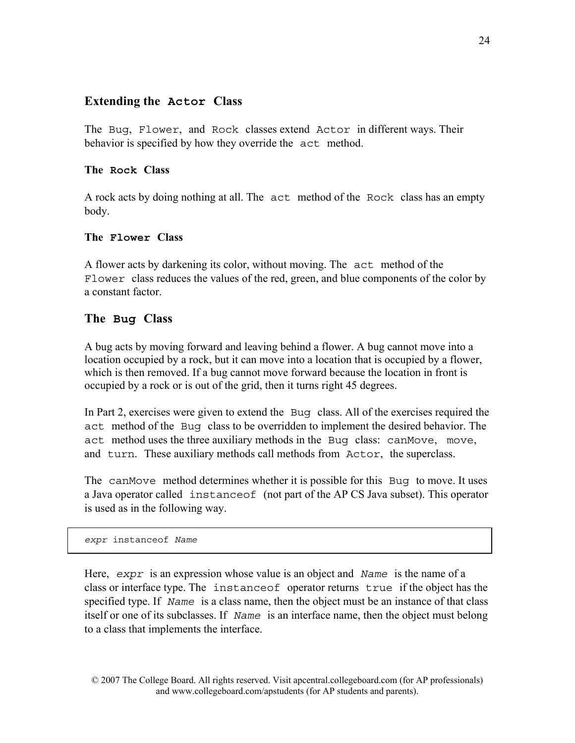## Extending the `Actor` Class

The `Bug`, `Flower`, and `Rock` classes extend `Actor` in different ways. Their behavior is specified by how they override the `act` method.

### The `Rock` Class

A rock acts by doing nothing at all. The `act` method of the `Rock` class has an empty body.

### The `Flower` Class

A flower acts by darkening its color, without moving. The `act` method of the `Flower` class reduces the values of the red, green, and blue components of the color by a constant factor.

## The `Bug` Class

A bug acts by moving forward and leaving behind a flower. A bug cannot move into a location occupied by a rock, but it can move into a location that is occupied by a flower, which is then removed. If a bug cannot move forward because the location in front is occupied by a rock or is out of the grid, then it turns right 45 degrees.

In Part 2, exercises were given to extend the `Bug` class. All of the exercises required the `act` method of the `Bug` class to be overridden to implement the desired behavior. The `act` method uses the three auxiliary methods in the `Bug` class: `canMove`, `move`, and `turn`. These auxiliary methods call methods from `Actor`, the superclass.

The `canMove` method determines whether it is possible for this `Bug` to move. It uses a Java operator called `instanceof` (not part of the AP CS Java subset). This operator is used as in the following way.

```
expr instanceof Name
```

Here, *`expr`* is an expression whose value is an object and *`Name`* is the name of a class or interface type. The `instanceof` operator returns `true` if the object has the specified type. If *`Name`* is a class name, then the object must be an instance of that class itself or one of its subclasses. If *`Name`* is an interface name, then the object must belong to a class that implements the interface.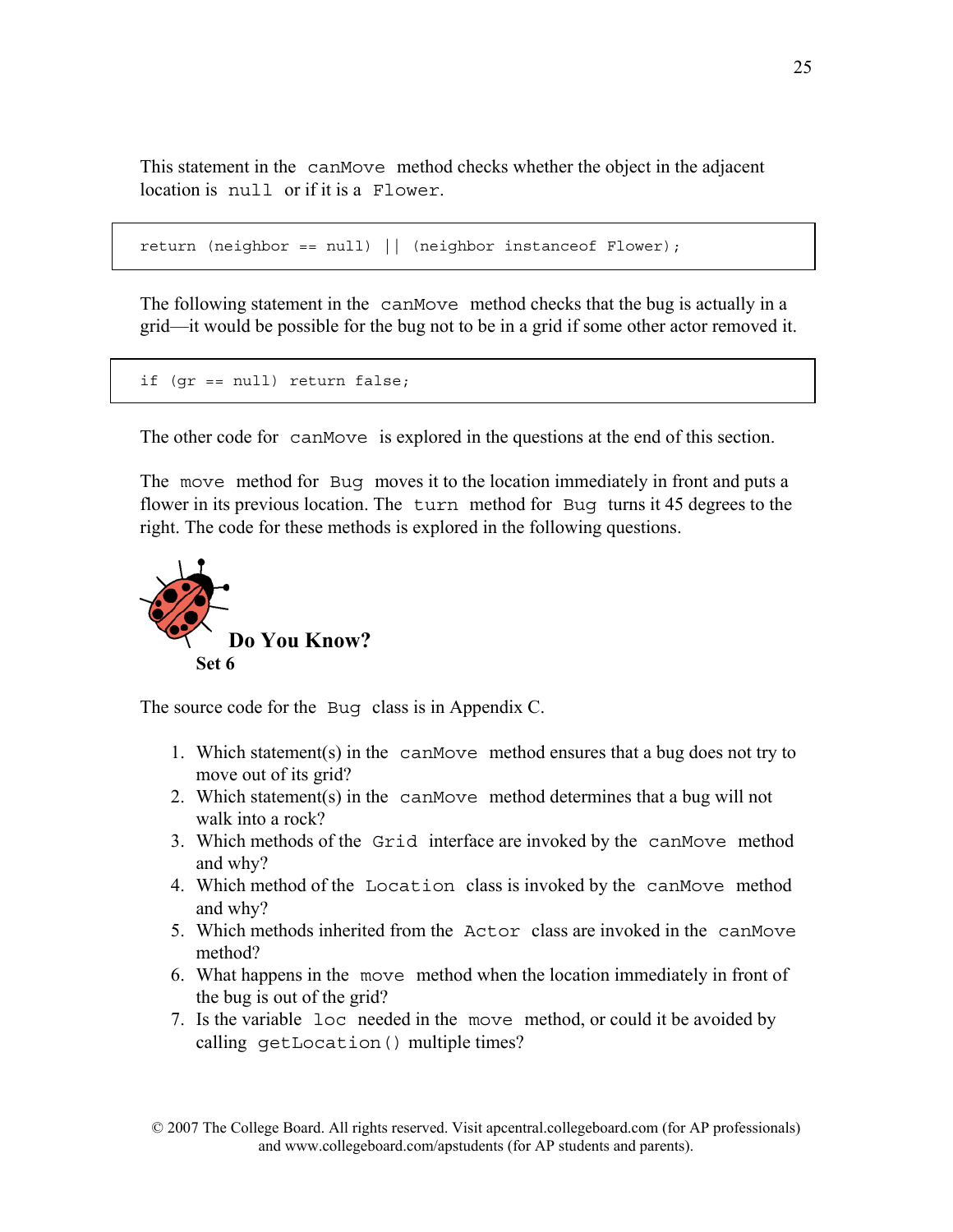This statement in the `canMove` method checks whether the object in the adjacent location is `null` or if it is a `Flower`.

```
return (neighbor == null) || (neighbor instanceof Flower);
```

The following statement in the `canMove` method checks that the bug is actually in a grid—it would be possible for the bug not to be in a grid if some other actor removed it.

```
if (gr == null) return false;
```

The other code for `canMove` is explored in the questions at the end of this section.

The `move` method for `Bug` moves it to the location immediately in front and puts a flower in its previous location. The `turn` method for `Bug` turns it 45 degrees to the right. The code for these methods is explored in the following questions.

## Do You Know?
### Set 6

The source code for the `Bug` class is in Appendix C.

1. Which statement(s) in the `canMove` method ensures that a bug does not try to move out of its grid?
2. Which statement(s) in the `canMove` method determines that a bug will not walk into a rock?
3. Which methods of the `Grid` interface are invoked by the `canMove` method and why?
4. Which method of the `Location` class is invoked by the `canMove` method and why?
5. Which methods inherited from the `Actor` class are invoked in the `canMove` method?
6. What happens in the `move` method when the location immediately in front of the bug is out of the grid?
7. Is the variable `loc` needed in the `move` method, or could it be avoided by calling `getLocation()` multiple times?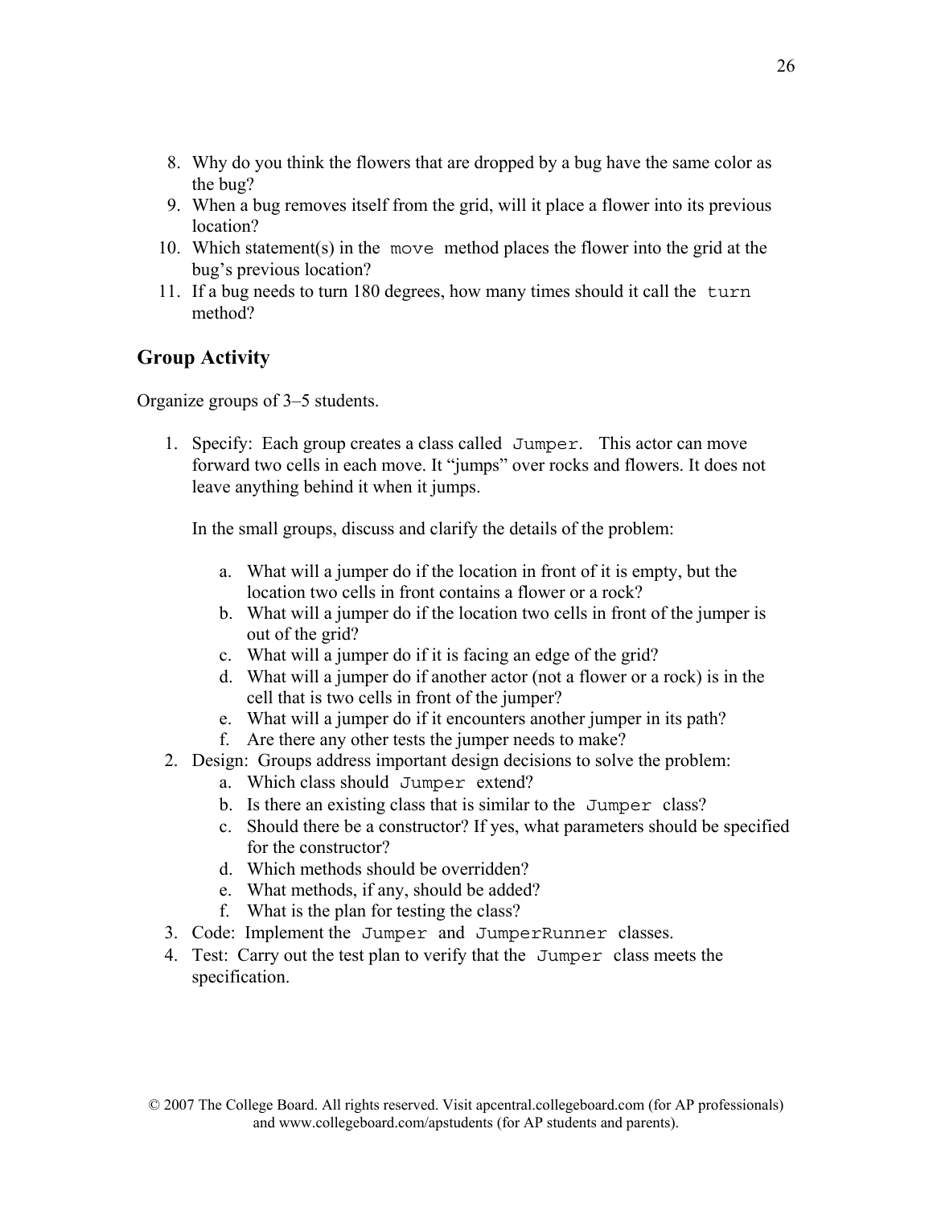8. Why do you think the flowers that are dropped by a bug have the same color as the bug?
9. When a bug removes itself from the grid, will it place a flower into its previous location?
10. Which statement(s) in the `move` method places the flower into the grid at the bug's previous location?
11. If a bug needs to turn 180 degrees, how many times should it call the `turn` method?

## Group Activity

Organize groups of 3–5 students.

1. Specify: Each group creates a class called `Jumper`. This actor can move forward two cells in each move. It "jumps" over rocks and flowers. It does not leave anything behind it when it jumps.

   In the small groups, discuss and clarify the details of the problem:

   a. What will a jumper do if the location in front of it is empty, but the location two cells in front contains a flower or a rock?
   b. What will a jumper do if the location two cells in front of the jumper is out of the grid?
   c. What will a jumper do if it is facing an edge of the grid?
   d. What will a jumper do if another actor (not a flower or a rock) is in the cell that is two cells in front of the jumper?
   e. What will a jumper do if it encounters another jumper in its path?
   f. Are there any other tests the jumper needs to make?
2. Design: Groups address important design decisions to solve the problem:
   a. Which class should `Jumper` extend?
   b. Is there an existing class that is similar to the `Jumper` class?
   c. Should there be a constructor? If yes, what parameters should be specified for the constructor?
   d. Which methods should be overridden?
   e. What methods, if any, should be added?
   f. What is the plan for testing the class?
3. Code: Implement the `Jumper` and `JumperRunner` classes.
4. Test: Carry out the test plan to verify that the `Jumper` class meets the specification.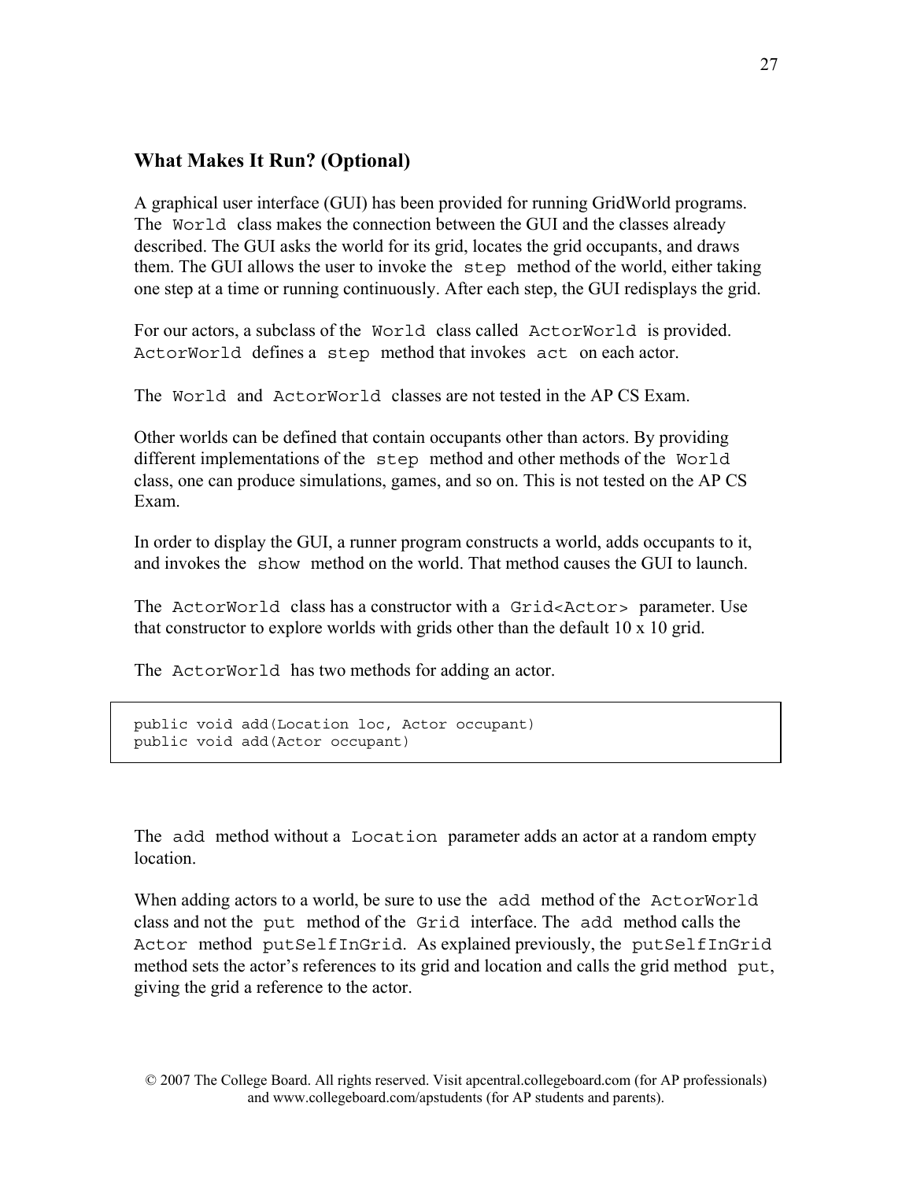## What Makes It Run? (Optional)

A graphical user interface (GUI) has been provided for running GridWorld programs. The `World` class makes the connection between the GUI and the classes already described. The GUI asks the world for its grid, locates the grid occupants, and draws them. The GUI allows the user to invoke the `step` method of the world, either taking one step at a time or running continuously. After each step, the GUI redisplays the grid.

For our actors, a subclass of the `World` class called `ActorWorld` is provided. `ActorWorld` defines a `step` method that invokes `act` on each actor.

The `World` and `ActorWorld` classes are not tested in the AP CS Exam.

Other worlds can be defined that contain occupants other than actors. By providing different implementations of the `step` method and other methods of the `World` class, one can produce simulations, games, and so on. This is not tested on the AP CS Exam.

In order to display the GUI, a runner program constructs a world, adds occupants to it, and invokes the `show` method on the world. That method causes the GUI to launch.

The `ActorWorld` class has a constructor with a `Grid<Actor>` parameter. Use that constructor to explore worlds with grids other than the default 10 x 10 grid.

The `ActorWorld` has two methods for adding an actor.

```
public void add(Location loc, Actor occupant)
public void add(Actor occupant)
```

The `add` method without a `Location` parameter adds an actor at a random empty location.

When adding actors to a world, be sure to use the `add` method of the `ActorWorld` class and not the `put` method of the `Grid` interface. The `add` method calls the `Actor` method `putSelfInGrid`. As explained previously, the `putSelfInGrid` method sets the actor's references to its grid and location and calls the grid method `put`, giving the grid a reference to the actor.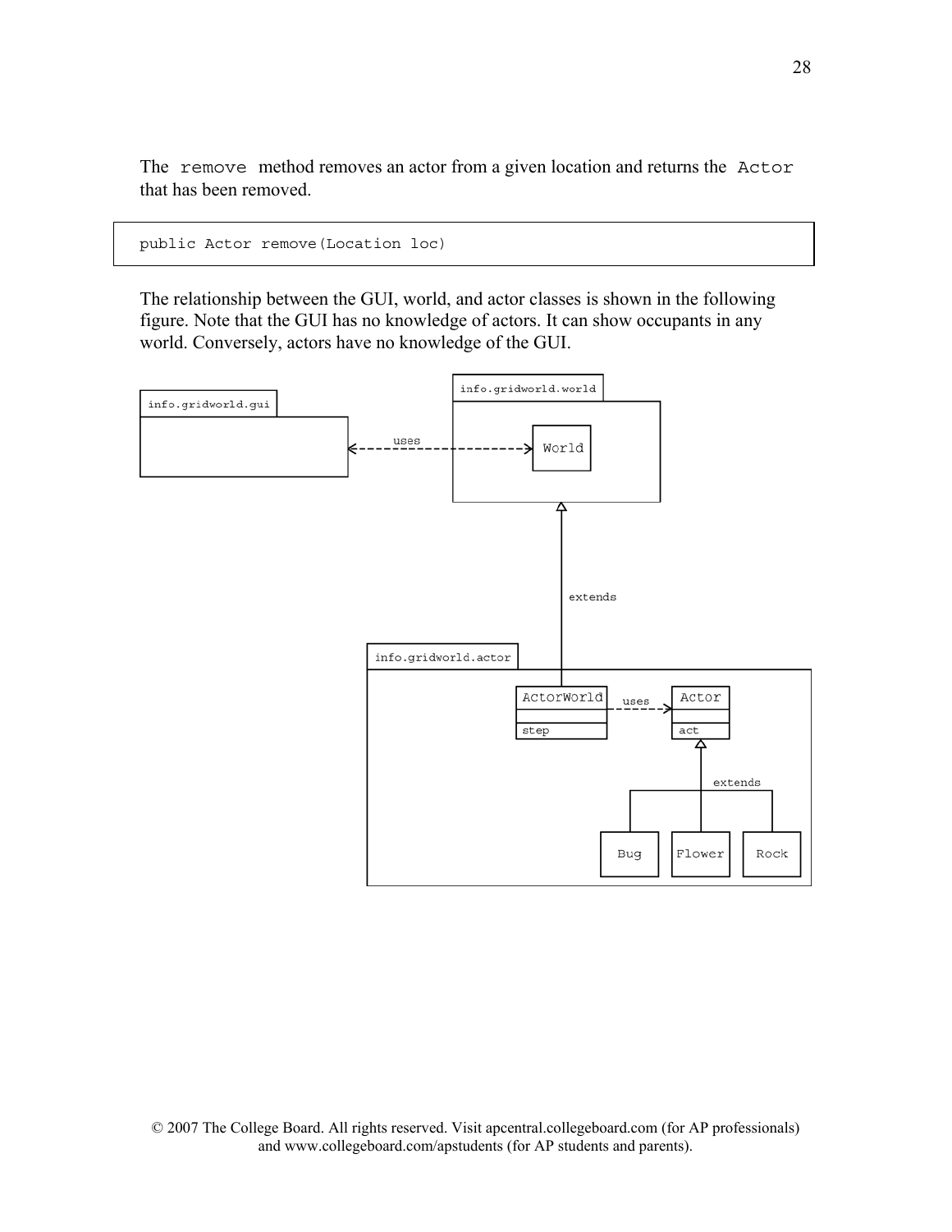The `remove` method removes an actor from a given location and returns the `Actor` that has been removed.

```
public Actor remove(Location loc)
```

The relationship between the GUI, world, and actor classes is shown in the following figure. Note that the GUI has no knowledge of actors. It can show occupants in any world. Conversely, actors have no knowledge of the GUI.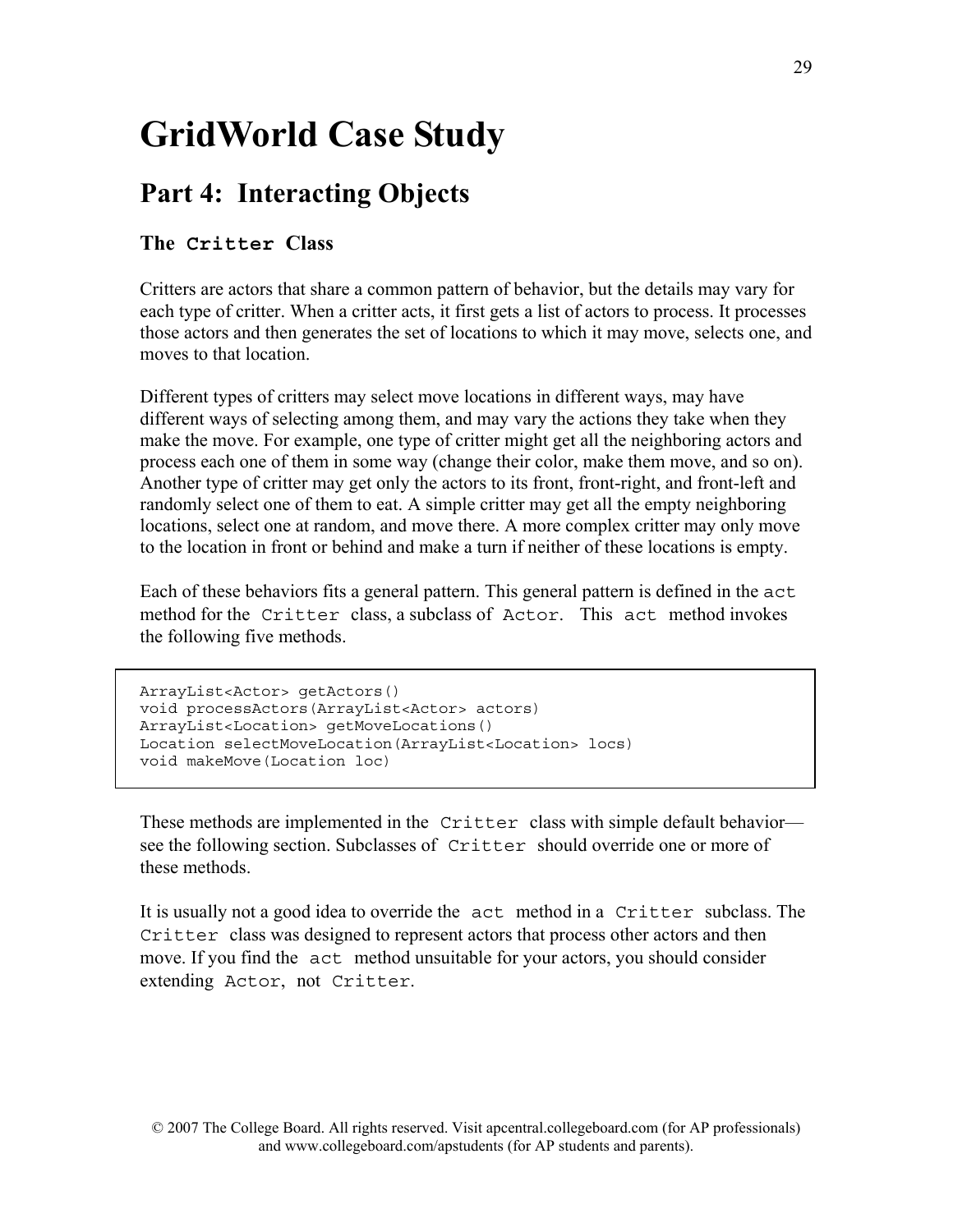# GridWorld Case Study

## Part 4: Interacting Objects

### The `Critter` Class

Critters are actors that share a common pattern of behavior, but the details may vary for each type of critter. When a critter acts, it first gets a list of actors to process. It processes those actors and then generates the set of locations to which it may move, selects one, and moves to that location.

Different types of critters may select move locations in different ways, may have different ways of selecting among them, and may vary the actions they take when they make the move. For example, one type of critter might get all the neighboring actors and process each one of them in some way (change their color, make them move, and so on). Another type of critter may get only the actors to its front, front-right, and front-left and randomly select one of them to eat. A simple critter may get all the empty neighboring locations, select one at random, and move there. A more complex critter may only move to the location in front or behind and make a turn if neither of these locations is empty.

Each of these behaviors fits a general pattern. This general pattern is defined in the `act` method for the `Critter` class, a subclass of `Actor`. This `act` method invokes the following five methods.

```
ArrayList<Actor> getActors()
void processActors(ArrayList<Actor> actors)
ArrayList<Location> getMoveLocations()
Location selectMoveLocation(ArrayList<Location> locs)
void makeMove(Location loc)
```

These methods are implemented in the `Critter` class with simple default behavior—see the following section. Subclasses of `Critter` should override one or more of these methods.

It is usually not a good idea to override the `act` method in a `Critter` subclass. The `Critter` class was designed to represent actors that process other actors and then move. If you find the `act` method unsuitable for your actors, you should consider extending `Actor`, not `Critter`.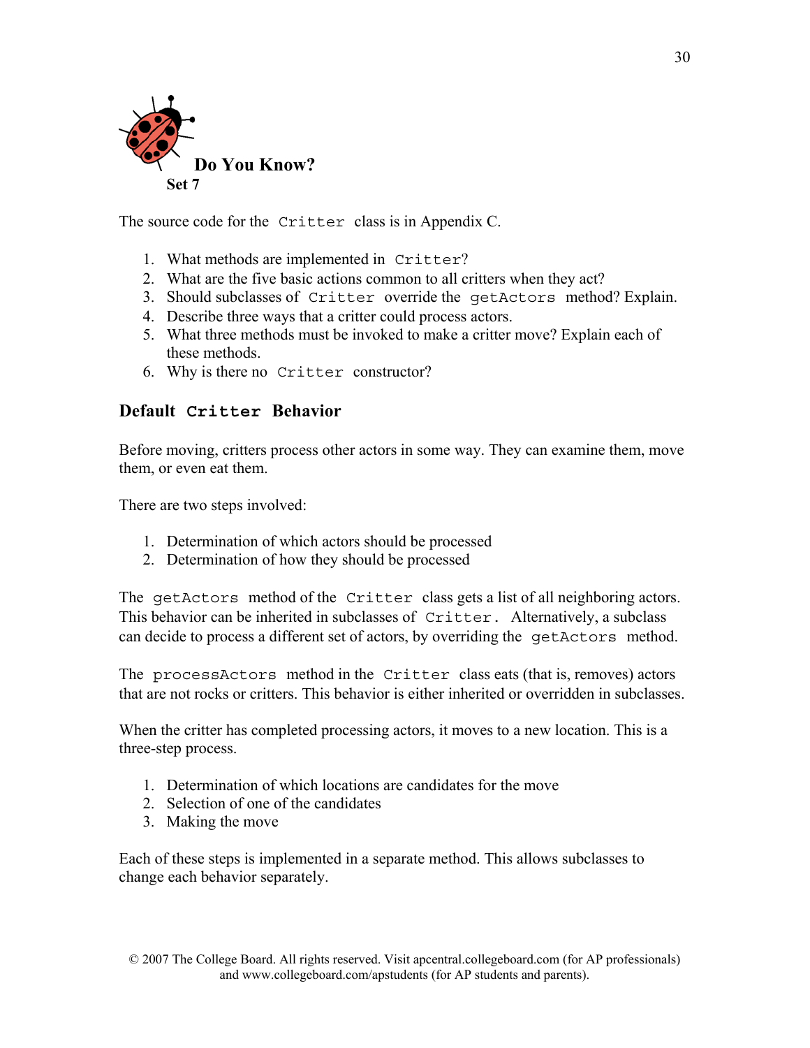## Do You Know?

**Set 7**

The source code for the `Critter` class is in Appendix C.

1. What methods are implemented in `Critter`?
2. What are the five basic actions common to all critters when they act?
3. Should subclasses of `Critter` override the `getActors` method? Explain.
4. Describe three ways that a critter could process actors.
5. What three methods must be invoked to make a critter move? Explain each of these methods.
6. Why is there no `Critter` constructor?

## Default `Critter` Behavior

Before moving, critters process other actors in some way. They can examine them, move them, or even eat them.

There are two steps involved:

1. Determination of which actors should be processed
2. Determination of how they should be processed

The `getActors` method of the `Critter` class gets a list of all neighboring actors. This behavior can be inherited in subclasses of `Critter.` Alternatively, a subclass can decide to process a different set of actors, by overriding the `getActors` method.

The `processActors` method in the `Critter` class eats (that is, removes) actors that are not rocks or critters. This behavior is either inherited or overridden in subclasses.

When the critter has completed processing actors, it moves to a new location. This is a three-step process.

1. Determination of which locations are candidates for the move
2. Selection of one of the candidates
3. Making the move

Each of these steps is implemented in a separate method. This allows subclasses to change each behavior separately.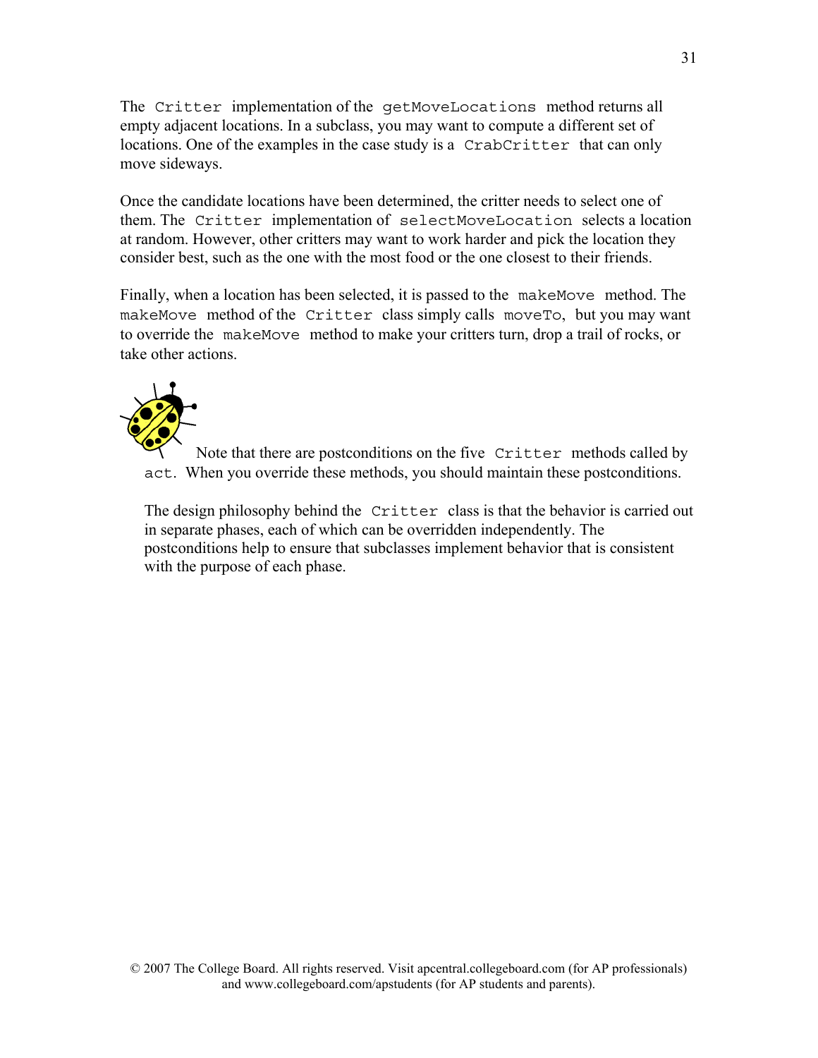The `Critter` implementation of the `getMoveLocations` method returns all empty adjacent locations. In a subclass, you may want to compute a different set of locations. One of the examples in the case study is a `CrabCritter` that can only move sideways.

Once the candidate locations have been determined, the critter needs to select one of them. The `Critter` implementation of `selectMoveLocation` selects a location at random. However, other critters may want to work harder and pick the location they consider best, such as the one with the most food or the one closest to their friends.

Finally, when a location has been selected, it is passed to the `makeMove` method. The `makeMove` method of the `Critter` class simply calls `moveTo`, but you may want to override the `makeMove` method to make your critters turn, drop a trail of rocks, or take other actions.

Note that there are postconditions on the five `Critter` methods called by `act`. When you override these methods, you should maintain these postconditions.

The design philosophy behind the `Critter` class is that the behavior is carried out in separate phases, each of which can be overridden independently. The postconditions help to ensure that subclasses implement behavior that is consistent with the purpose of each phase.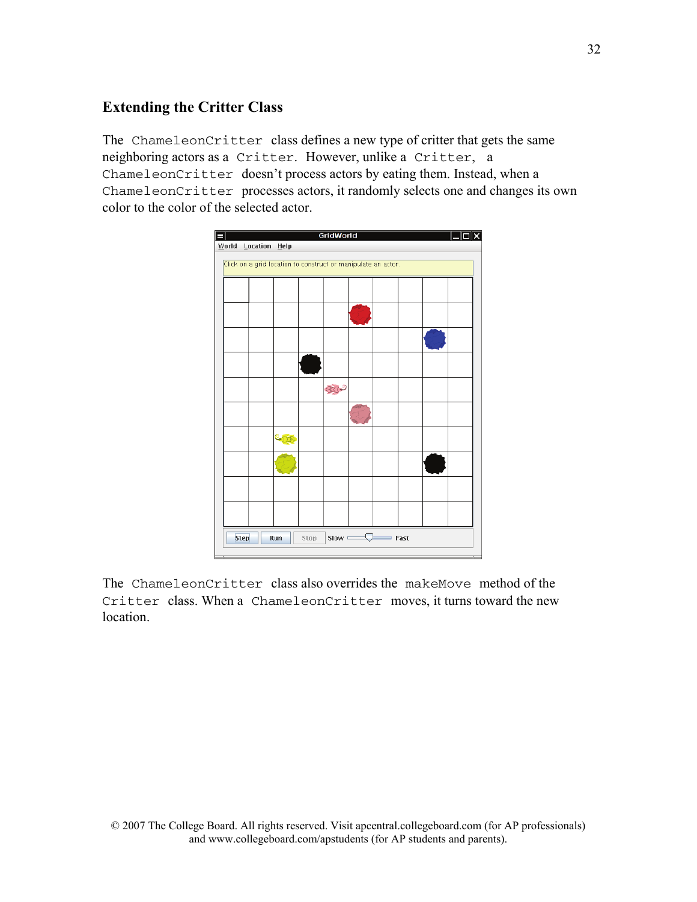## Extending the Critter Class

The `ChameleonCritter` class defines a new type of critter that gets the same neighboring actors as a `Critter`. However, unlike a `Critter`, a `ChameleonCritter` doesn't process actors by eating them. Instead, when a `ChameleonCritter` processes actors, it randomly selects one and changes its own color to the color of the selected actor.

The `ChameleonCritter` class also overrides the `makeMove` method of the `Critter` class. When a `ChameleonCritter` moves, it turns toward the new location.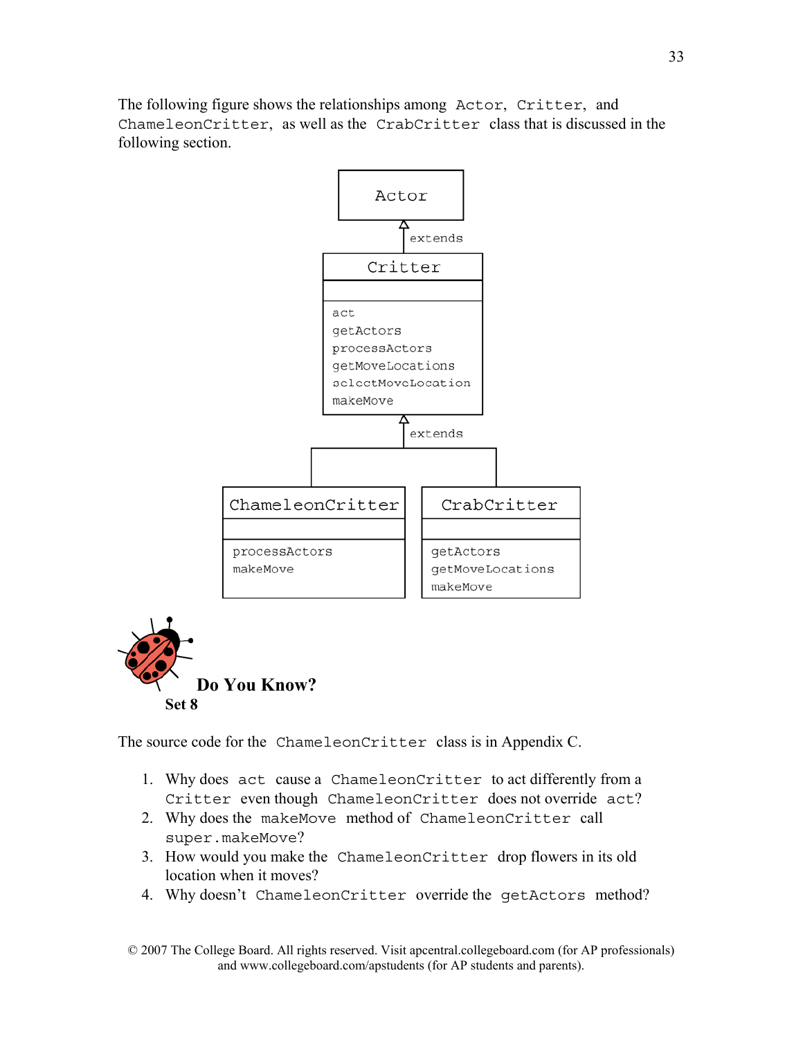The following figure shows the relationships among `Actor`, `Critter`, and `ChameleonCritter`, as well as the `CrabCritter` class that is discussed in the following section.

```
                 Actor
                   ^
                   | extends
                Critter
        ---------------------
        act
        getActors
        processActors
        getMoveLocations
        selectMoveLocation
        makeMove
                   ^
                   | extends
         ----------+----------
         |                   |
  ChameleonCritter       CrabCritter
  ----------------       ----------------
  processActors          getActors
  makeMove               getMoveLocations
                         makeMove
```

## Do You Know?

### Set 8

The source code for the `ChameleonCritter` class is in Appendix C.

1. Why does `act` cause a `ChameleonCritter` to act differently from a `Critter` even though `ChameleonCritter` does not override `act`?
2. Why does the `makeMove` method of `ChameleonCritter` call `super.makeMove`?
3. How would you make the `ChameleonCritter` drop flowers in its old location when it moves?
4. Why doesn't `ChameleonCritter` override the `getActors` method?

© 2007 The College Board. All rights reserved. Visit apcentral.collegeboard.com (for AP professionals) and www.collegeboard.com/apstudents (for AP students and parents).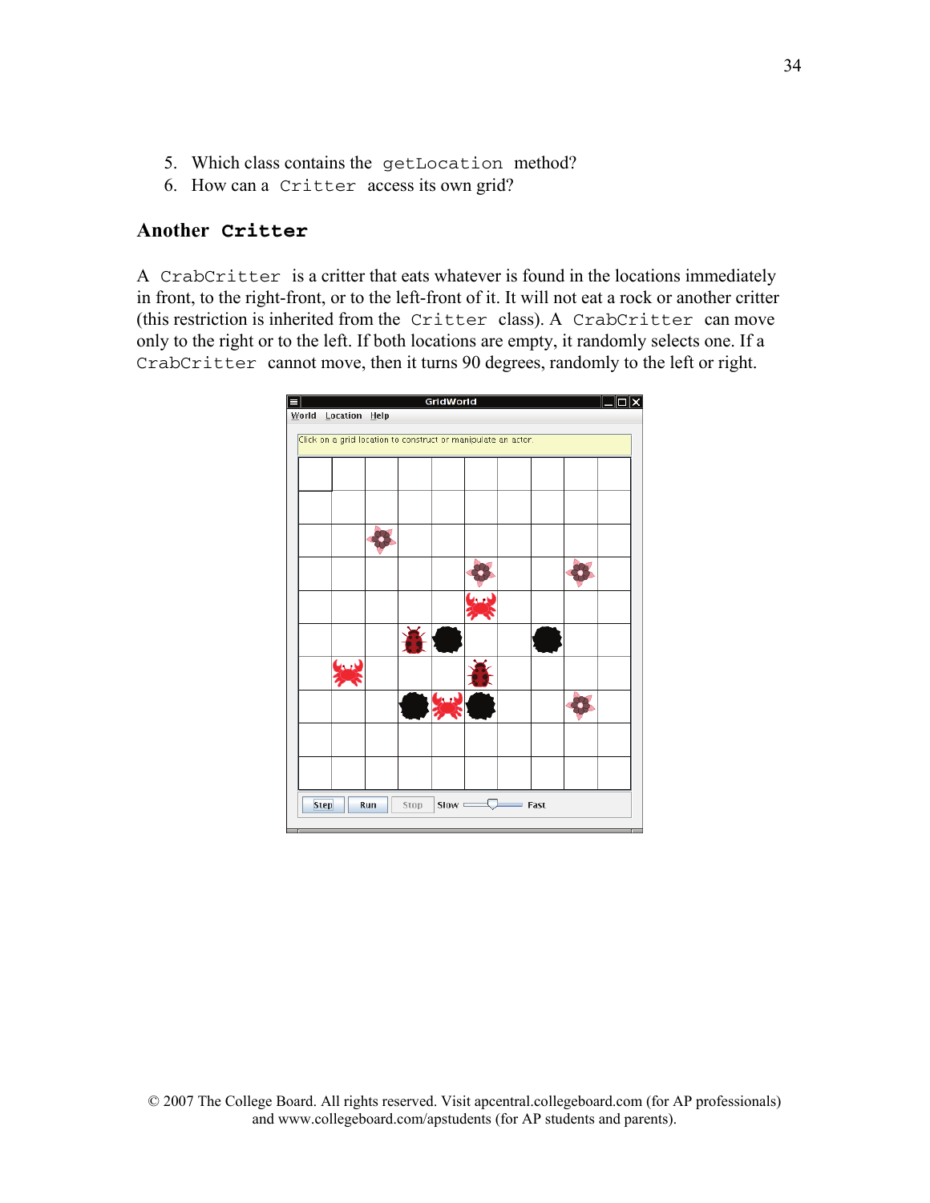5. Which class contains the `getLocation` method?
6. How can a `Critter` access its own grid?

## Another `Critter`

A `CrabCritter` is a critter that eats whatever is found in the locations immediately in front, to the right-front, or to the left-front of it. It will not eat a rock or another critter (this restriction is inherited from the `Critter` class). A `CrabCritter` can move only to the right or to the left. If both locations are empty, it randomly selects one. If a `CrabCritter` cannot move, then it turns 90 degrees, randomly to the left or right.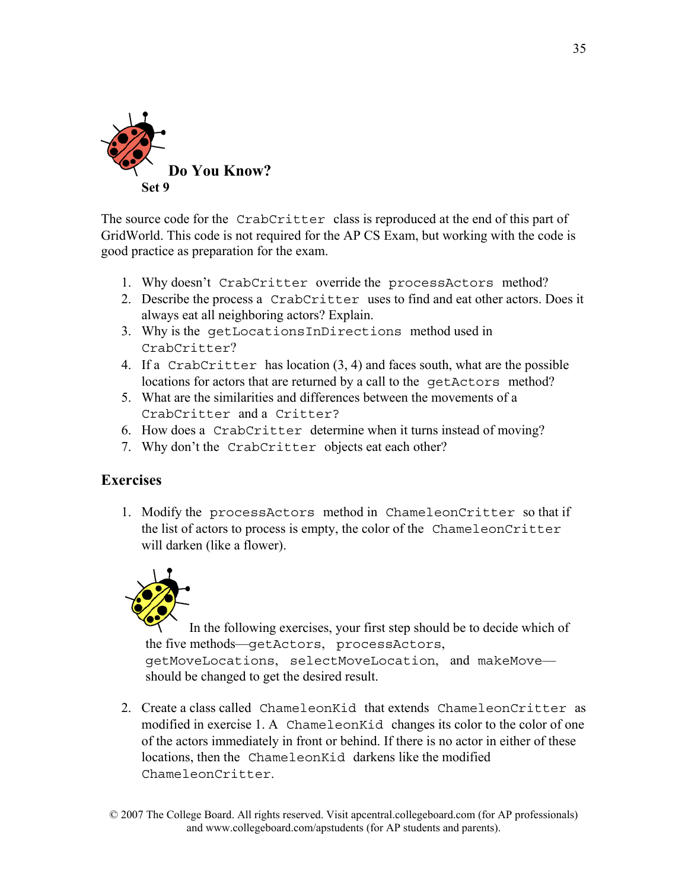## Do You Know?

### Set 9

The source code for the `CrabCritter` class is reproduced at the end of this part of GridWorld. This code is not required for the AP CS Exam, but working with the code is good practice as preparation for the exam.

1. Why doesn't `CrabCritter` override the `processActors` method?
2. Describe the process a `CrabCritter` uses to find and eat other actors. Does it always eat all neighboring actors? Explain.
3. Why is the `getLocationsInDirections` method used in `CrabCritter`?
4. If a `CrabCritter` has location (3, 4) and faces south, what are the possible locations for actors that are returned by a call to the `getActors` method?
5. What are the similarities and differences between the movements of a `CrabCritter` and a `Critter`?
6. How does a `CrabCritter` determine when it turns instead of moving?
7. Why don't the `CrabCritter` objects eat each other?

## Exercises

1. Modify the `processActors` method in `ChameleonCritter` so that if the list of actors to process is empty, the color of the `ChameleonCritter` will darken (like a flower).

   In the following exercises, your first step should be to decide which of the five methods—`getActors`, `processActors`, `getMoveLocations`, `selectMoveLocation`, and `makeMove`—should be changed to get the desired result.

2. Create a class called `ChameleonKid` that extends `ChameleonCritter` as modified in exercise 1. A `ChameleonKid` changes its color to the color of one of the actors immediately in front or behind. If there is no actor in either of these locations, then the `ChameleonKid` darkens like the modified `ChameleonCritter`.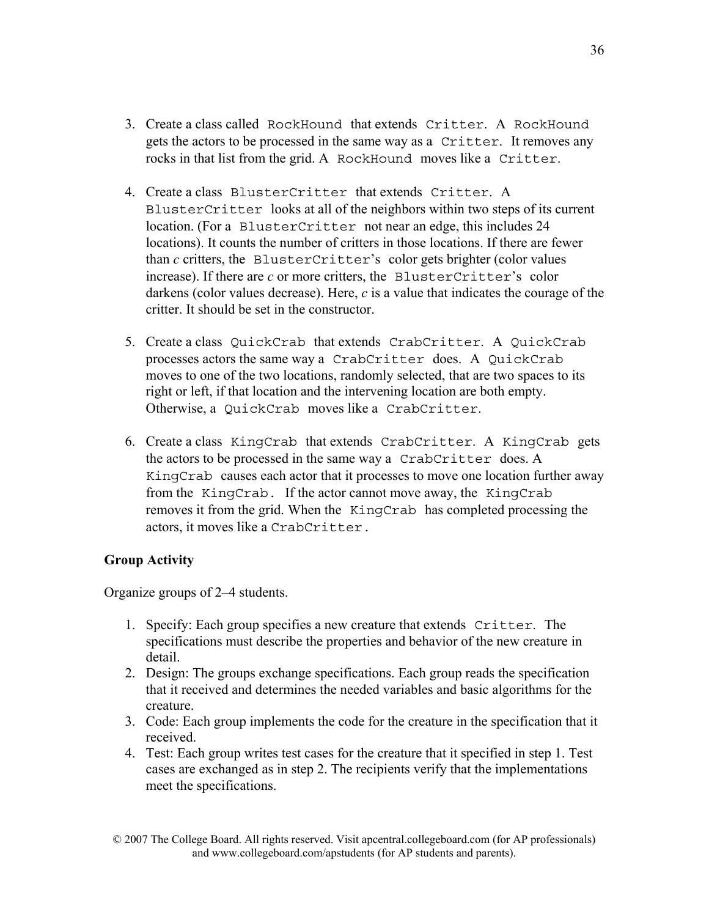3. Create a class called `RockHound` that extends `Critter`. A `RockHound` gets the actors to be processed in the same way as a `Critter`. It removes any rocks in that list from the grid. A `RockHound` moves like a `Critter`.

4. Create a class `BlusterCritter` that extends `Critter`. A `BlusterCritter` looks at all of the neighbors within two steps of its current location. (For a `BlusterCritter` not near an edge, this includes 24 locations). It counts the number of critters in those locations. If there are fewer than *c* critters, the `BlusterCritter`'s color gets brighter (color values increase). If there are *c* or more critters, the `BlusterCritter`'s color darkens (color values decrease). Here, *c* is a value that indicates the courage of the critter. It should be set in the constructor.

5. Create a class `QuickCrab` that extends `CrabCritter`. A `QuickCrab` processes actors the same way a `CrabCritter` does. A `QuickCrab` moves to one of the two locations, randomly selected, that are two spaces to its right or left, if that location and the intervening location are both empty. Otherwise, a `QuickCrab` moves like a `CrabCritter`.

6. Create a class `KingCrab` that extends `CrabCritter`. A `KingCrab` gets the actors to be processed in the same way a `CrabCritter` does. A `KingCrab` causes each actor that it processes to move one location further away from the `KingCrab.` If the actor cannot move away, the `KingCrab` removes it from the grid. When the `KingCrab` has completed processing the actors, it moves like a `CrabCritter.`

**Group Activity**

Organize groups of 2–4 students.

1. Specify: Each group specifies a new creature that extends `Critter`. The specifications must describe the properties and behavior of the new creature in detail.
2. Design: The groups exchange specifications. Each group reads the specification that it received and determines the needed variables and basic algorithms for the creature.
3. Code: Each group implements the code for the creature in the specification that it received.
4. Test: Each group writes test cases for the creature that it specified in step 1. Test cases are exchanged as in step 2. The recipients verify that the implementations meet the specifications.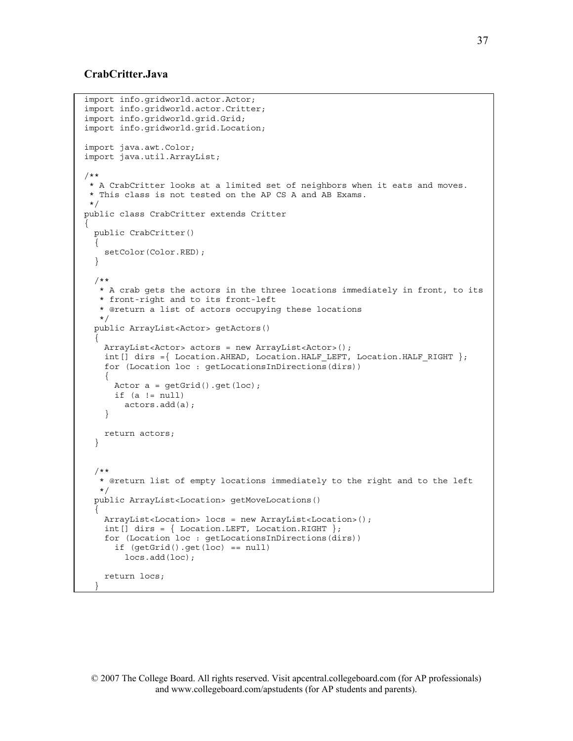## CrabCritter.Java

```
import info.gridworld.actor.Actor;
import info.gridworld.actor.Critter;
import info.gridworld.grid.Grid;
import info.gridworld.grid.Location;

import java.awt.Color;
import java.util.ArrayList;

/**
 * A CrabCritter looks at a limited set of neighbors when it eats and moves.
 * This class is not tested on the AP CS A and AB Exams.
 */
public class CrabCritter extends Critter
{
  public CrabCritter()
  {
    setColor(Color.RED);
  }

  /**
   * A crab gets the actors in the three locations immediately in front, to its
   * front-right and to its front-left
   * @return a list of actors occupying these locations
   */
  public ArrayList<Actor> getActors()
  {
    ArrayList<Actor> actors = new ArrayList<Actor>();
    int[] dirs ={ Location.AHEAD, Location.HALF_LEFT, Location.HALF_RIGHT };
    for (Location loc : getLocationsInDirections(dirs))
    {
      Actor a = getGrid().get(loc);
      if (a != null)
        actors.add(a);
    }

    return actors;
  }


  /**
   * @return list of empty locations immediately to the right and to the left
   */
  public ArrayList<Location> getMoveLocations()
  {
    ArrayList<Location> locs = new ArrayList<Location>();
    int[] dirs = { Location.LEFT, Location.RIGHT };
    for (Location loc : getLocationsInDirections(dirs))
      if (getGrid().get(loc) == null)
        locs.add(loc);

    return locs;
  }
```

© 2007 The College Board. All rights reserved. Visit apcentral.collegeboard.com (for AP professionals) and www.collegeboard.com/apstudents (for AP students and parents).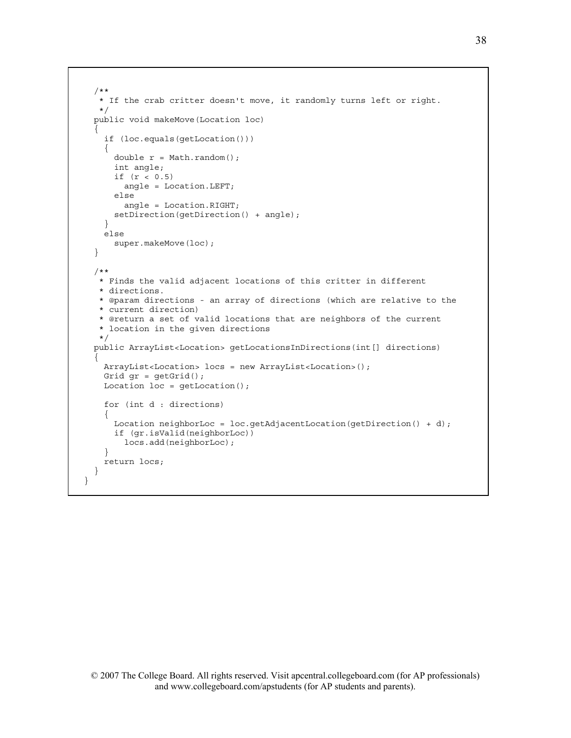```java
  /**
   * If the crab critter doesn't move, it randomly turns left or right.
   */
  public void makeMove(Location loc)
  {
    if (loc.equals(getLocation()))
    {
      double r = Math.random();
      int angle;
      if (r < 0.5)
        angle = Location.LEFT;
      else
        angle = Location.RIGHT;
      setDirection(getDirection() + angle);
    }
    else
      super.makeMove(loc);
  }

  /**
   * Finds the valid adjacent locations of this critter in different
   * directions.
   * @param directions - an array of directions (which are relative to the
   * current direction)
   * @return a set of valid locations that are neighbors of the current
   * location in the given directions
   */
  public ArrayList<Location> getLocationsInDirections(int[] directions)
  {
    ArrayList<Location> locs = new ArrayList<Location>();
    Grid gr = getGrid();
    Location loc = getLocation();

    for (int d : directions)
    {
      Location neighborLoc = loc.getAdjacentLocation(getDirection() + d);
      if (gr.isValid(neighborLoc))
        locs.add(neighborLoc);
    }
    return locs;
  }
}
```

© 2007 The College Board. All rights reserved. Visit apcentral.collegeboard.com (for AP professionals) and www.collegeboard.com/apstudents (for AP students and parents).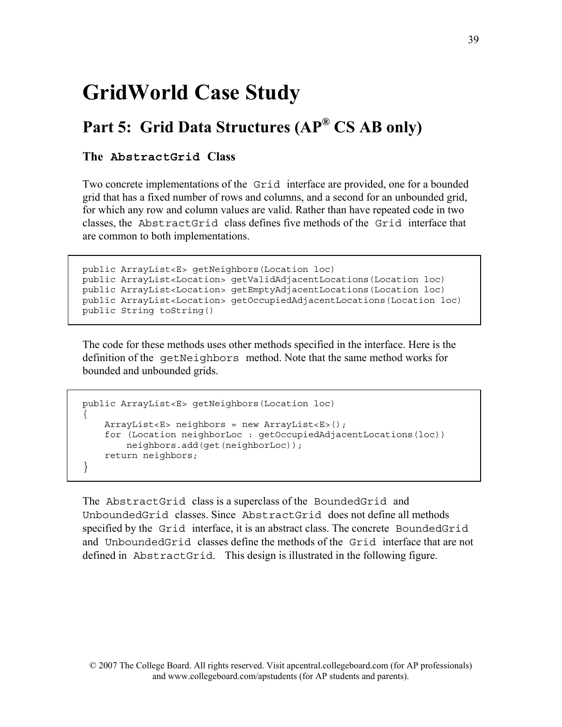# GridWorld Case Study

## Part 5: Grid Data Structures (AP® CS AB only)

### The `AbstractGrid` Class

Two concrete implementations of the `Grid` interface are provided, one for a bounded grid that has a fixed number of rows and columns, and a second for an unbounded grid, for which any row and column values are valid. Rather than have repeated code in two classes, the `AbstractGrid` class defines five methods of the `Grid` interface that are common to both implementations.

```
public ArrayList<E> getNeighbors(Location loc)
public ArrayList<Location> getValidAdjacentLocations(Location loc)
public ArrayList<Location> getEmptyAdjacentLocations(Location loc)
public ArrayList<Location> getOccupiedAdjacentLocations(Location loc)
public String toString()
```

The code for these methods uses other methods specified in the interface. Here is the definition of the `getNeighbors` method. Note that the same method works for bounded and unbounded grids.

```
public ArrayList<E> getNeighbors(Location loc)
{
    ArrayList<E> neighbors = new ArrayList<E>();
    for (Location neighborLoc : getOccupiedAdjacentLocations(loc))
        neighbors.add(get(neighborLoc));
    return neighbors;
}
```

The `AbstractGrid` class is a superclass of the `BoundedGrid` and `UnboundedGrid` classes. Since `AbstractGrid` does not define all methods specified by the `Grid` interface, it is an abstract class. The concrete `BoundedGrid` and `UnboundedGrid` classes define the methods of the `Grid` interface that are not defined in `AbstractGrid`. This design is illustrated in the following figure.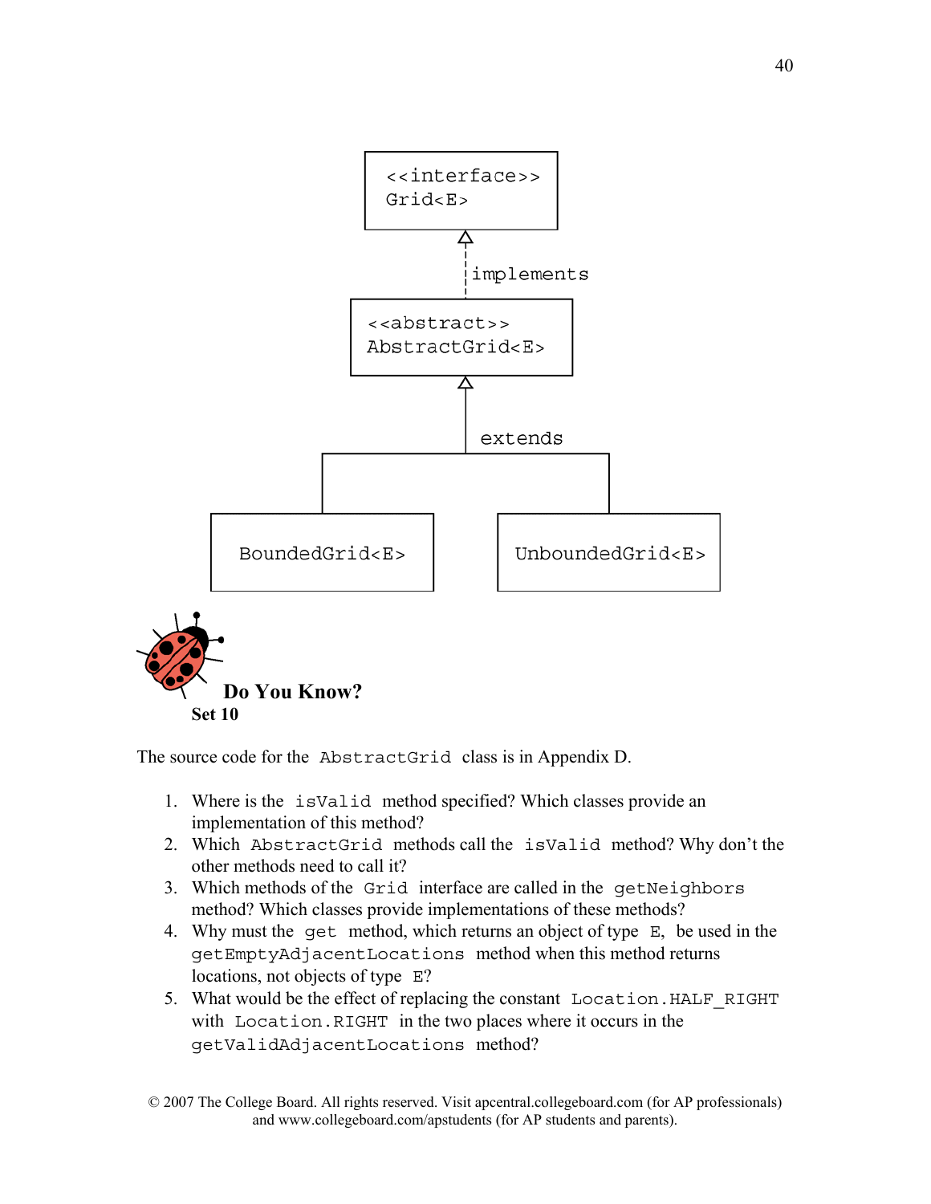```
<<interface>>
Grid<E>
     ^
     | implements
<<abstract>>
AbstractGrid<E>
     ^
     | extends
BoundedGrid<E>    UnboundedGrid<E>
```

## Do You Know?

**Set 10**

The source code for the `AbstractGrid` class is in Appendix D.

1. Where is the `isValid` method specified? Which classes provide an implementation of this method?
2. Which `AbstractGrid` methods call the `isValid` method? Why don't the other methods need to call it?
3. Which methods of the `Grid` interface are called in the `getNeighbors` method? Which classes provide implementations of these methods?
4. Why must the `get` method, which returns an object of type `E`, be used in the `getEmptyAdjacentLocations` method when this method returns locations, not objects of type `E`?
5. What would be the effect of replacing the constant `Location.HALF_RIGHT` with `Location.RIGHT` in the two places where it occurs in the `getValidAdjacentLocations` method?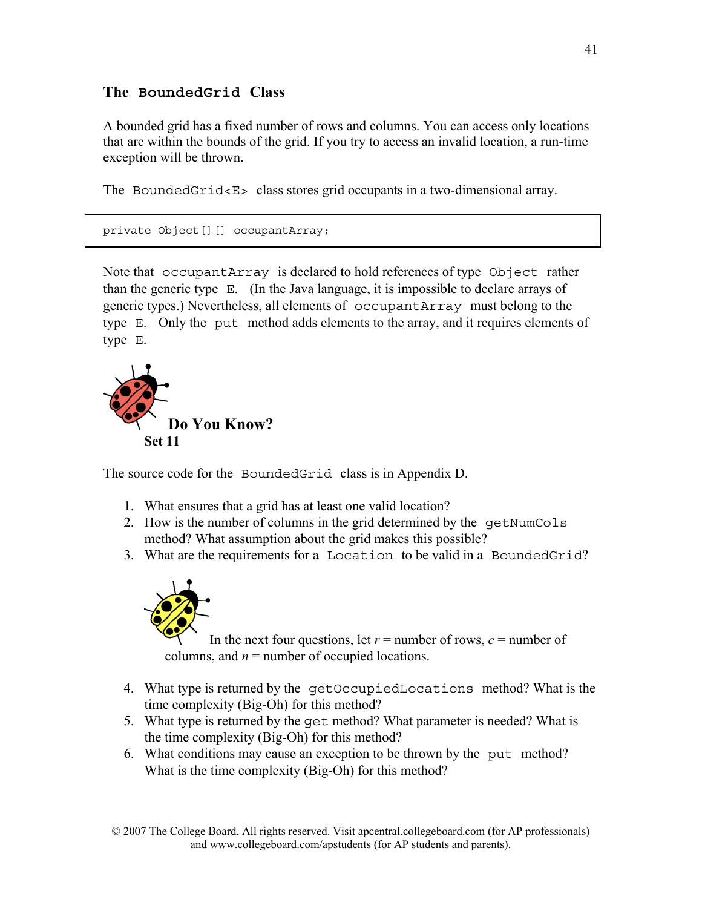## The `BoundedGrid` Class

A bounded grid has a fixed number of rows and columns. You can access only locations that are within the bounds of the grid. If you try to access an invalid location, a run-time exception will be thrown.

The `BoundedGrid<E>` class stores grid occupants in a two-dimensional array.

```
private Object[][] occupantArray;
```

Note that `occupantArray` is declared to hold references of type `Object` rather than the generic type `E`. (In the Java language, it is impossible to declare arrays of generic types.) Nevertheless, all elements of `occupantArray` must belong to the type `E`. Only the `put` method adds elements to the array, and it requires elements of type `E`.

### Do You Know?
**Set 11**

The source code for the `BoundedGrid` class is in Appendix D.

1. What ensures that a grid has at least one valid location?
2. How is the number of columns in the grid determined by the `getNumCols` method? What assumption about the grid makes this possible?
3. What are the requirements for a `Location` to be valid in a `BoundedGrid`?

In the next four questions, let $r$ = number of rows, $c$ = number of columns, and $n$ = number of occupied locations.

4. What type is returned by the `getOccupiedLocations` method? What is the time complexity (Big-Oh) for this method?
5. What type is returned by the `get` method? What parameter is needed? What is the time complexity (Big-Oh) for this method?
6. What conditions may cause an exception to be thrown by the `put` method? What is the time complexity (Big-Oh) for this method?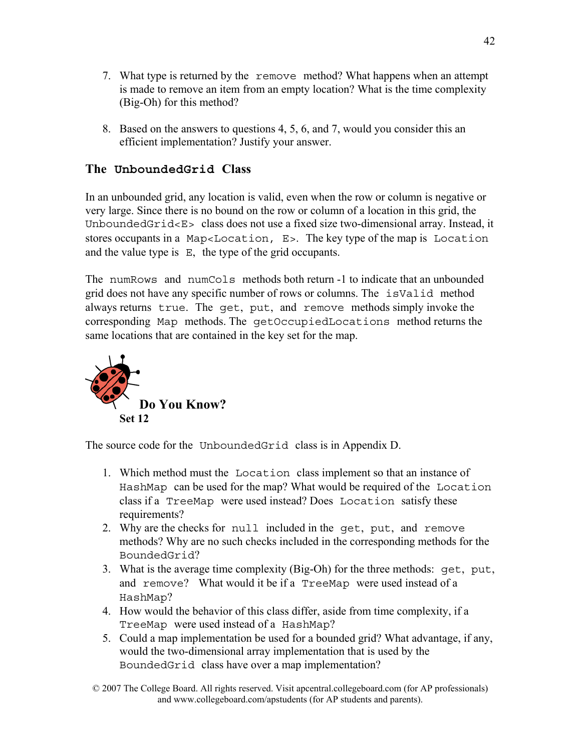7. What type is returned by the `remove` method? What happens when an attempt is made to remove an item from an empty location? What is the time complexity (Big-Oh) for this method?

8. Based on the answers to questions 4, 5, 6, and 7, would you consider this an efficient implementation? Justify your answer.

## The `UnboundedGrid` Class

In an unbounded grid, any location is valid, even when the row or column is negative or very large. Since there is no bound on the row or column of a location in this grid, the `UnboundedGrid<E>` class does not use a fixed size two-dimensional array. Instead, it stores occupants in a `Map<Location, E>`. The key type of the map is `Location` and the value type is `E`, the type of the grid occupants.

The `numRows` and `numCols` methods both return -1 to indicate that an unbounded grid does not have any specific number of rows or columns. The `isValid` method always returns `true`. The `get`, `put`, and `remove` methods simply invoke the corresponding `Map` methods. The `getOccupiedLocations` method returns the same locations that are contained in the key set for the map.

### Do You Know?

**Set 12**

The source code for the `UnboundedGrid` class is in Appendix D.

1. Which method must the `Location` class implement so that an instance of `HashMap` can be used for the map? What would be required of the `Location` class if a `TreeMap` were used instead? Does `Location` satisfy these requirements?
2. Why are the checks for `null` included in the `get`, `put`, and `remove` methods? Why are no such checks included in the corresponding methods for the `BoundedGrid`?
3. What is the average time complexity (Big-Oh) for the three methods: `get`, `put`, and `remove`? What would it be if a `TreeMap` were used instead of a `HashMap`?
4. How would the behavior of this class differ, aside from time complexity, if a `TreeMap` were used instead of a `HashMap`?
5. Could a map implementation be used for a bounded grid? What advantage, if any, would the two-dimensional array implementation that is used by the `BoundedGrid` class have over a map implementation?

© 2007 The College Board. All rights reserved. Visit apcentral.collegeboard.com (for AP professionals) and www.collegeboard.com/apstudents (for AP students and parents).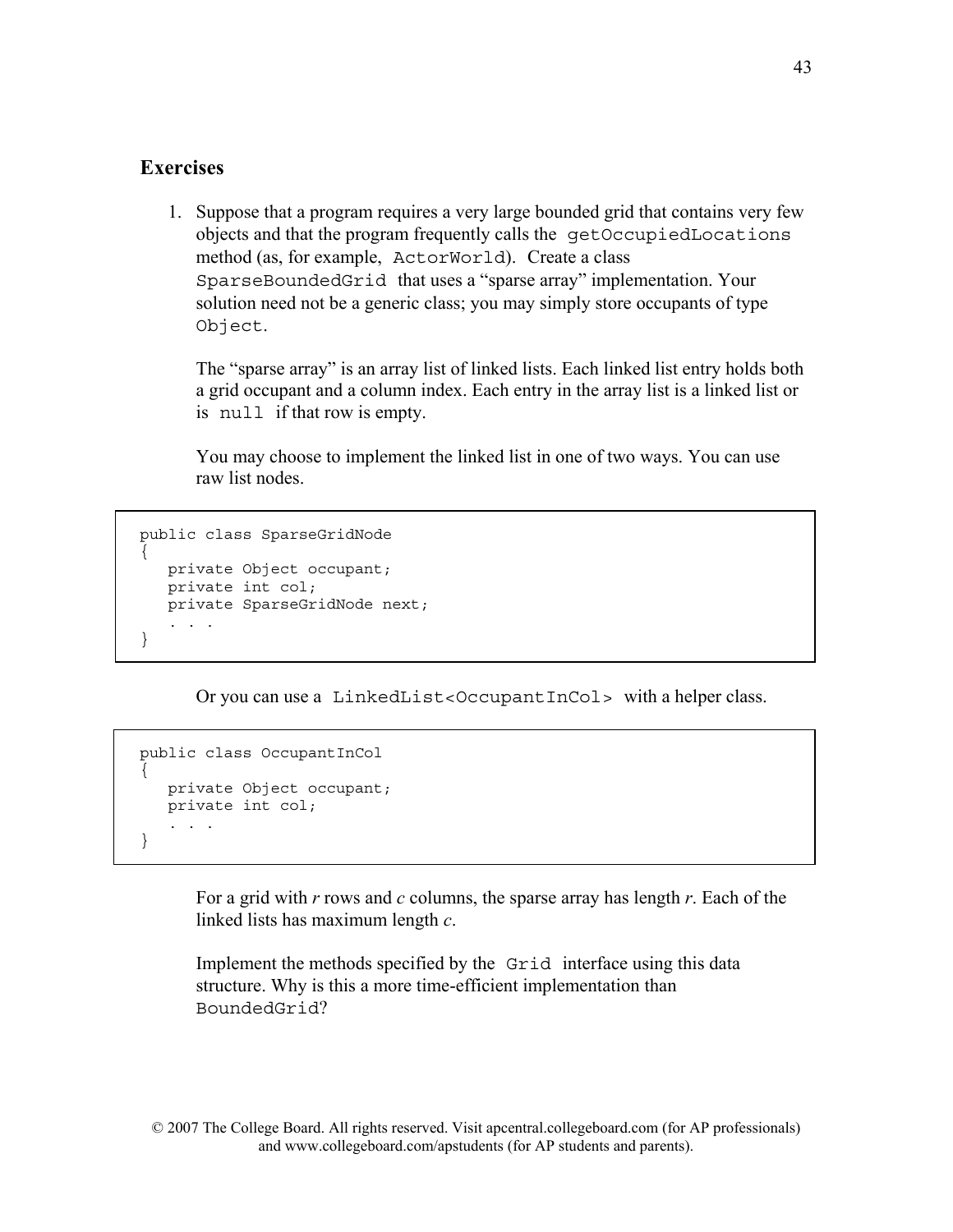## Exercises

1. Suppose that a program requires a very large bounded grid that contains very few objects and that the program frequently calls the `getOccupiedLocations` method (as, for example, `ActorWorld`). Create a class `SparseBoundedGrid` that uses a "sparse array" implementation. Your solution need not be a generic class; you may simply store occupants of type `Object`.

   The "sparse array" is an array list of linked lists. Each linked list entry holds both a grid occupant and a column index. Each entry in the array list is a linked list or is `null` if that row is empty.

   You may choose to implement the linked list in one of two ways. You can use raw list nodes.

```
public class SparseGridNode
{
   private Object occupant;
   private int col;
   private SparseGridNode next;
   . . .
}
```

   Or you can use a `LinkedList<OccupantInCol>` with a helper class.

```
public class OccupantInCol
{
   private Object occupant;
   private int col;
   . . .
}
```

   For a grid with *r* rows and *c* columns, the sparse array has length *r*. Each of the linked lists has maximum length *c*.

   Implement the methods specified by the `Grid` interface using this data structure. Why is this a more time-efficient implementation than `BoundedGrid`?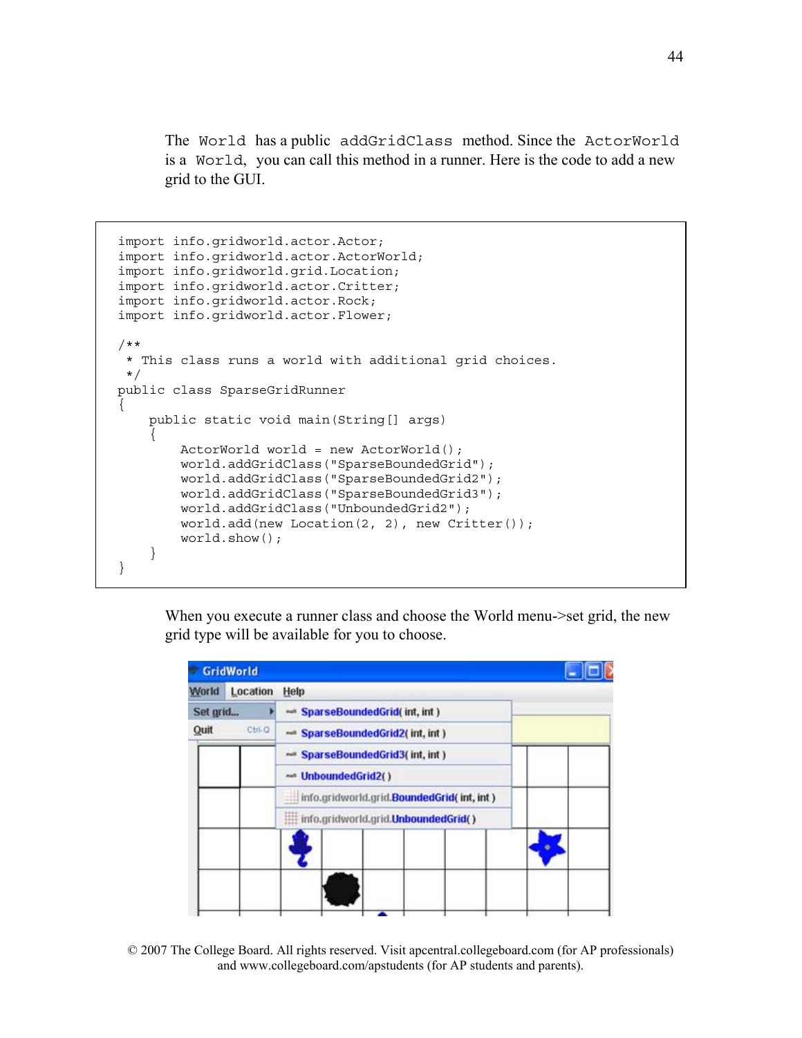The `World` has a public `addGridClass` method. Since the `ActorWorld` is a `World`, you can call this method in a runner. Here is the code to add a new grid to the GUI.

```
import info.gridworld.actor.Actor;
import info.gridworld.actor.ActorWorld;
import info.gridworld.grid.Location;
import info.gridworld.actor.Critter;
import info.gridworld.actor.Rock;
import info.gridworld.actor.Flower;

/**
 * This class runs a world with additional grid choices.
 */
public class SparseGridRunner
{
    public static void main(String[] args)
    {
        ActorWorld world = new ActorWorld();
        world.addGridClass("SparseBoundedGrid");
        world.addGridClass("SparseBoundedGrid2");
        world.addGridClass("SparseBoundedGrid3");
        world.addGridClass("UnboundedGrid2");
        world.add(new Location(2, 2), new Critter());
        world.show();
    }
}
```

When you execute a runner class and choose the World menu->set grid, the new grid type will be available for you to choose.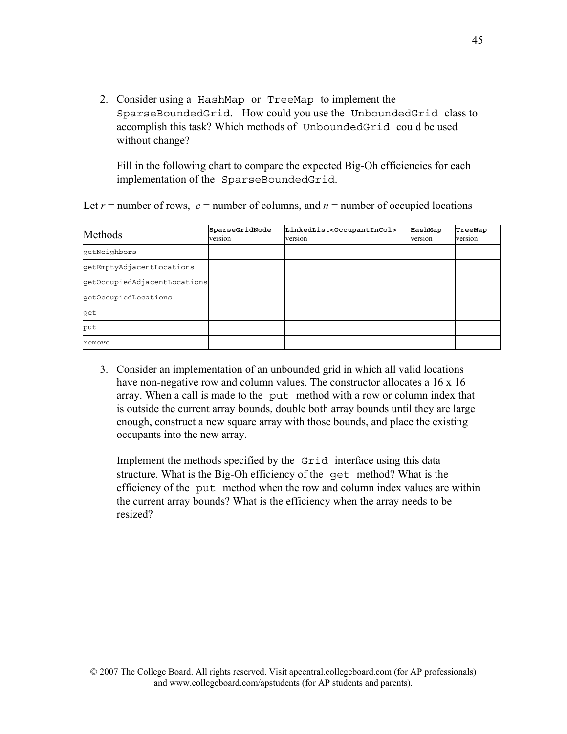2. Consider using a `HashMap` or `TreeMap` to implement the `SparseBoundedGrid`. How could you use the `UnboundedGrid` class to accomplish this task? Which methods of `UnboundedGrid` could be used without change?

   Fill in the following chart to compare the expected Big-Oh efficiencies for each implementation of the `SparseBoundedGrid`.

Let $r$ = number of rows, $c$ = number of columns, and $n$ = number of occupied locations

| Methods | `SparseGridNode` version | `LinkedList<OccupantInCol>` version | `HashMap` version | `TreeMap` version |
|---|---|---|---|---|
| `getNeighbors` | | | | |
| `getEmptyAdjacentLocations` | | | | |
| `getOccupiedAdjacentLocations` | | | | |
| `getOccupiedLocations` | | | | |
| `get` | | | | |
| `put` | | | | |
| `remove` | | | | |

3. Consider an implementation of an unbounded grid in which all valid locations have non-negative row and column values. The constructor allocates a 16 x 16 array. When a call is made to the `put` method with a row or column index that is outside the current array bounds, double both array bounds until they are large enough, construct a new square array with those bounds, and place the existing occupants into the new array.

   Implement the methods specified by the `Grid` interface using this data structure. What is the Big-Oh efficiency of the `get` method? What is the efficiency of the `put` method when the row and column index values are within the current array bounds? What is the efficiency when the array needs to be resized?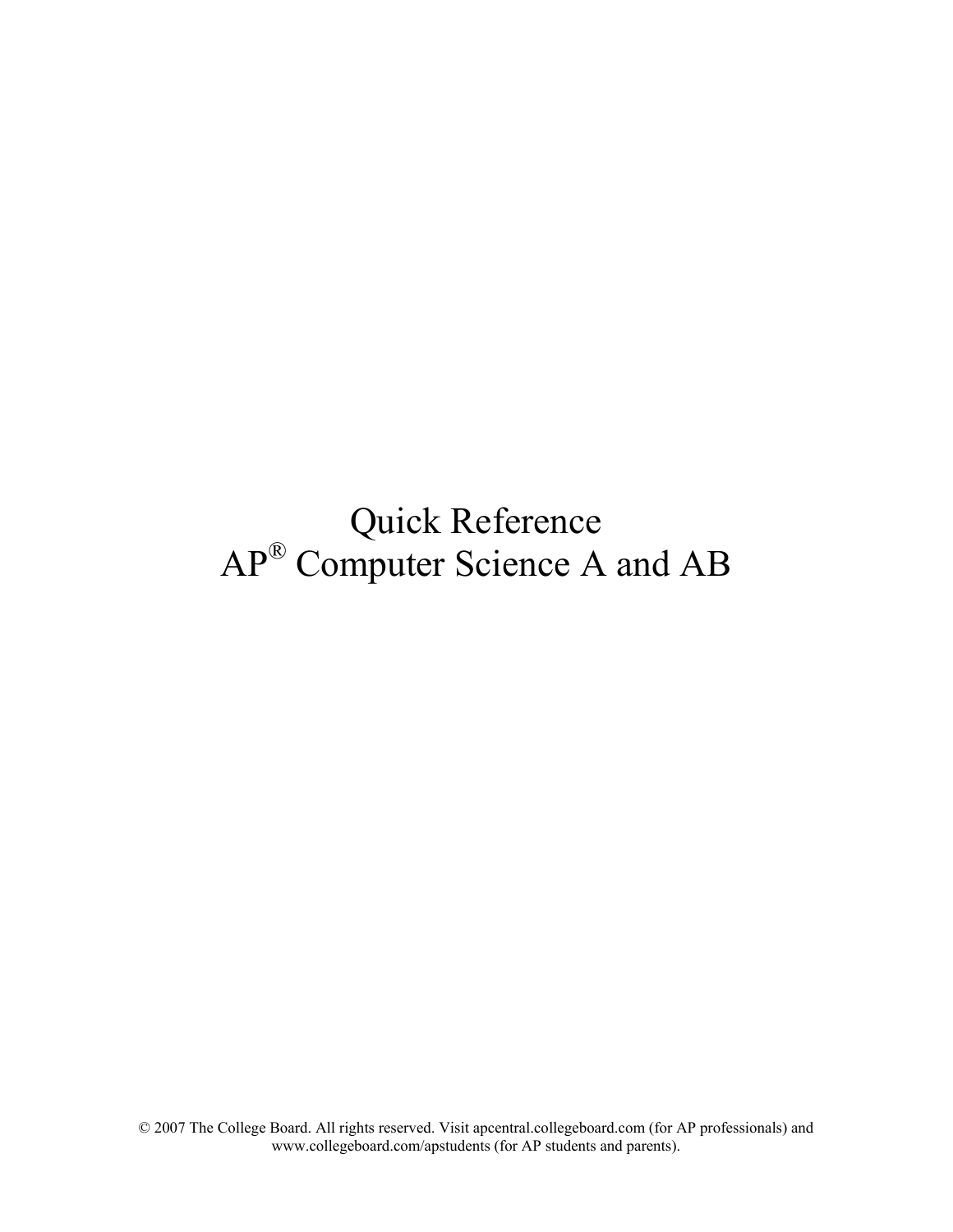# Quick Reference
# AP® Computer Science A and AB

© 2007 The College Board. All rights reserved. Visit apcentral.collegeboard.com (for AP professionals) and www.collegeboard.com/apstudents (for AP students and parents).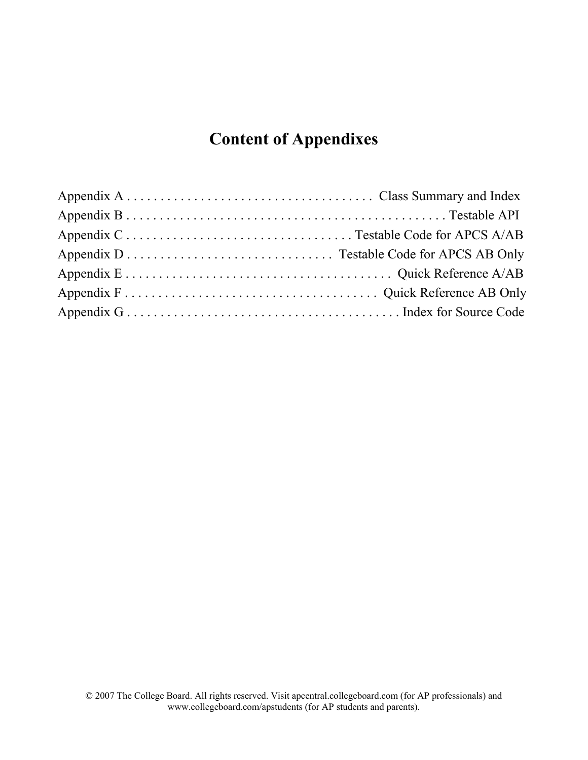# Content of Appendixes

| | |
|---|---|
| Appendix A | Class Summary and Index |
| Appendix B | Testable API |
| Appendix C | Testable Code for APCS A/AB |
| Appendix D | Testable Code for APCS AB Only |
| Appendix E | Quick Reference A/AB |
| Appendix F | Quick Reference AB Only |
| Appendix G | Index for Source Code |

© 2007 The College Board. All rights reserved. Visit apcentral.collegeboard.com (for AP professionals) and www.collegeboard.com/apstudents (for AP students and parents).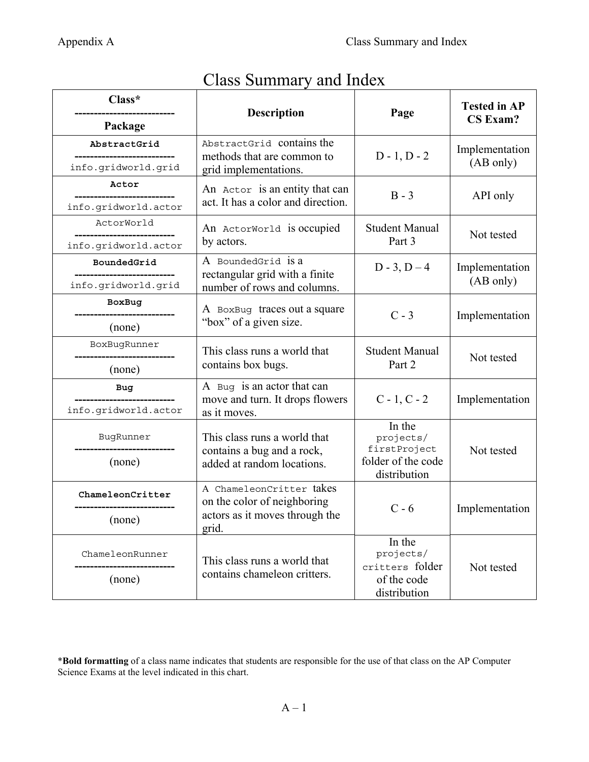# Class Summary and Index

| Class* / Package | Description | Page | Tested in AP CS Exam? |
|---|---|---|---|
| **`AbstractGrid`** / `info.gridworld.grid` | `AbstractGrid` contains the methods that are common to grid implementations. | D - 1, D - 2 | Implementation (AB only) |
| **`Actor`** / `info.gridworld.actor` | An `Actor` is an entity that can act. It has a color and direction. | B - 3 | API only |
| `ActorWorld` / `info.gridworld.actor` | An `ActorWorld` is occupied by actors. | Student Manual Part 3 | Not tested |
| **`BoundedGrid`** / `info.gridworld.grid` | A `BoundedGrid` is a rectangular grid with a finite number of rows and columns. | D - 3, D – 4 | Implementation (AB only) |
| **`BoxBug`** / (none) | A `BoxBug` traces out a square “box” of a given size. | C - 3 | Implementation |
| `BoxBugRunner` / (none) | This class runs a world that contains box bugs. | Student Manual Part 2 | Not tested |
| **`Bug`** / `info.gridworld.actor` | A `Bug` is an actor that can move and turn. It drops flowers as it moves. | C - 1, C - 2 | Implementation |
| `BugRunner` / (none) | This class runs a world that contains a bug and a rock, added at random locations. | In the `projects/firstProject` folder of the code distribution | Not tested |
| **`ChameleonCritter`** / (none) | A `ChameleonCritter` takes on the color of neighboring actors as it moves through the grid. | C - 6 | Implementation |
| `ChameleonRunner` / (none) | This class runs a world that contains chameleon critters. | In the `projects/critters` folder of the code distribution | Not tested |

\***Bold formatting** of a class name indicates that students are responsible for the use of that class on the AP Computer Science Exams at the level indicated in this chart.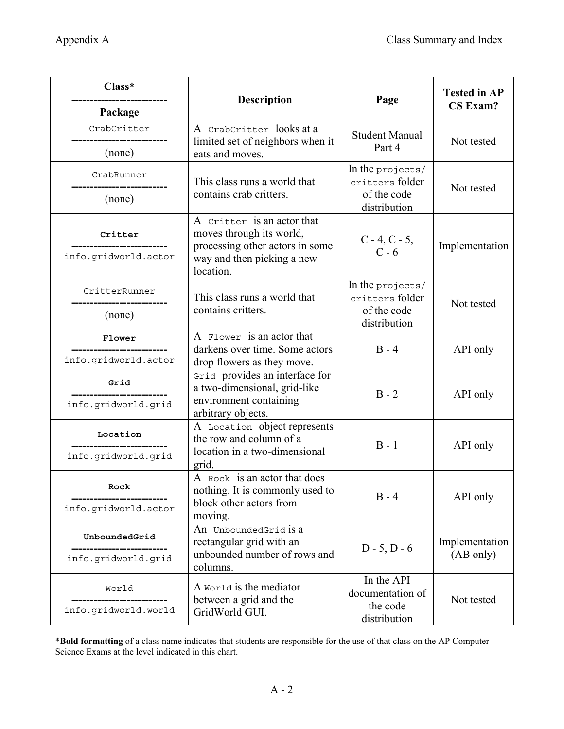| Class* -------------------------- Package | Description | Page | Tested in AP CS Exam? |
|---|---|---|---|
| CrabCritter -------------------------- (none) | A CrabCritter looks at a limited set of neighbors when it eats and moves. | Student Manual Part 4 | Not tested |
| CrabRunner -------------------------- (none) | This class runs a world that contains crab critters. | In the projects/ critters folder of the code distribution | Not tested |
| **Critter** -------------------------- info.gridworld.actor | A Critter is an actor that moves through its world, processing other actors in some way and then picking a new location. | C - 4, C - 5, C - 6 | Implementation |
| CritterRunner -------------------------- (none) | This class runs a world that contains critters. | In the projects/ critters folder of the code distribution | Not tested |
| **Flower** -------------------------- info.gridworld.actor | A Flower is an actor that darkens over time. Some actors drop flowers as they move. | B - 4 | API only |
| **Grid** -------------------------- info.gridworld.grid | Grid provides an interface for a two-dimensional, grid-like environment containing arbitrary objects. | B - 2 | API only |
| **Location** -------------------------- info.gridworld.grid | A Location object represents the row and column of a location in a two-dimensional grid. | B - 1 | API only |
| **Rock** -------------------------- info.gridworld.actor | A Rock is an actor that does nothing. It is commonly used to block other actors from moving. | B - 4 | API only |
| **UnboundedGrid** -------------------------- info.gridworld.grid | An UnboundedGrid is a rectangular grid with an unbounded number of rows and columns. | D - 5, D - 6 | Implementation (AB only) |
| World -------------------------- info.gridworld.world | A World is the mediator between a grid and the GridWorld GUI. | In the API documentation of the code distribution | Not tested |

\***Bold formatting** of a class name indicates that students are responsible for the use of that class on the AP Computer Science Exams at the level indicated in this chart.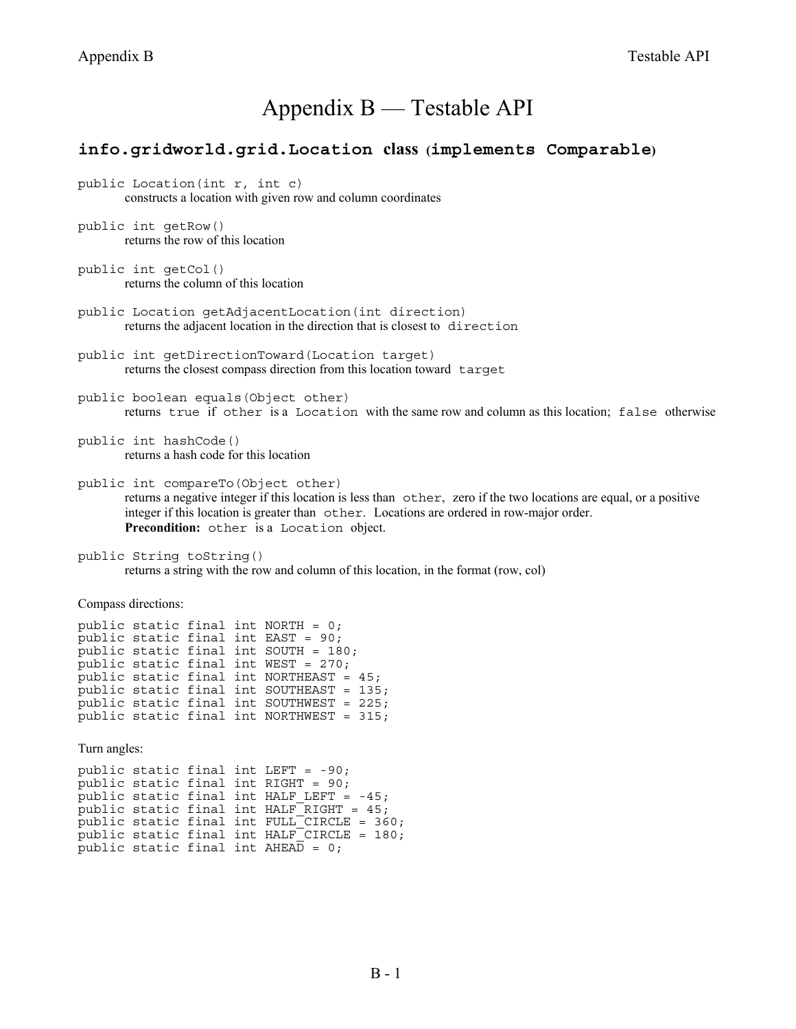# Appendix B — Testable API

## `info.gridworld.grid.Location` class (`implements Comparable`)

`public Location(int r, int c)`
constructs a location with given row and column coordinates

`public int getRow()`
returns the row of this location

`public int getCol()`
returns the column of this location

`public Location getAdjacentLocation(int direction)`
returns the adjacent location in the direction that is closest to `direction`

`public int getDirectionToward(Location target)`
returns the closest compass direction from this location toward `target`

`public boolean equals(Object other)`
returns `true` if `other` is a `Location` with the same row and column as this location; `false` otherwise

`public int hashCode()`
returns a hash code for this location

`public int compareTo(Object other)`
returns a negative integer if this location is less than `other`, zero if the two locations are equal, or a positive integer if this location is greater than `other`. Locations are ordered in row-major order.
**Precondition:** `other` is a `Location` object.

`public String toString()`
returns a string with the row and column of this location, in the format (row, col)

Compass directions:

```
public static final int NORTH = 0;
public static final int EAST = 90;
public static final int SOUTH = 180;
public static final int WEST = 270;
public static final int NORTHEAST = 45;
public static final int SOUTHEAST = 135;
public static final int SOUTHWEST = 225;
public static final int NORTHWEST = 315;
```

Turn angles:

```
public static final int LEFT = -90;
public static final int RIGHT = 90;
public static final int HALF_LEFT = -45;
public static final int HALF_RIGHT = 45;
public static final int FULL_CIRCLE = 360;
public static final int HALF_CIRCLE = 180;
public static final int AHEAD = 0;
```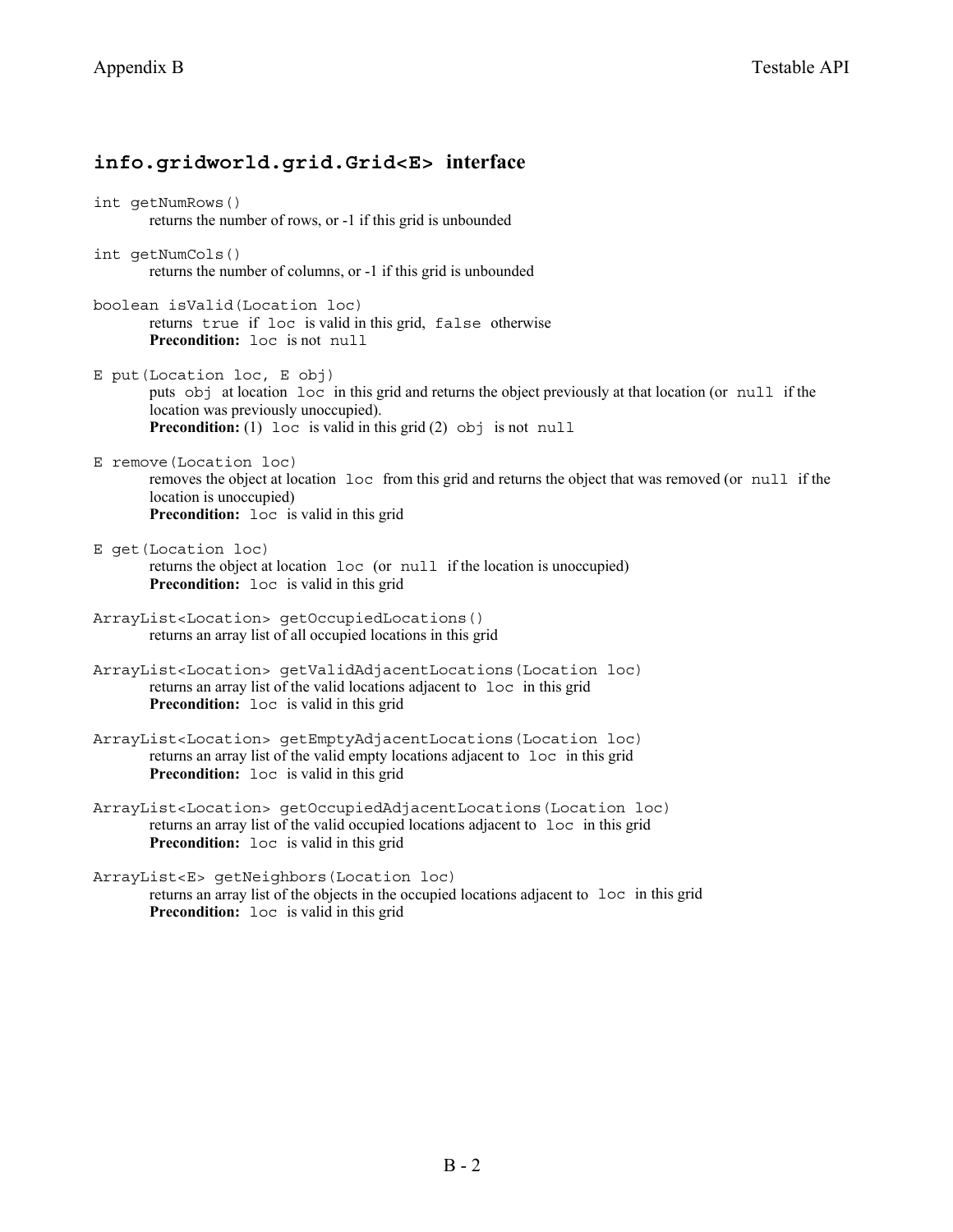## `info.gridworld.grid.Grid<E>` interface

`int getNumRows()`
returns the number of rows, or -1 if this grid is unbounded

`int getNumCols()`
returns the number of columns, or -1 if this grid is unbounded

`boolean isValid(Location loc)`
returns `true` if `loc` is valid in this grid, `false` otherwise
**Precondition:** `loc` is not `null`

`E put(Location loc, E obj)`
puts `obj` at location `loc` in this grid and returns the object previously at that location (or `null` if the location was previously unoccupied).
**Precondition:** (1) `loc` is valid in this grid (2) `obj` is not `null`

`E remove(Location loc)`
removes the object at location `loc` from this grid and returns the object that was removed (or `null` if the location is unoccupied)
**Precondition:** `loc` is valid in this grid

`E get(Location loc)`
returns the object at location `loc` (or `null` if the location is unoccupied)
**Precondition:** `loc` is valid in this grid

`ArrayList<Location> getOccupiedLocations()`
returns an array list of all occupied locations in this grid

`ArrayList<Location> getValidAdjacentLocations(Location loc)`
returns an array list of the valid locations adjacent to `loc` in this grid
**Precondition:** `loc` is valid in this grid

`ArrayList<Location> getEmptyAdjacentLocations(Location loc)`
returns an array list of the valid empty locations adjacent to `loc` in this grid
**Precondition:** `loc` is valid in this grid

`ArrayList<Location> getOccupiedAdjacentLocations(Location loc)`
returns an array list of the valid occupied locations adjacent to `loc` in this grid
**Precondition:** `loc` is valid in this grid

`ArrayList<E> getNeighbors(Location loc)`
returns an array list of the objects in the occupied locations adjacent to `loc` in this grid
**Precondition:** `loc` is valid in this grid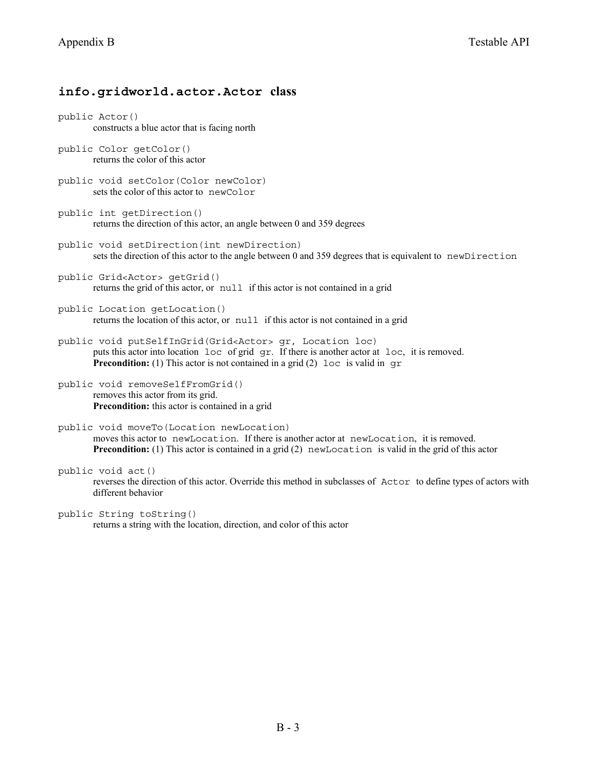## `info.gridworld.actor.Actor` class

`public Actor()`
constructs a blue actor that is facing north

`public Color getColor()`
returns the color of this actor

`public void setColor(Color newColor)`
sets the color of this actor to `newColor`

`public int getDirection()`
returns the direction of this actor, an angle between 0 and 359 degrees

`public void setDirection(int newDirection)`
sets the direction of this actor to the angle between 0 and 359 degrees that is equivalent to `newDirection`

`public Grid<Actor> getGrid()`
returns the grid of this actor, or `null` if this actor is not contained in a grid

`public Location getLocation()`
returns the location of this actor, or `null` if this actor is not contained in a grid

`public void putSelfInGrid(Grid<Actor> gr, Location loc)`
puts this actor into location `loc` of grid `gr`. If there is another actor at `loc`, it is removed.
**Precondition:** (1) This actor is not contained in a grid (2) `loc` is valid in `gr`

`public void removeSelfFromGrid()`
removes this actor from its grid.
**Precondition:** this actor is contained in a grid

`public void moveTo(Location newLocation)`
moves this actor to `newLocation`. If there is another actor at `newLocation`, it is removed.
**Precondition:** (1) This actor is contained in a grid (2) `newLocation` is valid in the grid of this actor

`public void act()`
reverses the direction of this actor. Override this method in subclasses of `Actor` to define types of actors with different behavior

`public String toString()`
returns a string with the location, direction, and color of this actor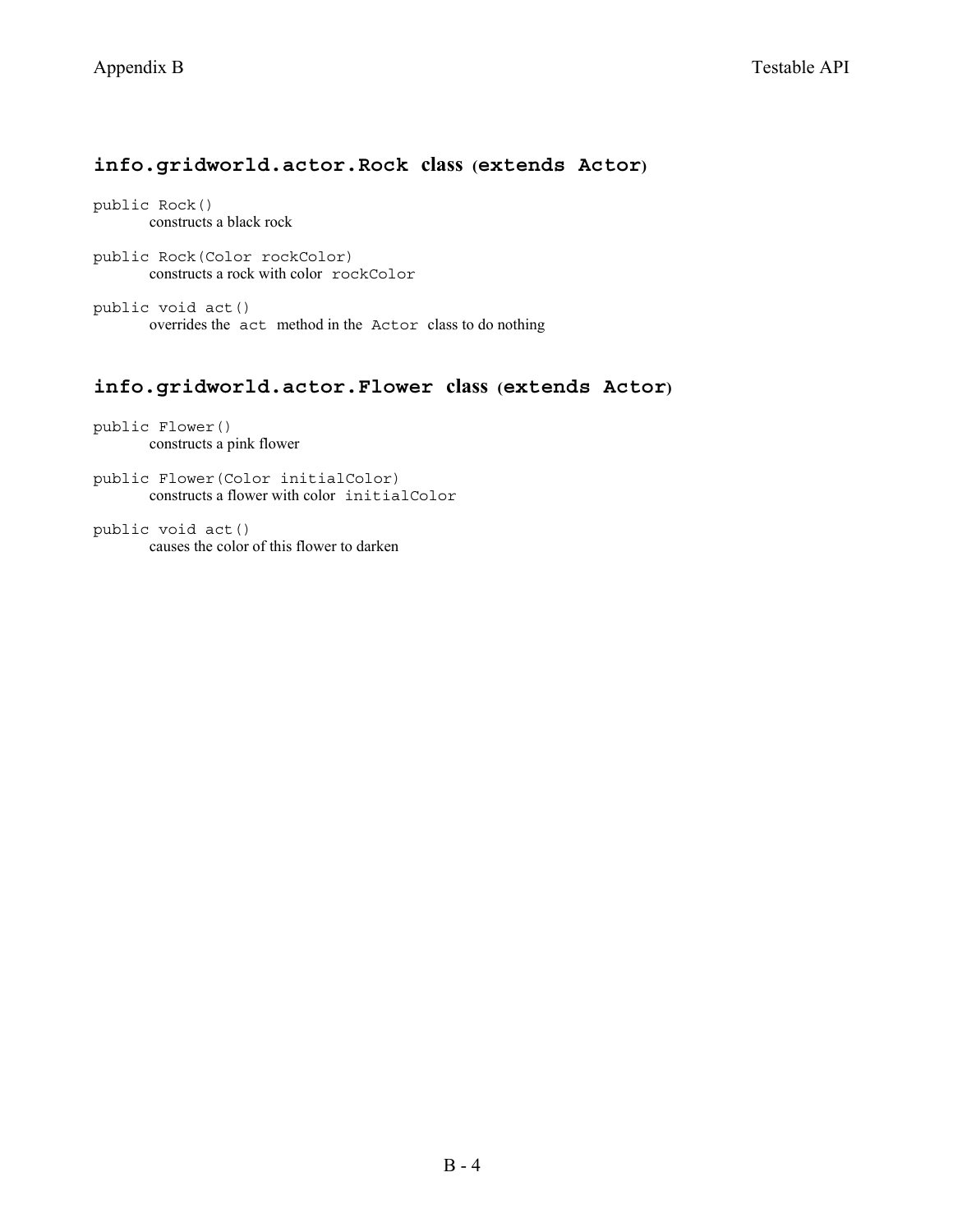## info.gridworld.actor.Rock class (extends Actor)

`public Rock()`
constructs a black rock

`public Rock(Color rockColor)`
constructs a rock with color `rockColor`

`public void act()`
overrides the `act` method in the `Actor` class to do nothing

## info.gridworld.actor.Flower class (extends Actor)

`public Flower()`
constructs a pink flower

`public Flower(Color initialColor)`
constructs a flower with color `initialColor`

`public void act()`
causes the color of this flower to darken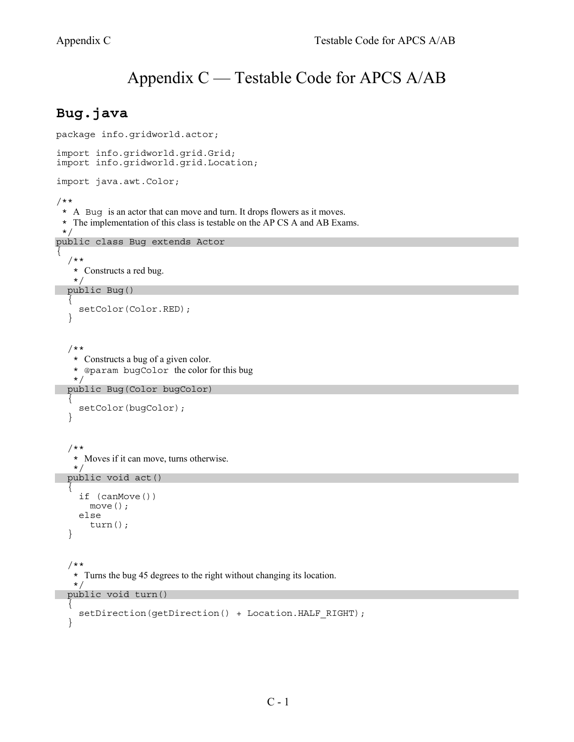# Appendix C — Testable Code for APCS A/AB

## Bug.java

```
package info.gridworld.actor;

import info.gridworld.grid.Grid;
import info.gridworld.grid.Location;

import java.awt.Color;

/**
 * A Bug is an actor that can move and turn. It drops flowers as it moves.
 * The implementation of this class is testable on the AP CS A and AB Exams.
 */
public class Bug extends Actor
{
   /**
    * Constructs a red bug.
    */
   public Bug()
   {
      setColor(Color.RED);
   }


   /**
    * Constructs a bug of a given color.
    * @param bugColor the color for this bug
    */
   public Bug(Color bugColor)
   {
      setColor(bugColor);
   }


   /**
    * Moves if it can move, turns otherwise.
    */
   public void act()
   {
      if (canMove())
         move();
      else
         turn();
   }


   /**
    * Turns the bug 45 degrees to the right without changing its location.
    */
   public void turn()
   {
      setDirection(getDirection() + Location.HALF_RIGHT);
   }
```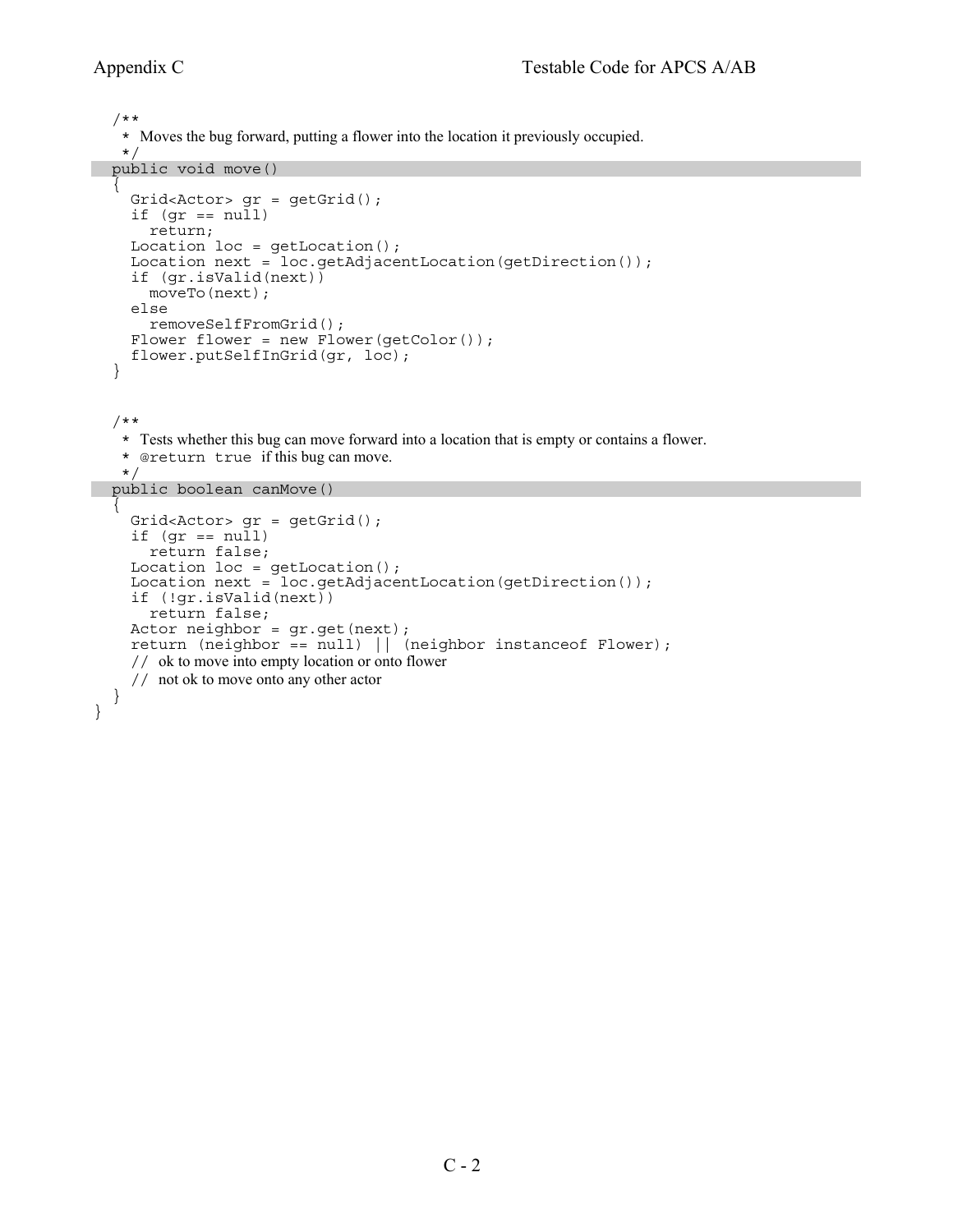```java
   /**
    * Moves the bug forward, putting a flower into the location it previously occupied.
    */
   public void move()
   {
      Grid<Actor> gr = getGrid();
      if (gr == null)
         return;
      Location loc = getLocation();
      Location next = loc.getAdjacentLocation(getDirection());
      if (gr.isValid(next))
         moveTo(next);
      else
         removeSelfFromGrid();
      Flower flower = new Flower(getColor());
      flower.putSelfInGrid(gr, loc);
   }


   /**
    * Tests whether this bug can move forward into a location that is empty or contains a flower.
    * @return true if this bug can move.
    */
   public boolean canMove()
   {
      Grid<Actor> gr = getGrid();
      if (gr == null)
         return false;
      Location loc = getLocation();
      Location next = loc.getAdjacentLocation(getDirection());
      if (!gr.isValid(next))
         return false;
      Actor neighbor = gr.get(next);
      return (neighbor == null) || (neighbor instanceof Flower);
      // ok to move into empty location or onto flower
      // not ok to move onto any other actor
   }
}
```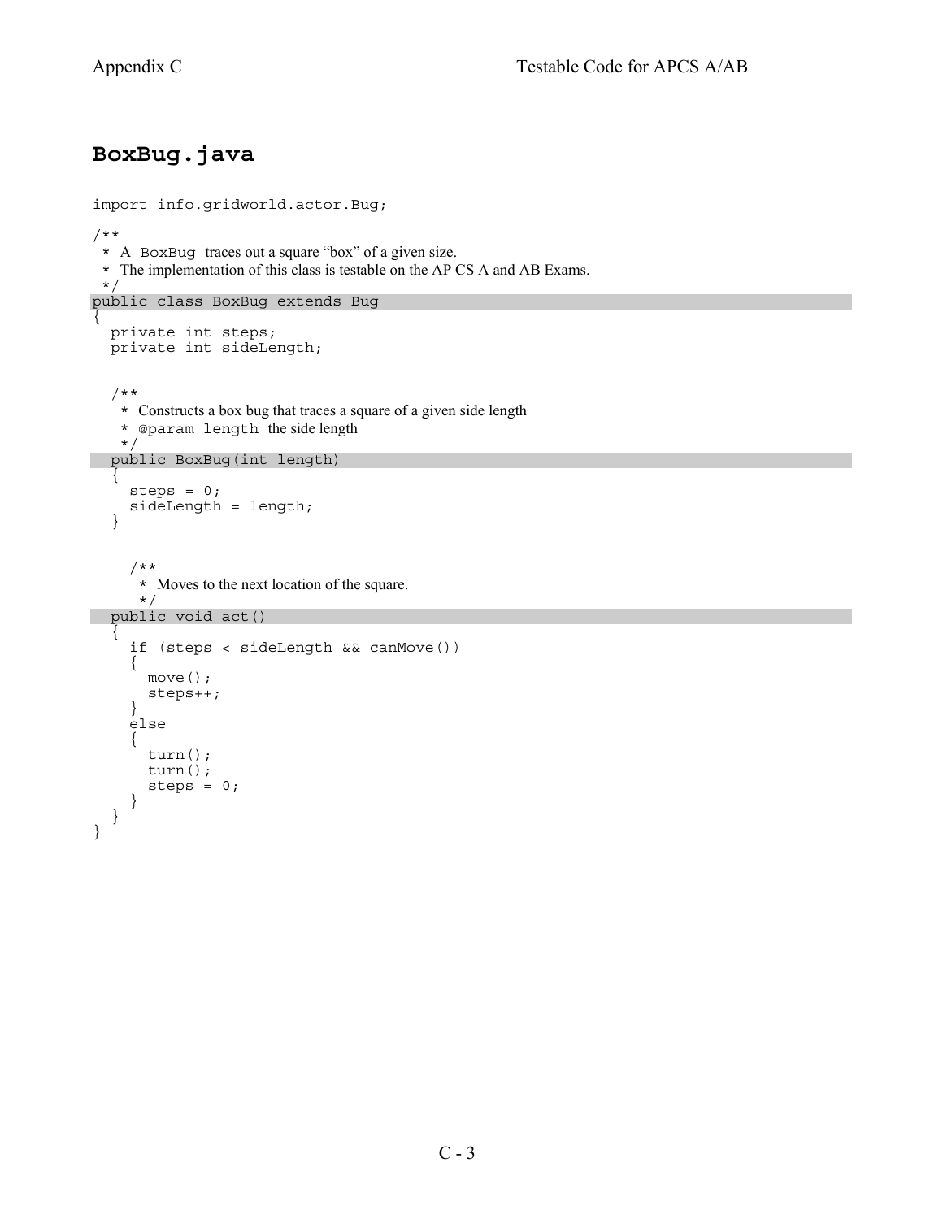# BoxBug.java

```java
import info.gridworld.actor.Bug;

/**
 * A BoxBug traces out a square "box" of a given size.
 * The implementation of this class is testable on the AP CS A and AB Exams.
 */
public class BoxBug extends Bug
{
  private int steps;
  private int sideLength;


  /**
   * Constructs a box bug that traces a square of a given side length
   * @param length the side length
   */
  public BoxBug(int length)
  {
    steps = 0;
    sideLength = length;
  }


    /**
     * Moves to the next location of the square.
     */
  public void act()
  {
    if (steps < sideLength && canMove())
    {
      move();
      steps++;
    }
    else
    {
      turn();
      turn();
      steps = 0;
    }
  }
}
```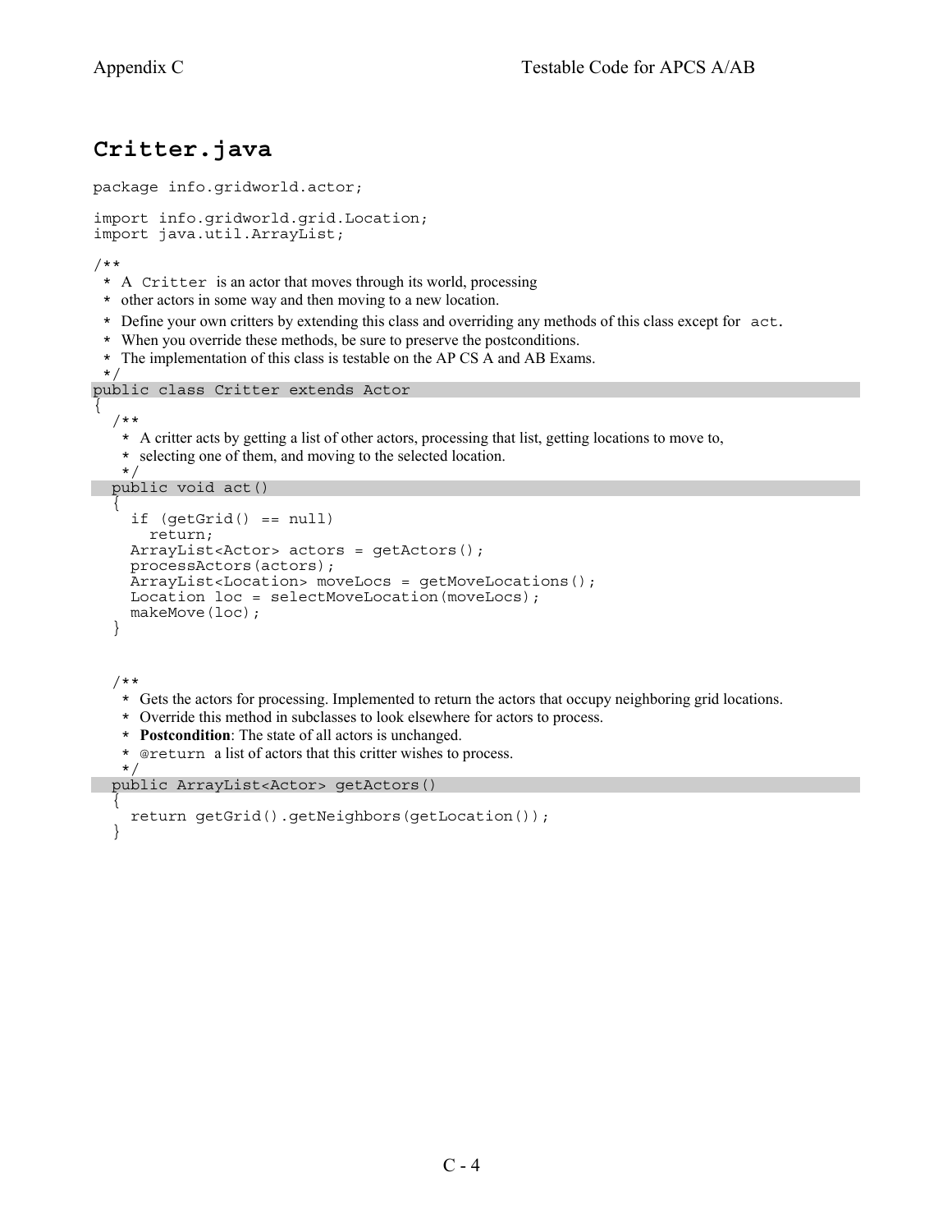# Critter.java

```java
package info.gridworld.actor;

import info.gridworld.grid.Location;
import java.util.ArrayList;

/**
 * A Critter is an actor that moves through its world, processing
 * other actors in some way and then moving to a new location.
 * Define your own critters by extending this class and overriding any methods of this class except for act.
 * When you override these methods, be sure to preserve the postconditions.
 * The implementation of this class is testable on the AP CS A and AB Exams.
 */
public class Critter extends Actor
{
  /**
   * A critter acts by getting a list of other actors, processing that list, getting locations to move to,
   * selecting one of them, and moving to the selected location.
   */
  public void act()
  {
    if (getGrid() == null)
      return;
    ArrayList<Actor> actors = getActors();
    processActors(actors);
    ArrayList<Location> moveLocs = getMoveLocations();
    Location loc = selectMoveLocation(moveLocs);
    makeMove(loc);
  }


  /**
   * Gets the actors for processing. Implemented to return the actors that occupy neighboring grid locations.
   * Override this method in subclasses to look elsewhere for actors to process.
   * Postcondition: The state of all actors is unchanged.
   * @return a list of actors that this critter wishes to process.
   */
  public ArrayList<Actor> getActors()
  {
    return getGrid().getNeighbors(getLocation());
  }
```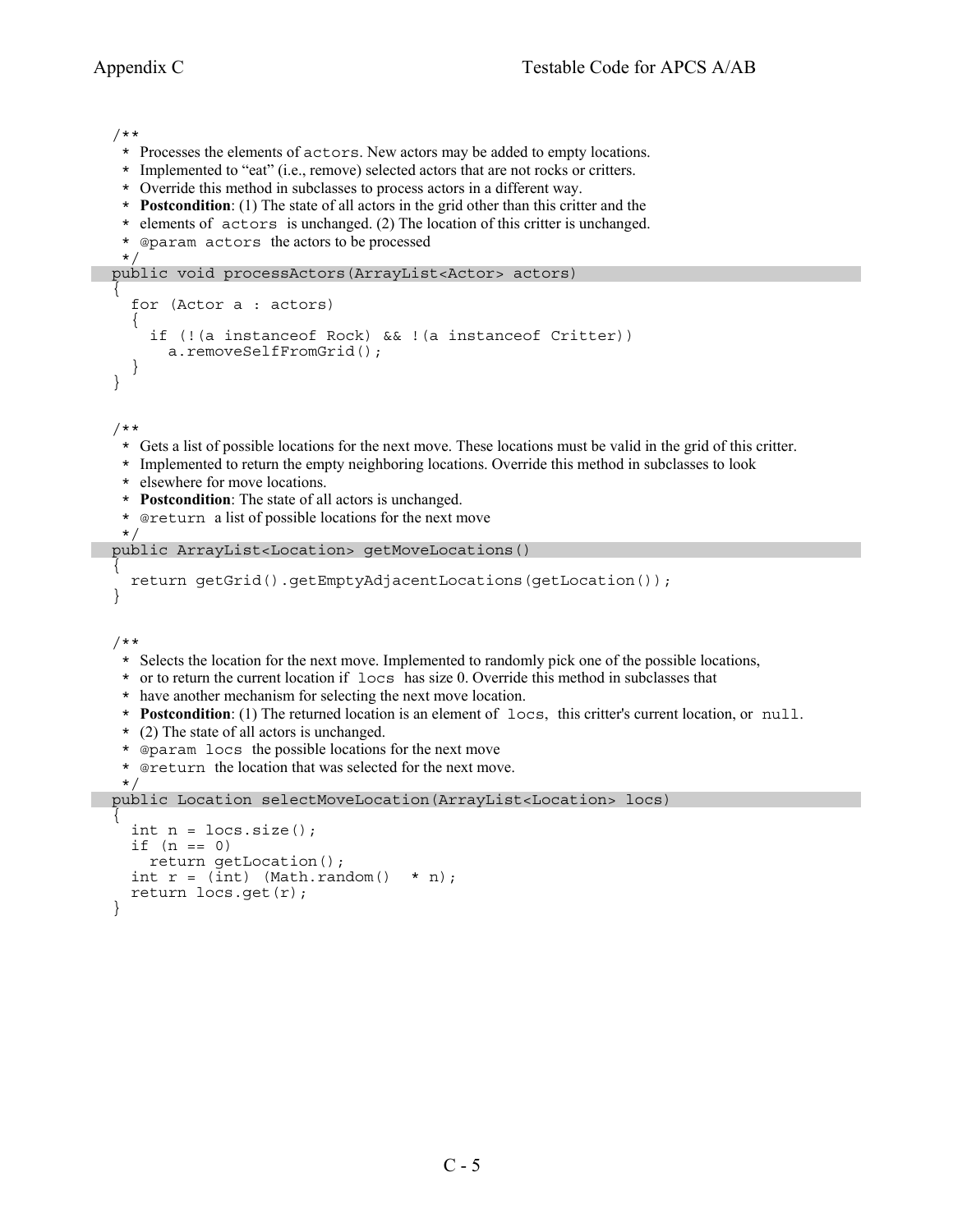```java
/**
 * Processes the elements of actors. New actors may be added to empty locations.
 * Implemented to "eat" (i.e., remove) selected actors that are not rocks or critters.
 * Override this method in subclasses to process actors in a different way.
 * Postcondition: (1) The state of all actors in the grid other than this critter and the
 * elements of actors is unchanged. (2) The location of this critter is unchanged.
 * @param actors the actors to be processed
 */
public void processActors(ArrayList<Actor> actors)
{
  for (Actor a : actors)
  {
    if (!(a instanceof Rock) && !(a instanceof Critter))
      a.removeSelfFromGrid();
  }
}


/**
 * Gets a list of possible locations for the next move. These locations must be valid in the grid of this critter.
 * Implemented to return the empty neighboring locations. Override this method in subclasses to look
 * elsewhere for move locations.
 * Postcondition: The state of all actors is unchanged.
 * @return a list of possible locations for the next move
 */
public ArrayList<Location> getMoveLocations()
{
  return getGrid().getEmptyAdjacentLocations(getLocation());
}


/**
 * Selects the location for the next move. Implemented to randomly pick one of the possible locations,
 * or to return the current location if locs has size 0. Override this method in subclasses that
 * have another mechanism for selecting the next move location.
 * Postcondition: (1) The returned location is an element of locs, this critter's current location, or null.
 * (2) The state of all actors is unchanged.
 * @param locs the possible locations for the next move
 * @return the location that was selected for the next move.
 */
public Location selectMoveLocation(ArrayList<Location> locs)
{
  int n = locs.size();
  if (n == 0)
    return getLocation();
  int r = (int) (Math.random() * n);
  return locs.get(r);
}
```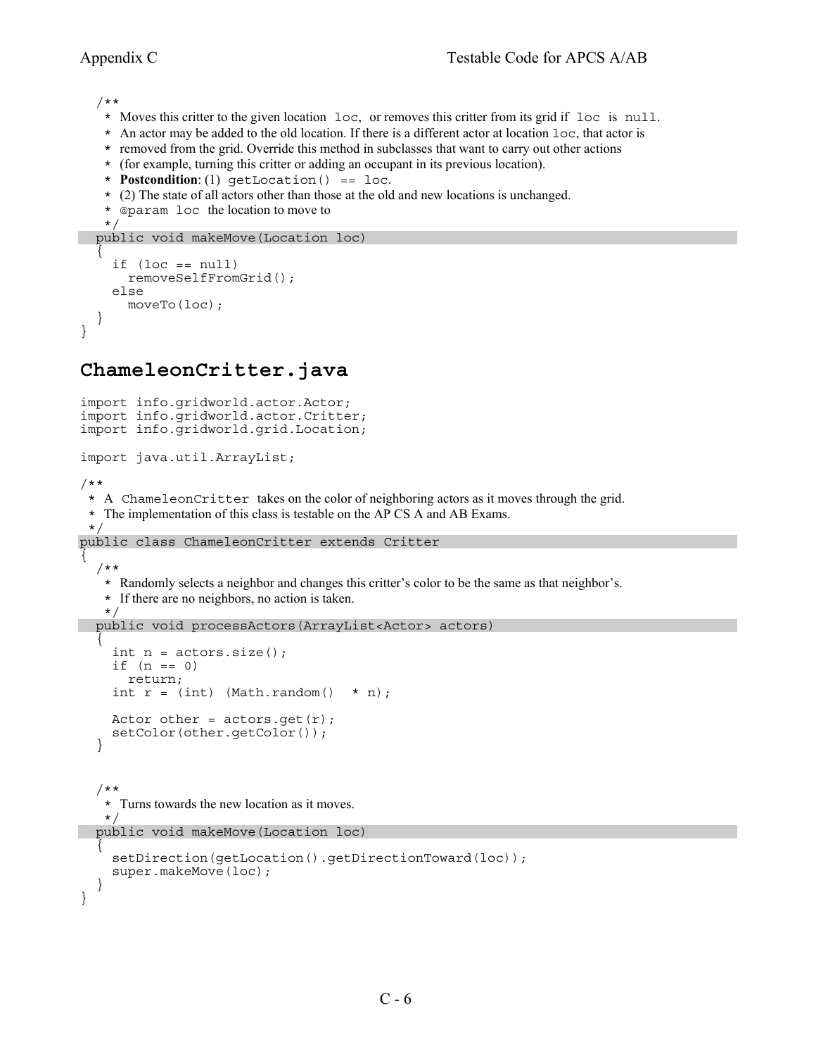```
   /**
    * Moves this critter to the given location loc, or removes this critter from its grid if loc is null.
    * An actor may be added to the old location. If there is a different actor at location loc, that actor is
    * removed from the grid. Override this method in subclasses that want to carry out other actions
    * (for example, turning this critter or adding an occupant in its previous location).
    * Postcondition: (1) getLocation() == loc.
    * (2) The state of all actors other than those at the old and new locations is unchanged.
    * @param loc the location to move to
    */
   public void makeMove(Location loc)
   {
      if (loc == null)
         removeSelfFromGrid();
      else
         moveTo(loc);
   }
}
```

## ChameleonCritter.java

```
import info.gridworld.actor.Actor;
import info.gridworld.actor.Critter;
import info.gridworld.grid.Location;

import java.util.ArrayList;

/**
 * A ChameleonCritter takes on the color of neighboring actors as it moves through the grid.
 * The implementation of this class is testable on the AP CS A and AB Exams.
 */
public class ChameleonCritter extends Critter
{
   /**
    * Randomly selects a neighbor and changes this critter's color to be the same as that neighbor's.
    * If there are no neighbors, no action is taken.
    */
   public void processActors(ArrayList<Actor> actors)
   {
      int n = actors.size();
      if (n == 0)
         return;
      int r = (int) (Math.random() * n);

      Actor other = actors.get(r);
      setColor(other.getColor());
   }


   /**
    * Turns towards the new location as it moves.
    */
   public void makeMove(Location loc)
   {
      setDirection(getLocation().getDirectionToward(loc));
      super.makeMove(loc);
   }
}
```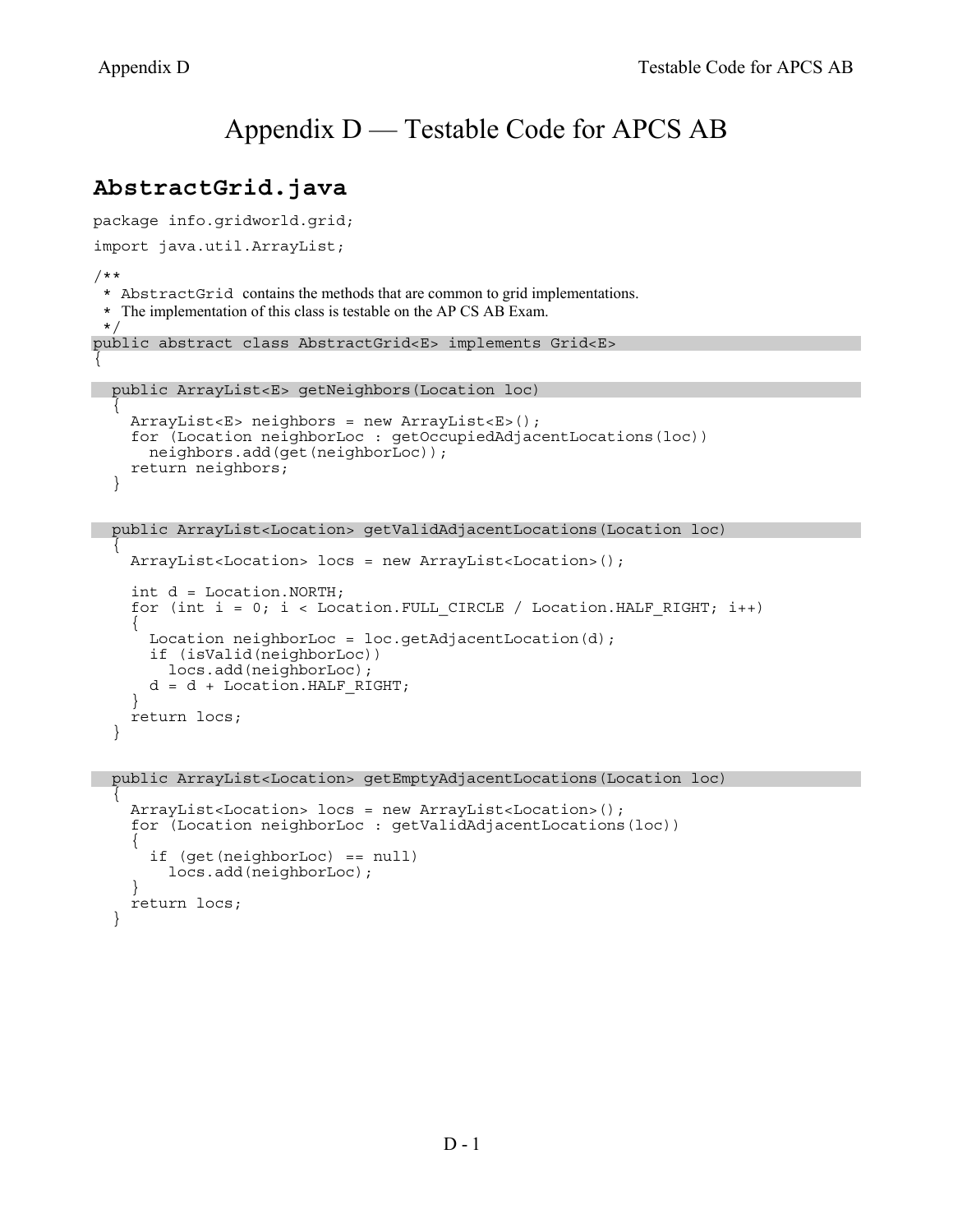# Appendix D — Testable Code for APCS AB

## AbstractGrid.java

```
package info.gridworld.grid;

import java.util.ArrayList;

/**
 * AbstractGrid contains the methods that are common to grid implementations.
 * The implementation of this class is testable on the AP CS AB Exam.
 */
public abstract class AbstractGrid<E> implements Grid<E>
{

  public ArrayList<E> getNeighbors(Location loc)
  {
    ArrayList<E> neighbors = new ArrayList<E>();
    for (Location neighborLoc : getOccupiedAdjacentLocations(loc))
      neighbors.add(get(neighborLoc));
    return neighbors;
  }


  public ArrayList<Location> getValidAdjacentLocations(Location loc)
  {
    ArrayList<Location> locs = new ArrayList<Location>();

    int d = Location.NORTH;
    for (int i = 0; i < Location.FULL_CIRCLE / Location.HALF_RIGHT; i++)
    {
      Location neighborLoc = loc.getAdjacentLocation(d);
      if (isValid(neighborLoc))
        locs.add(neighborLoc);
      d = d + Location.HALF_RIGHT;
    }
    return locs;
  }


  public ArrayList<Location> getEmptyAdjacentLocations(Location loc)
  {
    ArrayList<Location> locs = new ArrayList<Location>();
    for (Location neighborLoc : getValidAdjacentLocations(loc))
    {
      if (get(neighborLoc) == null)
        locs.add(neighborLoc);
    }
    return locs;
  }
```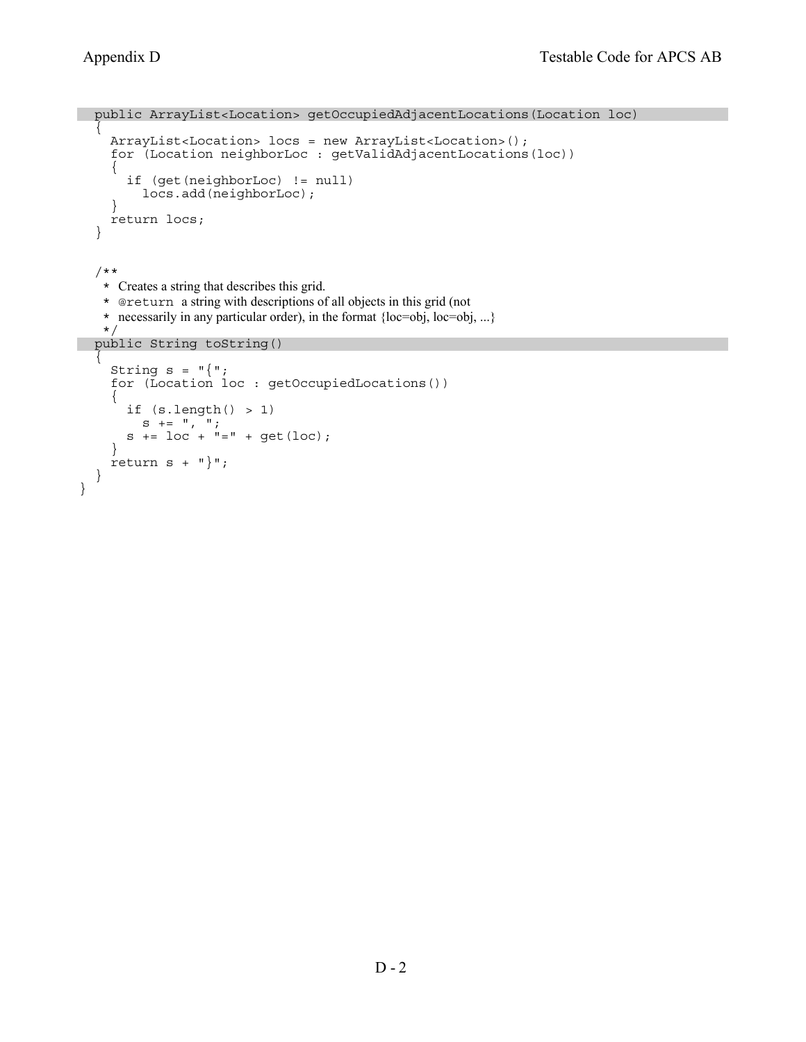```java
  public ArrayList<Location> getOccupiedAdjacentLocations(Location loc)
  {
    ArrayList<Location> locs = new ArrayList<Location>();
    for (Location neighborLoc : getValidAdjacentLocations(loc))
    {
      if (get(neighborLoc) != null)
        locs.add(neighborLoc);
    }
    return locs;
  }


  /**
   * Creates a string that describes this grid.
   * @return a string with descriptions of all objects in this grid (not
   * necessarily in any particular order), in the format {loc=obj, loc=obj, ...}
   */
  public String toString()
  {
    String s = "{";
    for (Location loc : getOccupiedLocations())
    {
      if (s.length() > 1)
        s += ", ";
      s += loc + "=" + get(loc);
    }
    return s + "}";
  }
}
```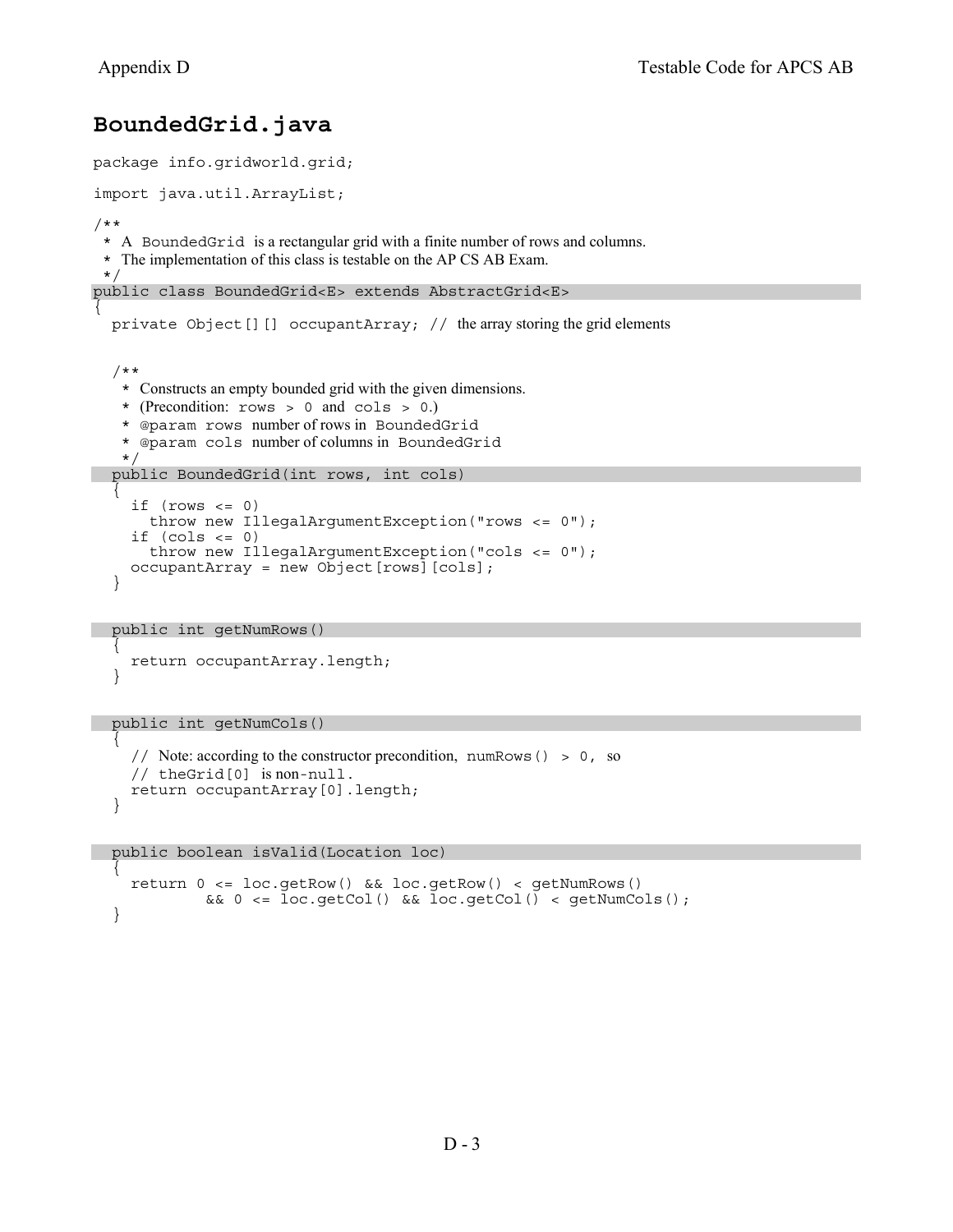# BoundedGrid.java

```
package info.gridworld.grid;

import java.util.ArrayList;

/**
 * A BoundedGrid is a rectangular grid with a finite number of rows and columns.
 * The implementation of this class is testable on the AP CS AB Exam.
 */
public class BoundedGrid<E> extends AbstractGrid<E>
{
  private Object[][] occupantArray; // the array storing the grid elements


  /**
   * Constructs an empty bounded grid with the given dimensions.
   * (Precondition: rows > 0 and cols > 0.)
   * @param rows number of rows in BoundedGrid
   * @param cols number of columns in BoundedGrid
   */
  public BoundedGrid(int rows, int cols)
  {
    if (rows <= 0)
      throw new IllegalArgumentException("rows <= 0");
    if (cols <= 0)
      throw new IllegalArgumentException("cols <= 0");
    occupantArray = new Object[rows][cols];
  }


  public int getNumRows()
  {
    return occupantArray.length;
  }


  public int getNumCols()
  {
    // Note: according to the constructor precondition, numRows() > 0, so
    // theGrid[0] is non-null.
    return occupantArray[0].length;
  }


  public boolean isValid(Location loc)
  {
    return 0 <= loc.getRow() && loc.getRow() < getNumRows()
            && 0 <= loc.getCol() && loc.getCol() < getNumCols();
  }
```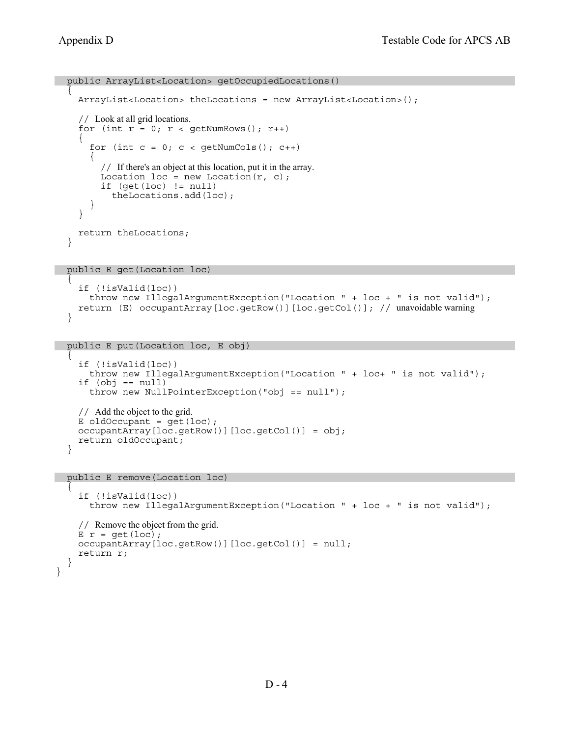```java
  public ArrayList<Location> getOccupiedLocations()
  {
    ArrayList<Location> theLocations = new ArrayList<Location>();

    // Look at all grid locations.
    for (int r = 0; r < getNumRows(); r++)
    {
      for (int c = 0; c < getNumCols(); c++)
      {
        // If there's an object at this location, put it in the array.
        Location loc = new Location(r, c);
        if (get(loc) != null)
          theLocations.add(loc);
      }
    }

    return theLocations;
  }


  public E get(Location loc)
  {
    if (!isValid(loc))
      throw new IllegalArgumentException("Location " + loc + " is not valid");
    return (E) occupantArray[loc.getRow()][loc.getCol()]; // unavoidable warning
  }


  public E put(Location loc, E obj)
  {
    if (!isValid(loc))
      throw new IllegalArgumentException("Location " + loc+ " is not valid");
    if (obj == null)
      throw new NullPointerException("obj == null");

    // Add the object to the grid.
    E oldOccupant = get(loc);
    occupantArray[loc.getRow()][loc.getCol()] = obj;
    return oldOccupant;
  }


  public E remove(Location loc)
  {
    if (!isValid(loc))
      throw new IllegalArgumentException("Location " + loc + " is not valid");

    // Remove the object from the grid.
    E r = get(loc);
    occupantArray[loc.getRow()][loc.getCol()] = null;
    return r;
  }
}
```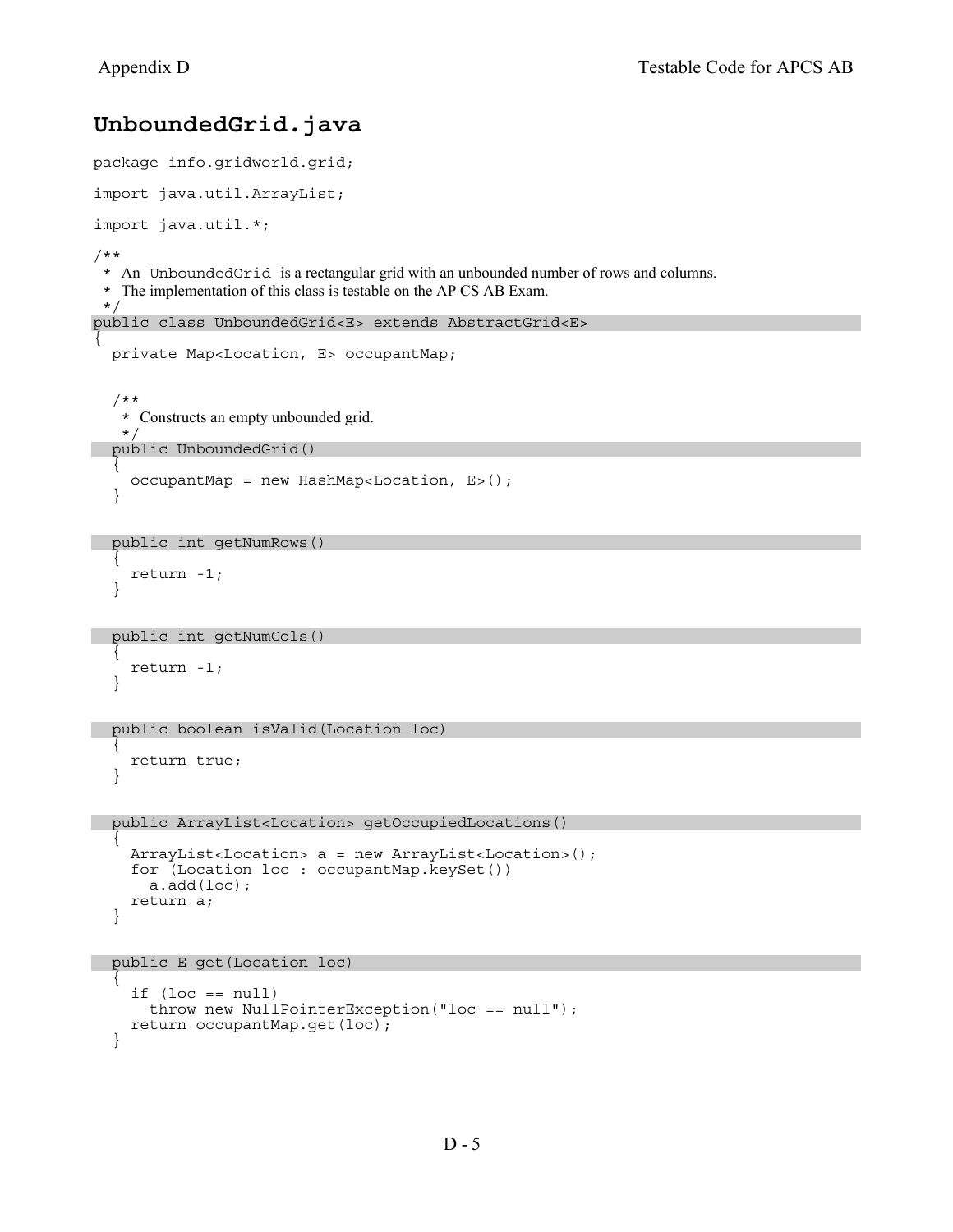## UnboundedGrid.java

```
package info.gridworld.grid;

import java.util.ArrayList;

import java.util.*;

/**
 * An UnboundedGrid is a rectangular grid with an unbounded number of rows and columns.
 * The implementation of this class is testable on the AP CS AB Exam.
 */
public class UnboundedGrid<E> extends AbstractGrid<E>
{
  private Map<Location, E> occupantMap;


  /**
   * Constructs an empty unbounded grid.
   */
  public UnboundedGrid()
  {
    occupantMap = new HashMap<Location, E>();
  }


  public int getNumRows()
  {
    return -1;
  }


  public int getNumCols()
  {
    return -1;
  }


  public boolean isValid(Location loc)
  {
    return true;
  }


  public ArrayList<Location> getOccupiedLocations()
  {
    ArrayList<Location> a = new ArrayList<Location>();
    for (Location loc : occupantMap.keySet())
      a.add(loc);
    return a;
  }


  public E get(Location loc)
  {
    if (loc == null)
      throw new NullPointerException("loc == null");
    return occupantMap.get(loc);
  }
```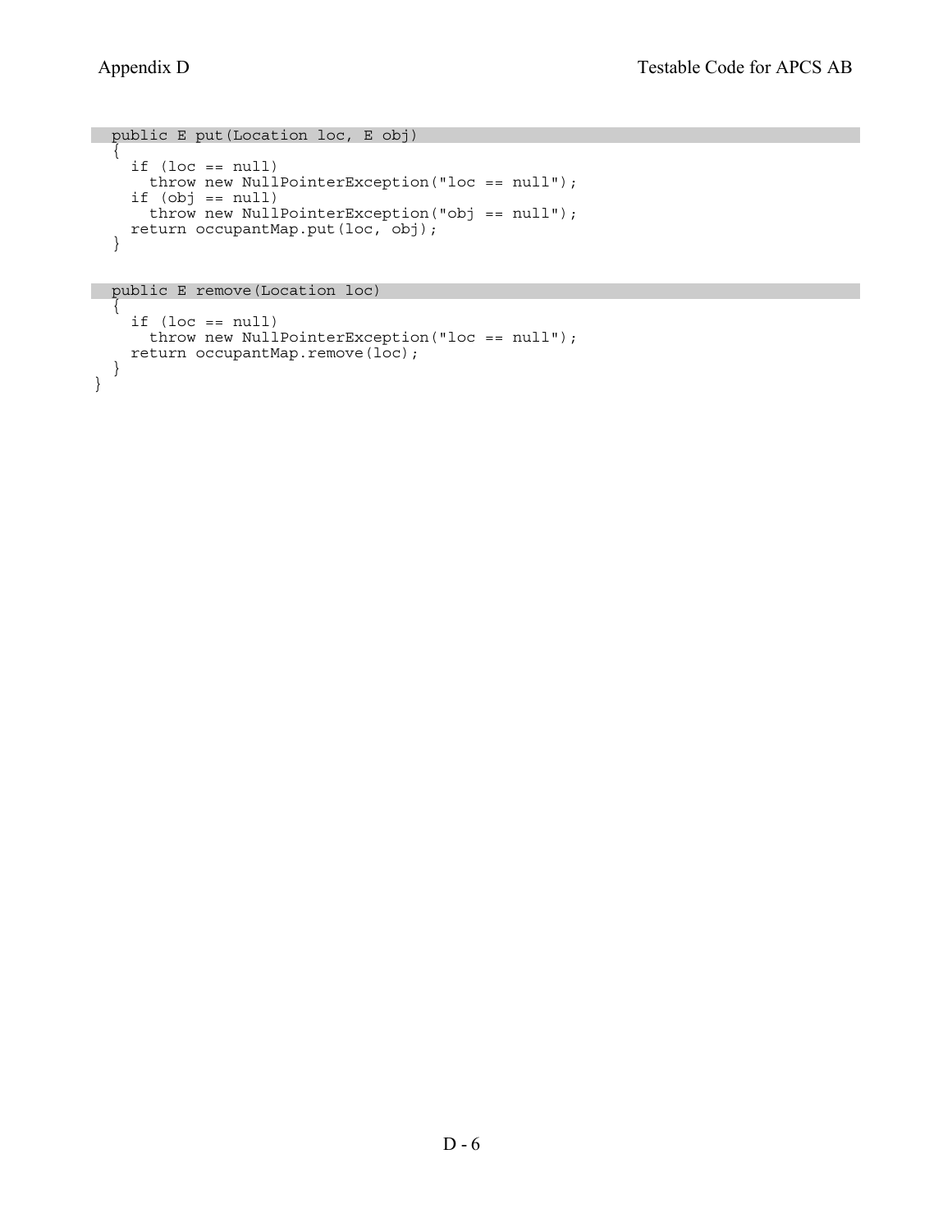```java
  public E put(Location loc, E obj)
  {
    if (loc == null)
      throw new NullPointerException("loc == null");
    if (obj == null)
      throw new NullPointerException("obj == null");
    return occupantMap.put(loc, obj);
  }


  public E remove(Location loc)
  {
    if (loc == null)
      throw new NullPointerException("loc == null");
    return occupantMap.remove(loc);
  }
}
```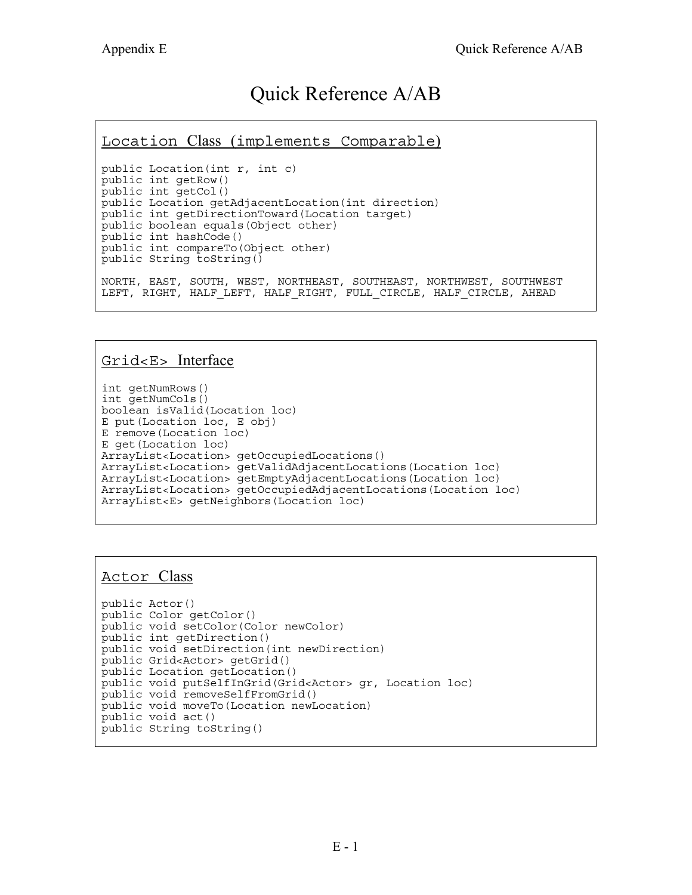# Quick Reference A/AB

## Location Class (implements Comparable)

```
public Location(int r, int c)
public int getRow()
public int getCol()
public Location getAdjacentLocation(int direction)
public int getDirectionToward(Location target)
public boolean equals(Object other)
public int hashCode()
public int compareTo(Object other)
public String toString()

NORTH, EAST, SOUTH, WEST, NORTHEAST, SOUTHEAST, NORTHWEST, SOUTHWEST
LEFT, RIGHT, HALF_LEFT, HALF_RIGHT, FULL_CIRCLE, HALF_CIRCLE, AHEAD
```

## Grid<E> Interface

```
int getNumRows()
int getNumCols()
boolean isValid(Location loc)
E put(Location loc, E obj)
E remove(Location loc)
E get(Location loc)
ArrayList<Location> getOccupiedLocations()
ArrayList<Location> getValidAdjacentLocations(Location loc)
ArrayList<Location> getEmptyAdjacentLocations(Location loc)
ArrayList<Location> getOccupiedAdjacentLocations(Location loc)
ArrayList<E> getNeighbors(Location loc)
```

## Actor Class

```
public Actor()
public Color getColor()
public void setColor(Color newColor)
public int getDirection()
public void setDirection(int newDirection)
public Grid<Actor> getGrid()
public Location getLocation()
public void putSelfInGrid(Grid<Actor> gr, Location loc)
public void removeSelfFromGrid()
public void moveTo(Location newLocation)
public void act()
public String toString()
```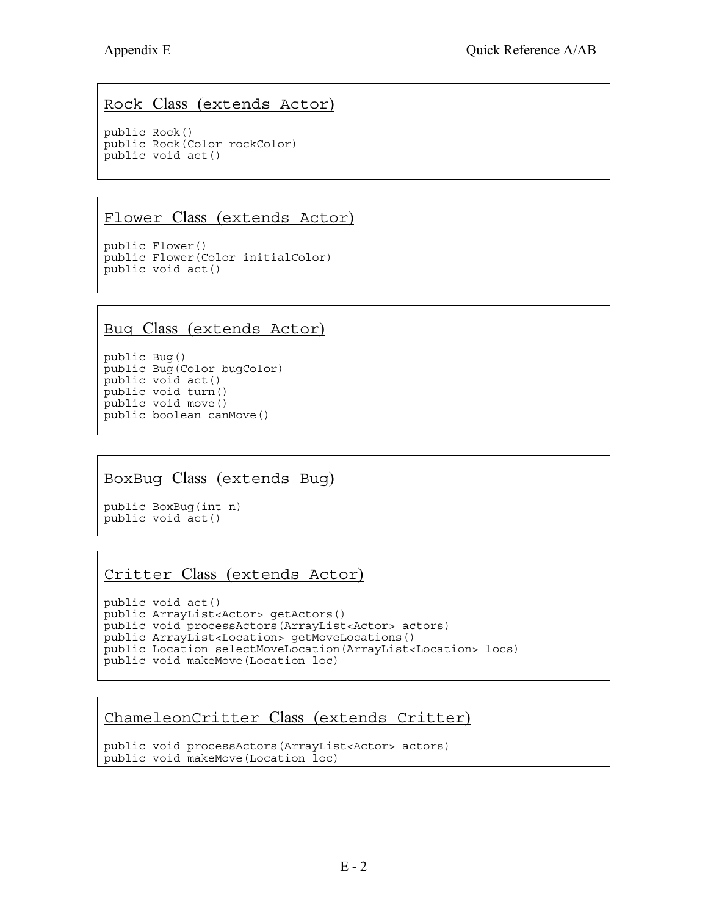## Rock Class (extends Actor)

```
public Rock()
public Rock(Color rockColor)
public void act()
```

## Flower Class (extends Actor)

```
public Flower()
public Flower(Color initialColor)
public void act()
```

## Bug Class (extends Actor)

```
public Bug()
public Bug(Color bugColor)
public void act()
public void turn()
public void move()
public boolean canMove()
```

## BoxBug Class (extends Bug)

```
public BoxBug(int n)
public void act()
```

## Critter Class (extends Actor)

```
public void act()
public ArrayList<Actor> getActors()
public void processActors(ArrayList<Actor> actors)
public ArrayList<Location> getMoveLocations()
public Location selectMoveLocation(ArrayList<Location> locs)
public void makeMove(Location loc)
```

## ChameleonCritter Class (extends Critter)

```
public void processActors(ArrayList<Actor> actors)
public void makeMove(Location loc)
```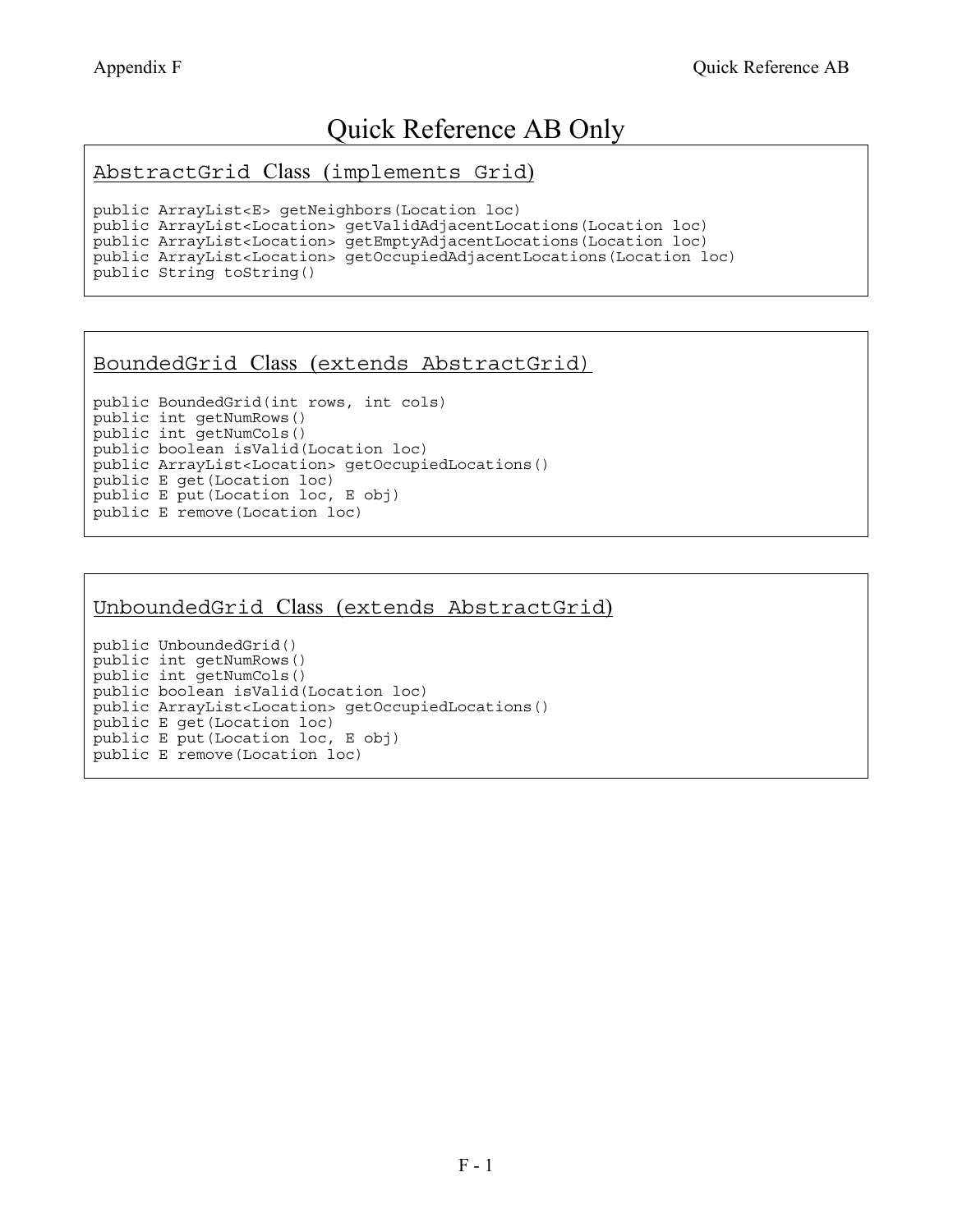# Quick Reference AB Only

## AbstractGrid Class (implements Grid)

```
public ArrayList<E> getNeighbors(Location loc)
public ArrayList<Location> getValidAdjacentLocations(Location loc)
public ArrayList<Location> getEmptyAdjacentLocations(Location loc)
public ArrayList<Location> getOccupiedAdjacentLocations(Location loc)
public String toString()
```

## BoundedGrid Class (extends AbstractGrid)

```
public BoundedGrid(int rows, int cols)
public int getNumRows()
public int getNumCols()
public boolean isValid(Location loc)
public ArrayList<Location> getOccupiedLocations()
public E get(Location loc)
public E put(Location loc, E obj)
public E remove(Location loc)
```

## UnboundedGrid Class (extends AbstractGrid)

```
public UnboundedGrid()
public int getNumRows()
public int getNumCols()
public boolean isValid(Location loc)
public ArrayList<Location> getOccupiedLocations()
public E get(Location loc)
public E put(Location loc, E obj)
public E remove(Location loc)
```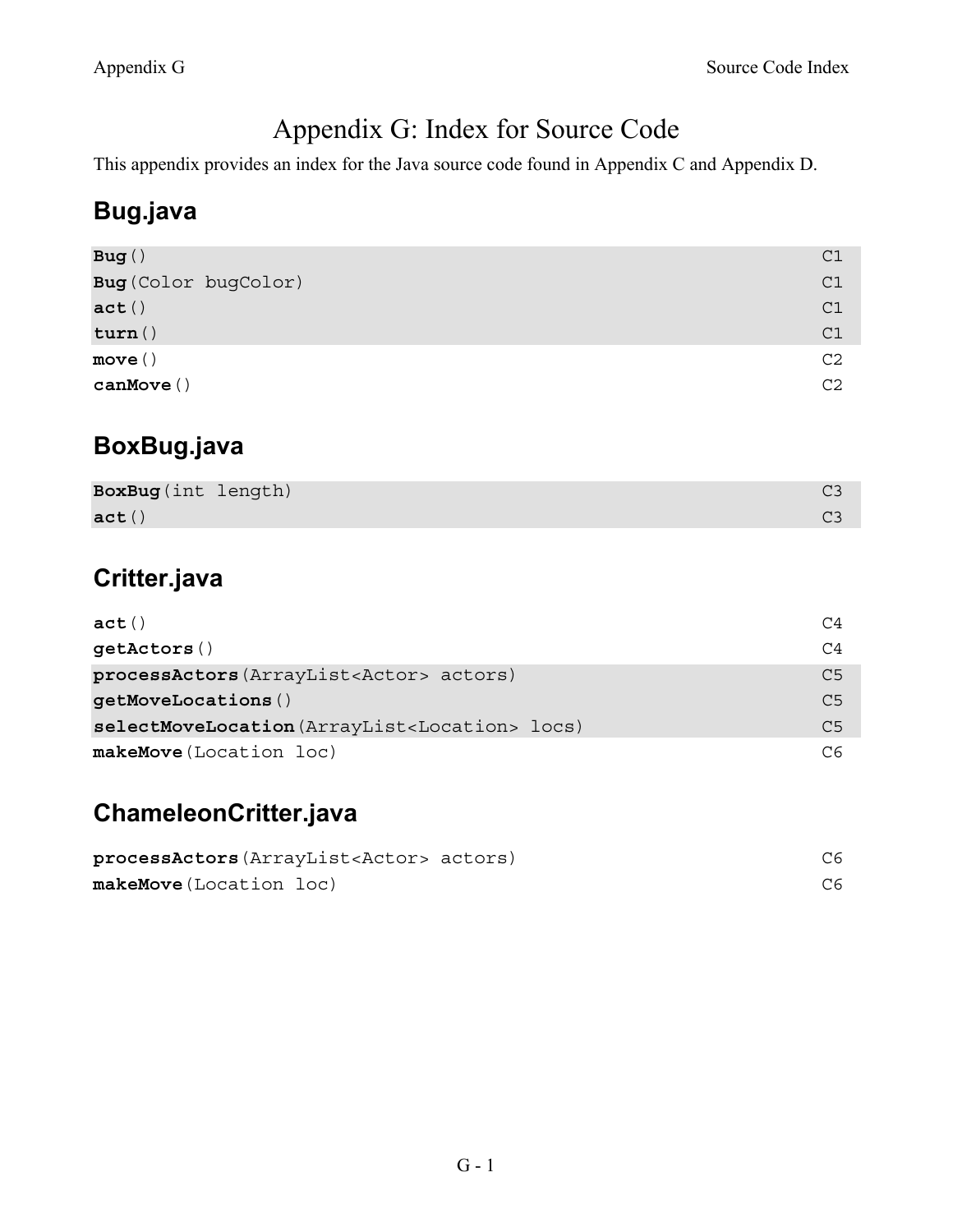# Appendix G: Index for Source Code

This appendix provides an index for the Java source code found in Appendix C and Appendix D.

## Bug.java

| Method | Page |
|---|---|
| **Bug**() | C1 |
| **Bug**(Color bugColor) | C1 |
| **act**() | C1 |
| **turn**() | C1 |
| **move**() | C2 |
| **canMove**() | C2 |

## BoxBug.java

| Method | Page |
|---|---|
| **BoxBug**(int length) | C3 |
| **act**() | C3 |

## Critter.java

| Method | Page |
|---|---|
| **act**() | C4 |
| **getActors**() | C4 |
| **processActors**(ArrayList<Actor> actors) | C5 |
| **getMoveLocations**() | C5 |
| **selectMoveLocation**(ArrayList<Location> locs) | C5 |
| **makeMove**(Location loc) | C6 |

## ChameleonCritter.java

| Method | Page |
|---|---|
| **processActors**(ArrayList<Actor> actors) | C6 |
| **makeMove**(Location loc) | C6 |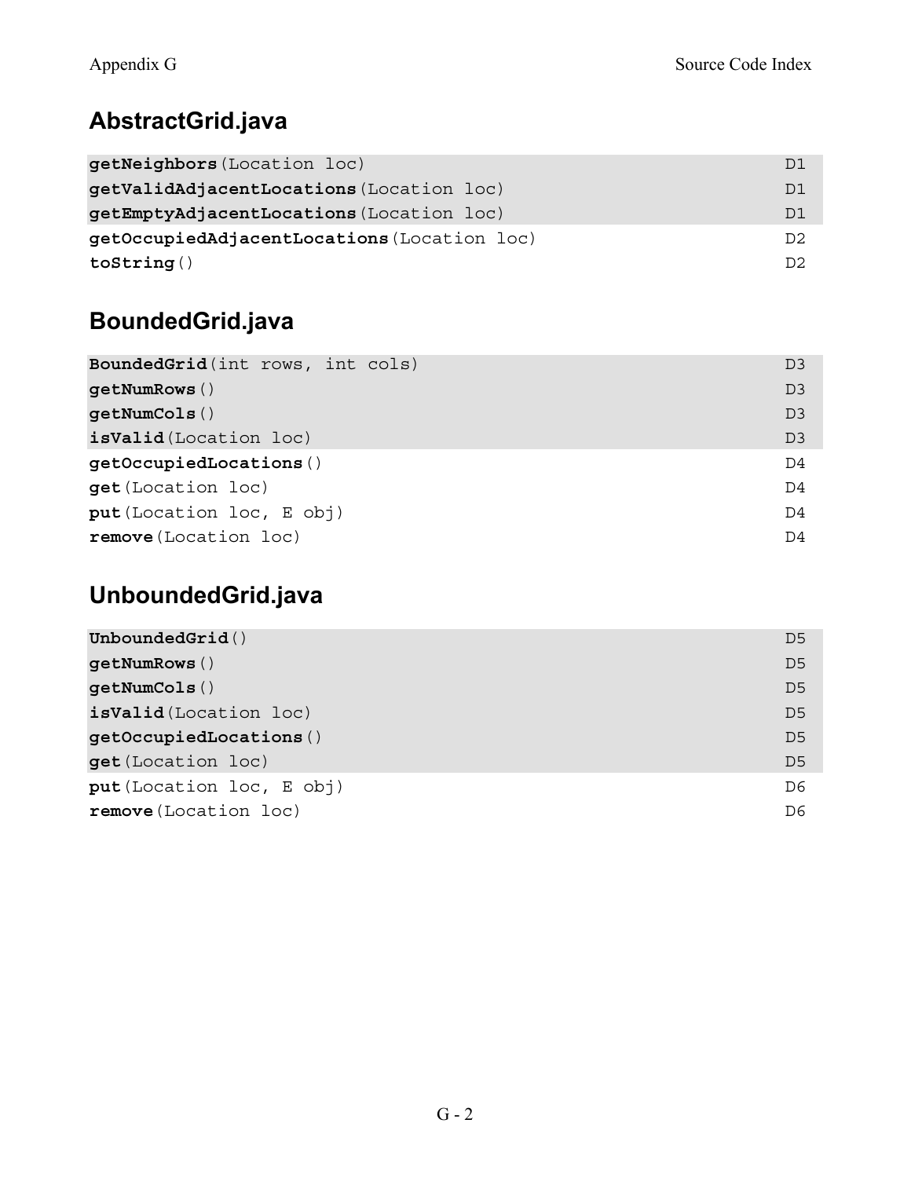## AbstractGrid.java

| | |
|---|---|
| **getNeighbors**(Location loc) | D1 |
| **getValidAdjacentLocations**(Location loc) | D1 |
| **getEmptyAdjacentLocations**(Location loc) | D1 |
| **getOccupiedAdjacentLocations**(Location loc) | D2 |
| **toString**() | D2 |

## BoundedGrid.java

| | |
|---|---|
| **BoundedGrid**(int rows, int cols) | D3 |
| **getNumRows**() | D3 |
| **getNumCols**() | D3 |
| **isValid**(Location loc) | D3 |
| **getOccupiedLocations**() | D4 |
| **get**(Location loc) | D4 |
| **put**(Location loc, E obj) | D4 |
| **remove**(Location loc) | D4 |

## UnboundedGrid.java

| | |
|---|---|
| **UnboundedGrid**() | D5 |
| **getNumRows**() | D5 |
| **getNumCols**() | D5 |
| **isValid**(Location loc) | D5 |
| **getOccupiedLocations**() | D5 |
| **get**(Location loc) | D5 |
| **put**(Location loc, E obj) | D6 |
| **remove**(Location loc) | D6 |